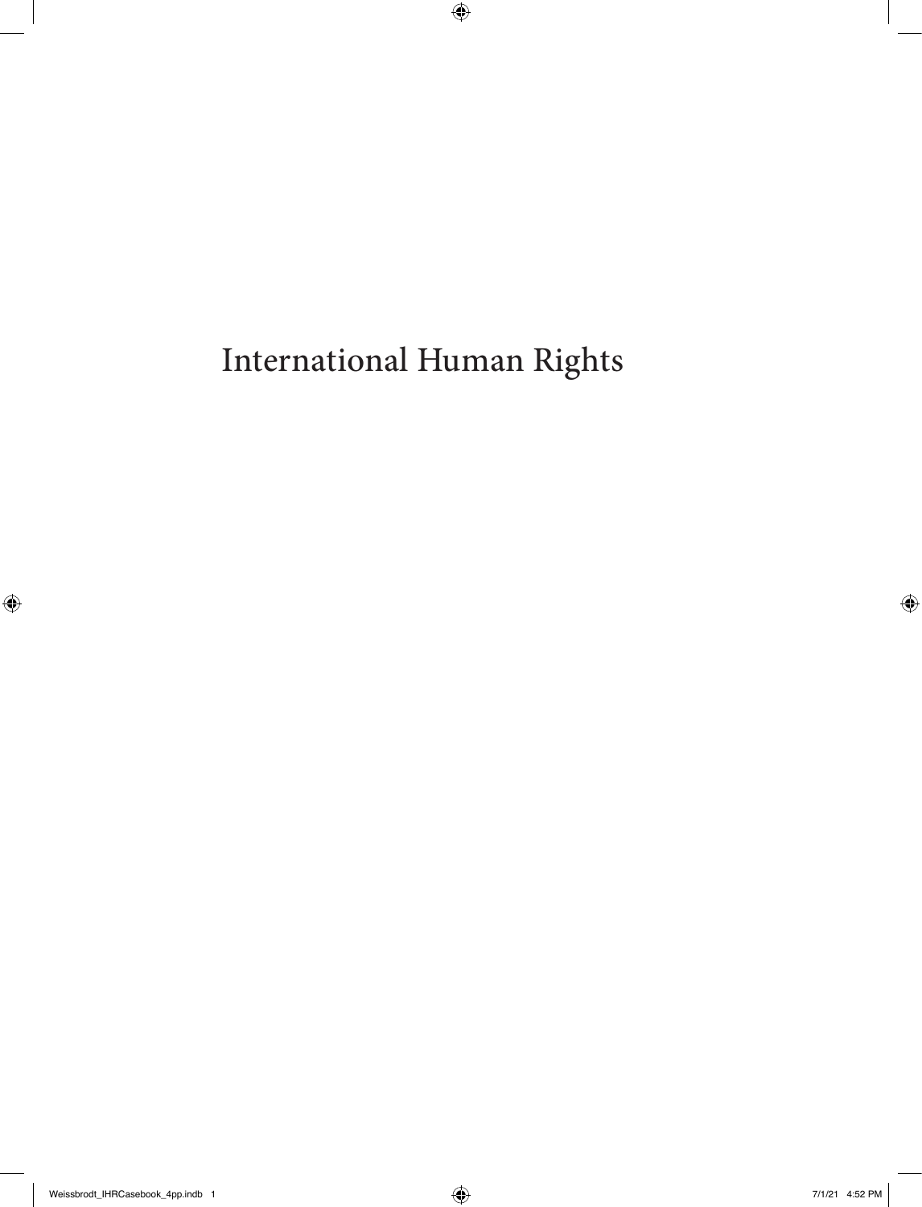# International Human Rights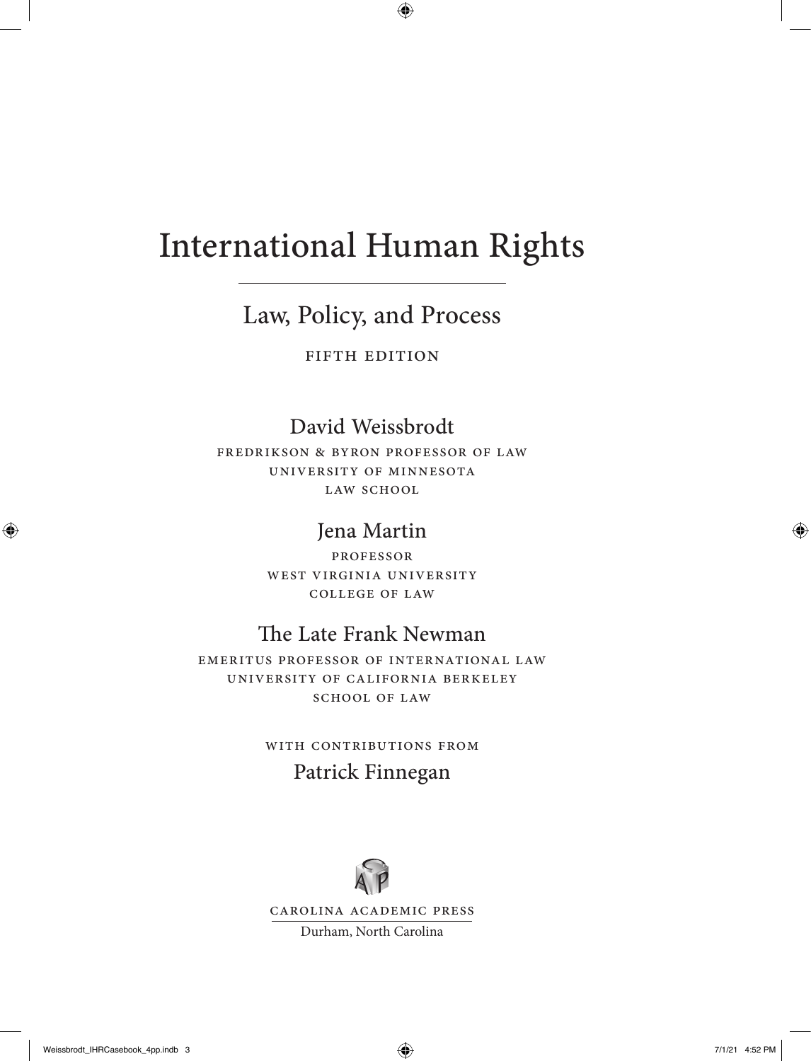# International Human Rights

## Law, Policy, and Process

FIFTH EDITION

**David Weissbrodt**

FREDRIKSON & BYRON PROFESSOR OF LAW
UNIVERSITY OF MINNESOTA
LAW SCHOOL

**Jena Martin**

PROFESSOR
WEST VIRGINIA UNIVERSITY
COLLEGE OF LAW

**The Late Frank Newman**

EMERITUS PROFESSOR OF INTERNATIONAL LAW
UNIVERSITY OF CALIFORNIA BERKELEY
SCHOOL OF LAW

WITH CONTRIBUTIONS FROM

**Patrick Finnegan**

CAROLINA ACADEMIC PRESS
Durham, North Carolina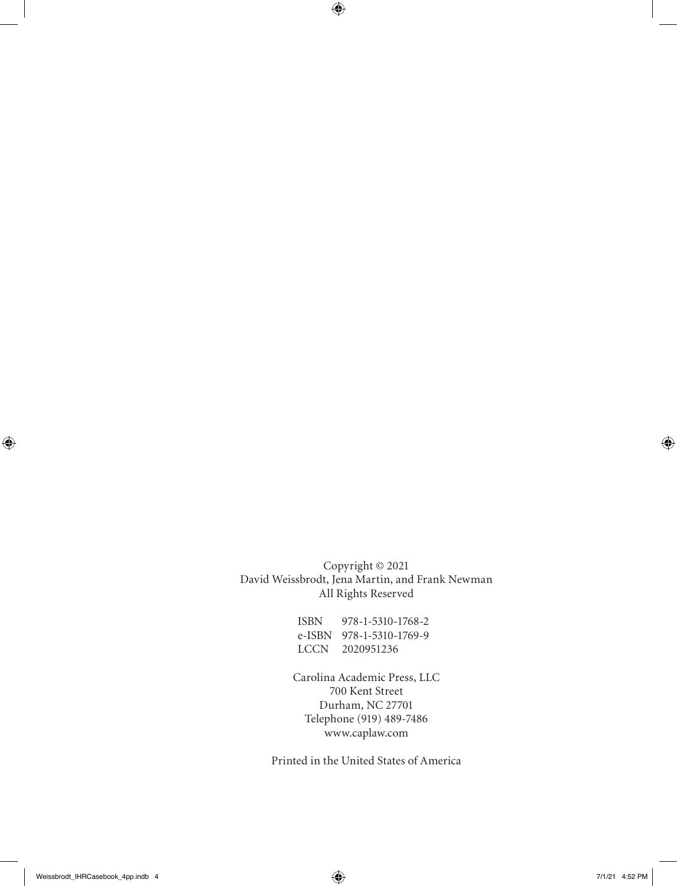Copyright © 2021
David Weissbrodt, Jena Martin, and Frank Newman
All Rights Reserved

ISBN 978-1-5310-1768-2
e-ISBN 978-1-5310-1769-9
LCCN 2020951236

Carolina Academic Press, LLC
700 Kent Street
Durham, NC 27701
Telephone (919) 489-7486
www.caplaw.com

Printed in the United States of America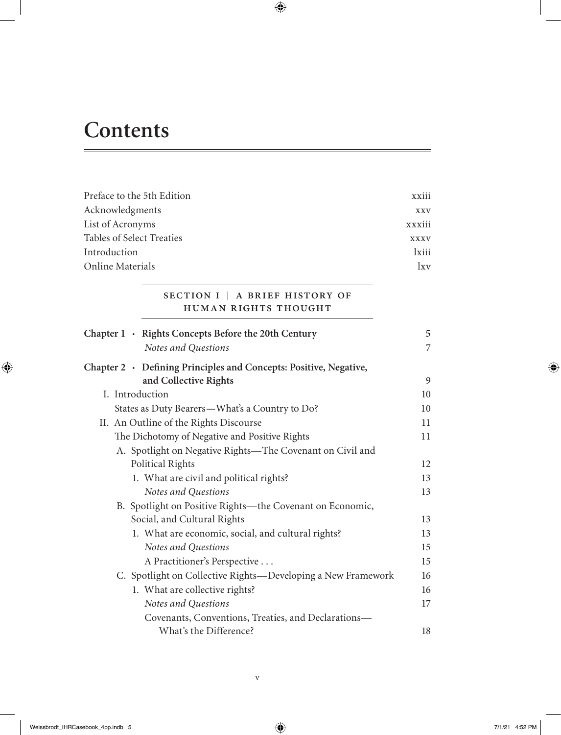# Contents

| | |
|---|---|
| Preface to the 5th Edition | xxiii |
| Acknowledgments | xxv |
| List of Acronyms | xxxiii |
| Tables of Select Treaties | xxxv |
| Introduction | lxiii |
| Online Materials | lxv |

## SECTION I | A BRIEF HISTORY OF HUMAN RIGHTS THOUGHT

| | |
|---|---|
| **Chapter 1 · Rights Concepts Before the 20th Century** | 5 |
| *Notes and Questions* | 7 |
| **Chapter 2 · Defining Principles and Concepts: Positive, Negative, and Collective Rights** | 9 |
| I. Introduction | 10 |
| States as Duty Bearers—What's a Country to Do? | 10 |
| II. An Outline of the Rights Discourse | 11 |
| The Dichotomy of Negative and Positive Rights | 11 |
| A. Spotlight on Negative Rights—The Covenant on Civil and Political Rights | 12 |
| 1. What are civil and political rights? | 13 |
| *Notes and Questions* | 13 |
| B. Spotlight on Positive Rights—the Covenant on Economic, Social, and Cultural Rights | 13 |
| 1. What are economic, social, and cultural rights? | 13 |
| *Notes and Questions* | 15 |
| A Practitioner's Perspective . . . | 15 |
| C. Spotlight on Collective Rights—Developing a New Framework | 16 |
| 1. What are collective rights? | 16 |
| *Notes and Questions* | 17 |
| Covenants, Conventions, Treaties, and Declarations—What's the Difference? | 18 |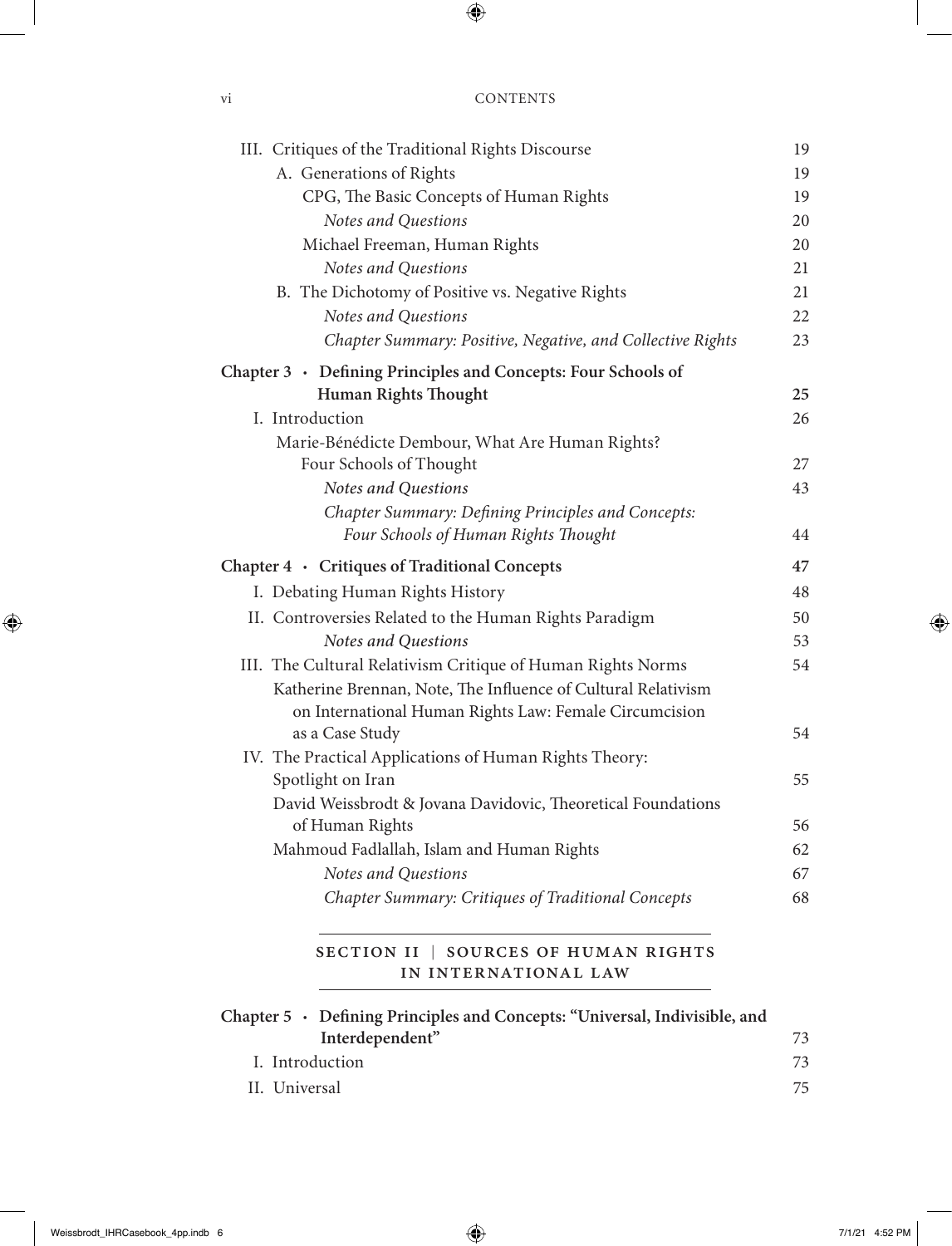III. Critiques of the Traditional Rights Discourse 19

A. Generations of Rights 19

CPG, The Basic Concepts of Human Rights 19

*Notes and Questions* 20

Michael Freeman, Human Rights 20

*Notes and Questions* 21

B. The Dichotomy of Positive vs. Negative Rights 21

*Notes and Questions* 22

*Chapter Summary: Positive, Negative, and Collective Rights* 23

**Chapter 3 · Defining Principles and Concepts: Four Schools of Human Rights Thought** 25

I. Introduction 26

Marie-Bénédicte Dembour, What Are Human Rights? Four Schools of Thought 27

*Notes and Questions* 43

*Chapter Summary: Defining Principles and Concepts: Four Schools of Human Rights Thought* 44

**Chapter 4 · Critiques of Traditional Concepts** 47

I. Debating Human Rights History 48

II. Controversies Related to the Human Rights Paradigm 50

*Notes and Questions* 53

III. The Cultural Relativism Critique of Human Rights Norms 54

Katherine Brennan, Note, The Influence of Cultural Relativism on International Human Rights Law: Female Circumcision as a Case Study 54

IV. The Practical Applications of Human Rights Theory: Spotlight on Iran 55

David Weissbrodt & Jovana Davidovic, Theoretical Foundations of Human Rights 56

Mahmoud Fadlallah, Islam and Human Rights 62

*Notes and Questions* 67

*Chapter Summary: Critiques of Traditional Concepts* 68

## SECTION II | SOURCES OF HUMAN RIGHTS IN INTERNATIONAL LAW

**Chapter 5 · Defining Principles and Concepts: "Universal, Indivisible, and Interdependent"** 73

I. Introduction 73

II. Universal 75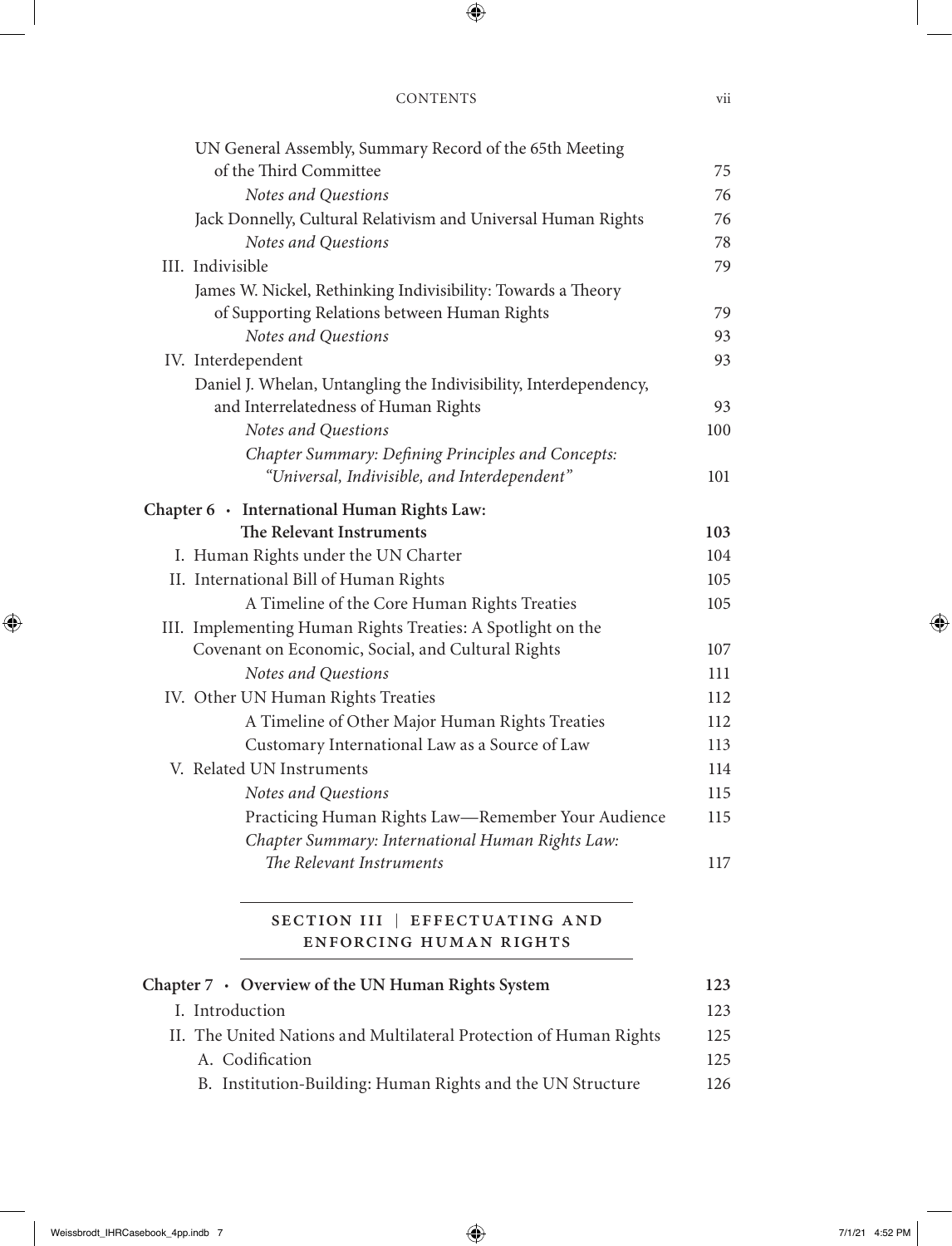UN General Assembly, Summary Record of the 65th Meeting of the Third Committee 75

*Notes and Questions* 76

Jack Donnelly, Cultural Relativism and Universal Human Rights 76

*Notes and Questions* 78

III. Indivisible 79

James W. Nickel, Rethinking Indivisibility: Towards a Theory of Supporting Relations between Human Rights 79

*Notes and Questions* 93

IV. Interdependent 93

Daniel J. Whelan, Untangling the Indivisibility, Interdependency, and Interrelatedness of Human Rights 93

*Notes and Questions* 100

*Chapter Summary: Defining Principles and Concepts: "Universal, Indivisible, and Interdependent"* 101

**Chapter 6 · International Human Rights Law: The Relevant Instruments** **103**

I. Human Rights under the UN Charter 104

II. International Bill of Human Rights 105

A Timeline of the Core Human Rights Treaties 105

III. Implementing Human Rights Treaties: A Spotlight on the Covenant on Economic, Social, and Cultural Rights 107

*Notes and Questions* 111

IV. Other UN Human Rights Treaties 112

A Timeline of Other Major Human Rights Treaties 112

Customary International Law as a Source of Law 113

V. Related UN Instruments 114

*Notes and Questions* 115

Practicing Human Rights Law—Remember Your Audience 115

*Chapter Summary: International Human Rights Law: The Relevant Instruments* 117

## SECTION III | EFFECTUATING AND ENFORCING HUMAN RIGHTS

**Chapter 7 · Overview of the UN Human Rights System** **123**

I. Introduction 123

II. The United Nations and Multilateral Protection of Human Rights 125

A. Codification 125

B. Institution-Building: Human Rights and the UN Structure 126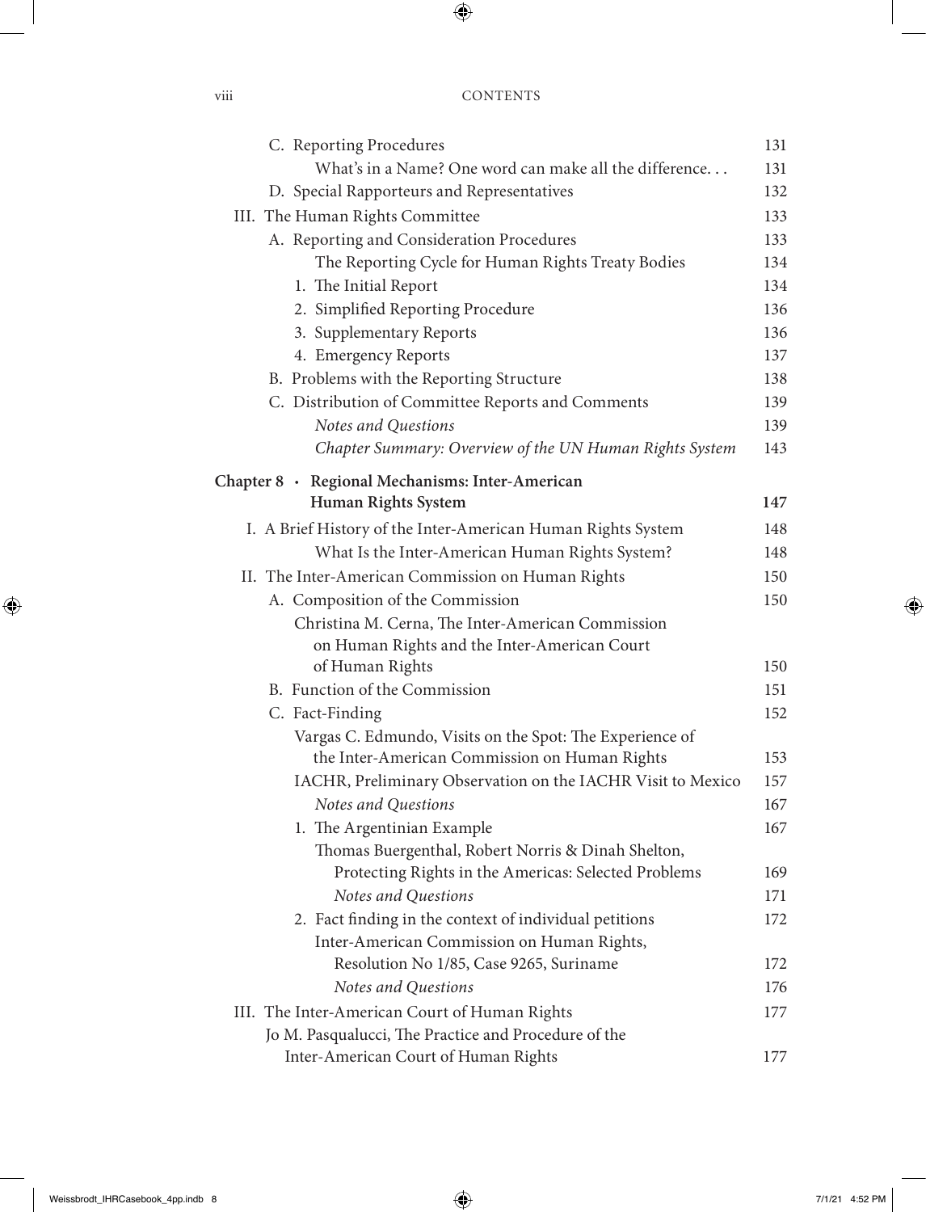C. Reporting Procedures 131

What's in a Name? One word can make all the difference. . . 131

D. Special Rapporteurs and Representatives 132

III. The Human Rights Committee 133

A. Reporting and Consideration Procedures 133

The Reporting Cycle for Human Rights Treaty Bodies 134

1. The Initial Report 134
2. Simplified Reporting Procedure 136
3. Supplementary Reports 136
4. Emergency Reports 137

B. Problems with the Reporting Structure 138

C. Distribution of Committee Reports and Comments 139

*Notes and Questions* 139

*Chapter Summary: Overview of the UN Human Rights System* 143

**Chapter 8 · Regional Mechanisms: Inter-American Human Rights System 147**

I. A Brief History of the Inter-American Human Rights System 148

What Is the Inter-American Human Rights System? 148

II. The Inter-American Commission on Human Rights 150

A. Composition of the Commission 150

Christina M. Cerna, The Inter-American Commission on Human Rights and the Inter-American Court of Human Rights 150

B. Function of the Commission 151

C. Fact-Finding 152

Vargas C. Edmundo, Visits on the Spot: The Experience of the Inter-American Commission on Human Rights 153

IACHR, Preliminary Observation on the IACHR Visit to Mexico 157

*Notes and Questions* 167

1. The Argentinian Example 167

Thomas Buergenthal, Robert Norris & Dinah Shelton, Protecting Rights in the Americas: Selected Problems 169

*Notes and Questions* 171

2. Fact finding in the context of individual petitions 172

Inter-American Commission on Human Rights, Resolution No 1/85, Case 9265, Suriname 172

*Notes and Questions* 176

III. The Inter-American Court of Human Rights 177

Jo M. Pasqualucci, The Practice and Procedure of the Inter-American Court of Human Rights 177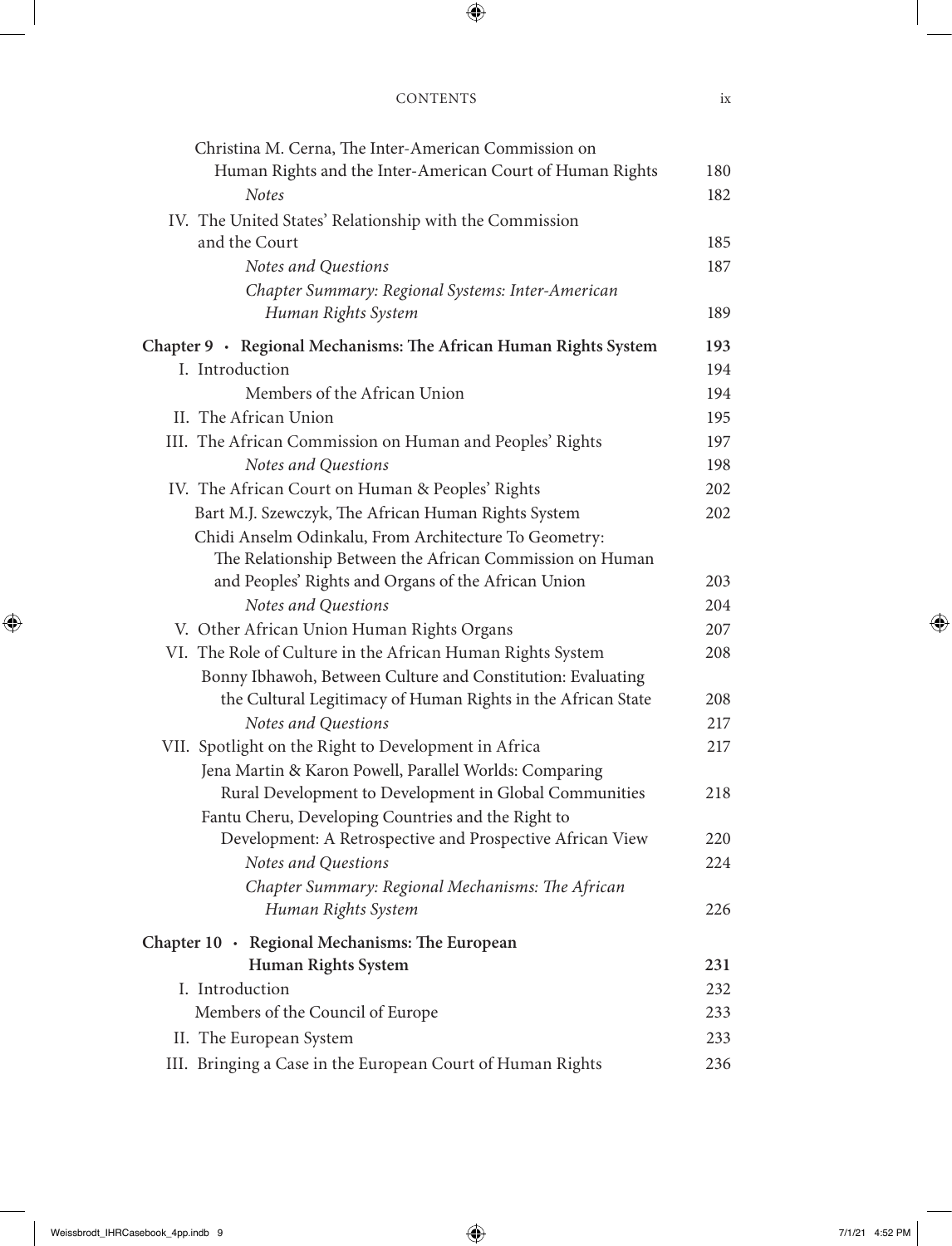Christina M. Cerna, The Inter-American Commission on Human Rights and the Inter-American Court of Human Rights 180

*Notes* 182

IV. The United States' Relationship with the Commission and the Court 185

*Notes and Questions* 187

*Chapter Summary: Regional Systems: Inter-American Human Rights System* 189

**Chapter 9 · Regional Mechanisms: The African Human Rights System 193**

I. Introduction 194

Members of the African Union 194

II. The African Union 195

III. The African Commission on Human and Peoples' Rights 197

*Notes and Questions* 198

IV. The African Court on Human & Peoples' Rights 202

Bart M.J. Szewczyk, The African Human Rights System 202

Chidi Anselm Odinkalu, From Architecture To Geometry: The Relationship Between the African Commission on Human and Peoples' Rights and Organs of the African Union 203

*Notes and Questions* 204

V. Other African Union Human Rights Organs 207

VI. The Role of Culture in the African Human Rights System 208

Bonny Ibhawoh, Between Culture and Constitution: Evaluating the Cultural Legitimacy of Human Rights in the African State 208

*Notes and Questions* 217

VII. Spotlight on the Right to Development in Africa 217

Jena Martin & Karon Powell, Parallel Worlds: Comparing Rural Development to Development in Global Communities 218

Fantu Cheru, Developing Countries and the Right to Development: A Retrospective and Prospective African View 220

*Notes and Questions* 224

*Chapter Summary: Regional Mechanisms: The African Human Rights System* 226

**Chapter 10 · Regional Mechanisms: The European Human Rights System 231**

I. Introduction 232

Members of the Council of Europe 233

II. The European System 233

III. Bringing a Case in the European Court of Human Rights 236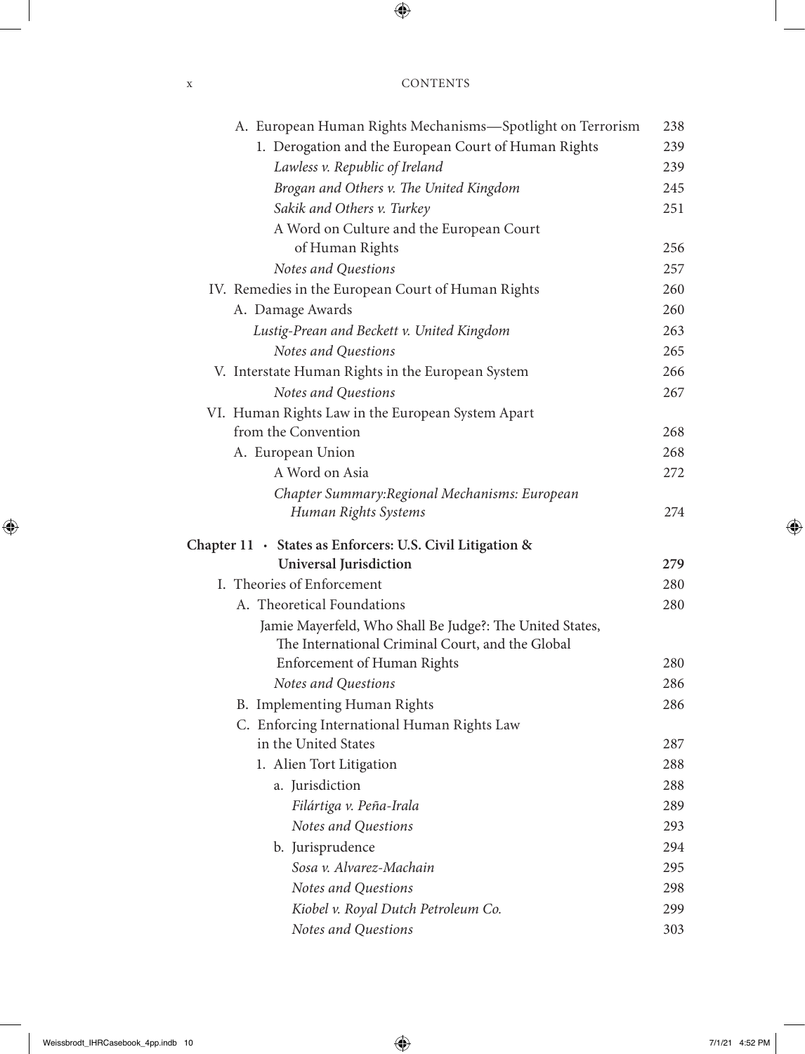A. European Human Rights Mechanisms—Spotlight on Terrorism 238
1. Derogation and the European Court of Human Rights 239
*Lawless v. Republic of Ireland* 239
*Brogan and Others v. The United Kingdom* 245
*Sakik and Others v. Turkey* 251
A Word on Culture and the European Court of Human Rights 256
*Notes and Questions* 257

IV. Remedies in the European Court of Human Rights 260
A. Damage Awards 260
*Lustig-Prean and Beckett v. United Kingdom* 263
*Notes and Questions* 265

V. Interstate Human Rights in the European System 266
*Notes and Questions* 267

VI. Human Rights Law in the European System Apart from the Convention 268
A. European Union 268
A Word on Asia 272
*Chapter Summary:Regional Mechanisms: European Human Rights Systems* 274

**Chapter 11 · States as Enforcers: U.S. Civil Litigation & Universal Jurisdiction 279**

I. Theories of Enforcement 280
A. Theoretical Foundations 280
Jamie Mayerfeld, Who Shall Be Judge?: The United States, The International Criminal Court, and the Global Enforcement of Human Rights 280
*Notes and Questions* 286
B. Implementing Human Rights 286
C. Enforcing International Human Rights Law in the United States 287
1. Alien Tort Litigation 288
a. Jurisdiction 288
*Filártiga v. Peña-Irala* 289
*Notes and Questions* 293
b. Jurisprudence 294
*Sosa v. Alvarez-Machain* 295
*Notes and Questions* 298
*Kiobel v. Royal Dutch Petroleum Co.* 299
*Notes and Questions* 303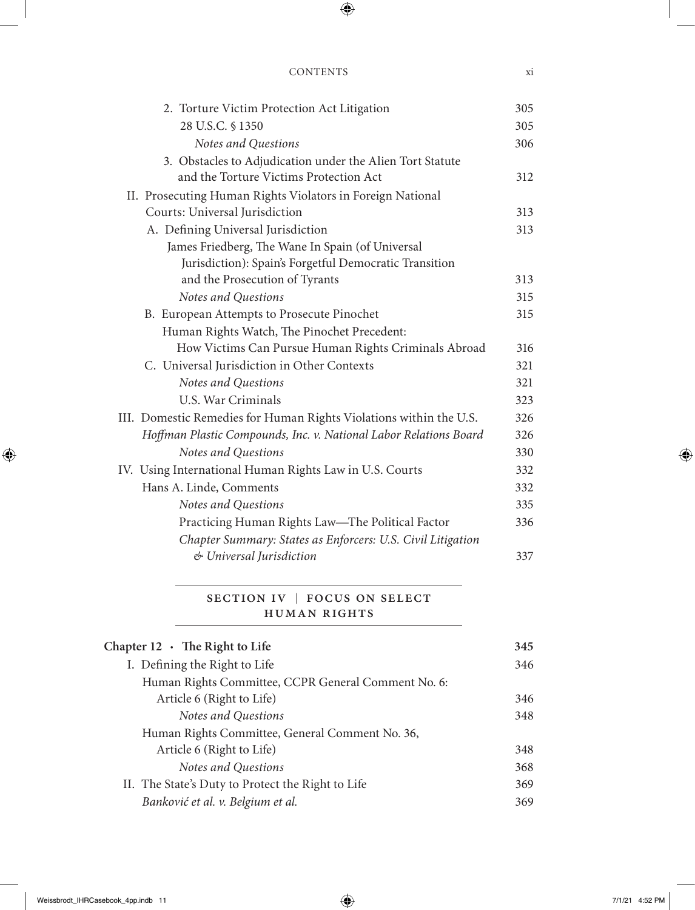2. Torture Victim Protection Act Litigation 305

28 U.S.C. § 1350 305

*Notes and Questions* 306

3. Obstacles to Adjudication under the Alien Tort Statute and the Torture Victims Protection Act 312

II. Prosecuting Human Rights Violators in Foreign National Courts: Universal Jurisdiction 313

A. Defining Universal Jurisdiction 313

James Friedberg, The Wane In Spain (of Universal Jurisdiction): Spain's Forgetful Democratic Transition and the Prosecution of Tyrants 313

*Notes and Questions* 315

B. European Attempts to Prosecute Pinochet 315

Human Rights Watch, The Pinochet Precedent: How Victims Can Pursue Human Rights Criminals Abroad 316

C. Universal Jurisdiction in Other Contexts 321

*Notes and Questions* 321

U.S. War Criminals 323

III. Domestic Remedies for Human Rights Violations within the U.S. 326

*Hoffman Plastic Compounds, Inc. v. National Labor Relations Board* 326

*Notes and Questions* 330

IV. Using International Human Rights Law in U.S. Courts 332

Hans A. Linde, Comments 332

*Notes and Questions* 335

Practicing Human Rights Law—The Political Factor 336

*Chapter Summary: States as Enforcers: U.S. Civil Litigation & Universal Jurisdiction* 337

## SECTION IV | FOCUS ON SELECT HUMAN RIGHTS

**Chapter 12 · The Right to Life** 345

I. Defining the Right to Life 346

Human Rights Committee, CCPR General Comment No. 6: Article 6 (Right to Life) 346

*Notes and Questions* 348

Human Rights Committee, General Comment No. 36, Article 6 (Right to Life) 348

*Notes and Questions* 368

II. The State's Duty to Protect the Right to Life 369

*Banković et al. v. Belgium et al.* 369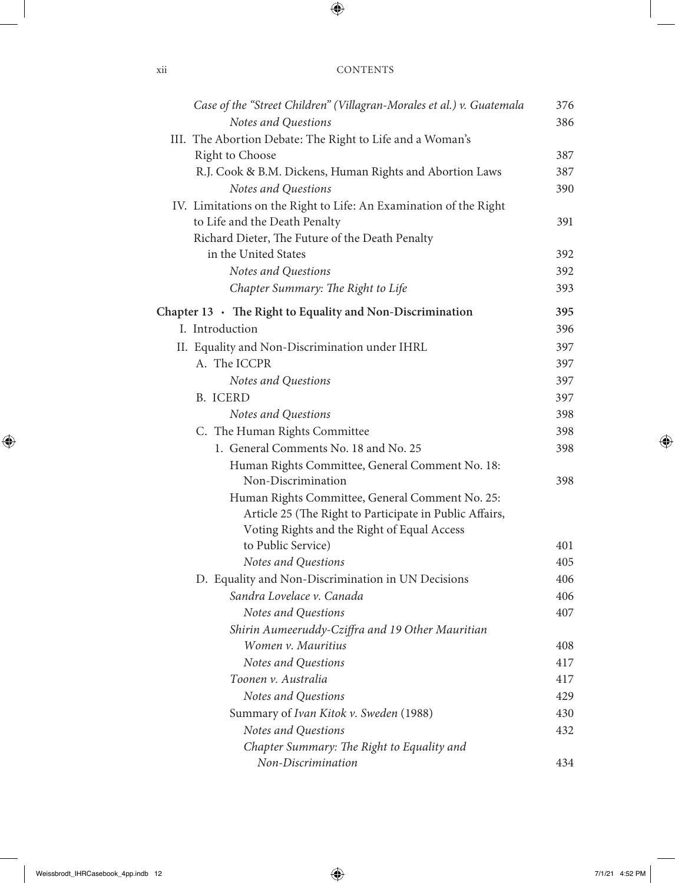*Case of the "Street Children" (Villagran-Morales et al.) v. Guatemala* 376
*Notes and Questions* 386

III. The Abortion Debate: The Right to Life and a Woman's Right to Choose 387
R.J. Cook & B.M. Dickens, Human Rights and Abortion Laws 387
*Notes and Questions* 390

IV. Limitations on the Right to Life: An Examination of the Right to Life and the Death Penalty 391
Richard Dieter, The Future of the Death Penalty in the United States 392
*Notes and Questions* 392
*Chapter Summary: The Right to Life* 393

**Chapter 13 · The Right to Equality and Non-Discrimination** 395

I. Introduction 396

II. Equality and Non-Discrimination under IHRL 397

A. The ICCPR 397
*Notes and Questions* 397

B. ICERD 397
*Notes and Questions* 398

C. The Human Rights Committee 398

1. General Comments No. 18 and No. 25 398
Human Rights Committee, General Comment No. 18: Non-Discrimination 398
Human Rights Committee, General Comment No. 25: Article 25 (The Right to Participate in Public Affairs, Voting Rights and the Right of Equal Access to Public Service) 401
*Notes and Questions* 405

D. Equality and Non-Discrimination in UN Decisions 406
*Sandra Lovelace v. Canada* 406
*Notes and Questions* 407
*Shirin Aumeeruddy-Cziffra and 19 Other Mauritian Women v. Mauritius* 408
*Notes and Questions* 417
*Toonen v. Australia* 417
*Notes and Questions* 429
Summary of *Ivan Kitok v. Sweden* (1988) 430
*Notes and Questions* 432
*Chapter Summary: The Right to Equality and Non-Discrimination* 434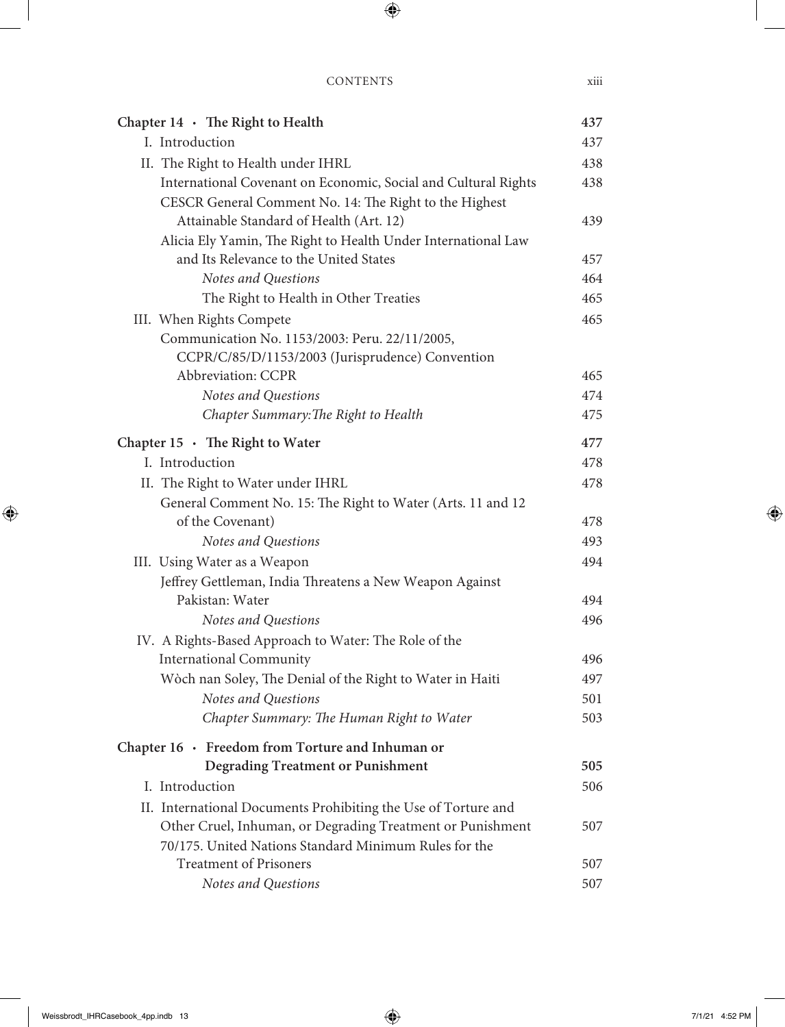| | |
|---|---|
| **Chapter 14 · The Right to Health** | **437** |
| I. Introduction | 437 |
| II. The Right to Health under IHRL | 438 |
| International Covenant on Economic, Social and Cultural Rights | 438 |
| CESCR General Comment No. 14: The Right to the Highest Attainable Standard of Health (Art. 12) | 439 |
| Alicia Ely Yamin, The Right to Health Under International Law and Its Relevance to the United States | 457 |
| *Notes and Questions* | 464 |
| The Right to Health in Other Treaties | 465 |
| III. When Rights Compete | 465 |
| Communication No. 1153/2003: Peru. 22/11/2005, CCPR/C/85/D/1153/2003 (Jurisprudence) Convention Abbreviation: CCPR | 465 |
| *Notes and Questions* | 474 |
| *Chapter Summary: The Right to Health* | 475 |
| **Chapter 15 · The Right to Water** | **477** |
| I. Introduction | 478 |
| II. The Right to Water under IHRL | 478 |
| General Comment No. 15: The Right to Water (Arts. 11 and 12 of the Covenant) | 478 |
| *Notes and Questions* | 493 |
| III. Using Water as a Weapon | 494 |
| Jeffrey Gettleman, India Threatens a New Weapon Against Pakistan: Water | 494 |
| *Notes and Questions* | 496 |
| IV. A Rights-Based Approach to Water: The Role of the International Community | 496 |
| Wòch nan Soley, The Denial of the Right to Water in Haiti | 497 |
| *Notes and Questions* | 501 |
| *Chapter Summary: The Human Right to Water* | 503 |
| **Chapter 16 · Freedom from Torture and Inhuman or Degrading Treatment or Punishment** | **505** |
| I. Introduction | 506 |
| II. International Documents Prohibiting the Use of Torture and Other Cruel, Inhuman, or Degrading Treatment or Punishment | 507 |
| 70/175. United Nations Standard Minimum Rules for the Treatment of Prisoners | 507 |
| *Notes and Questions* | 507 |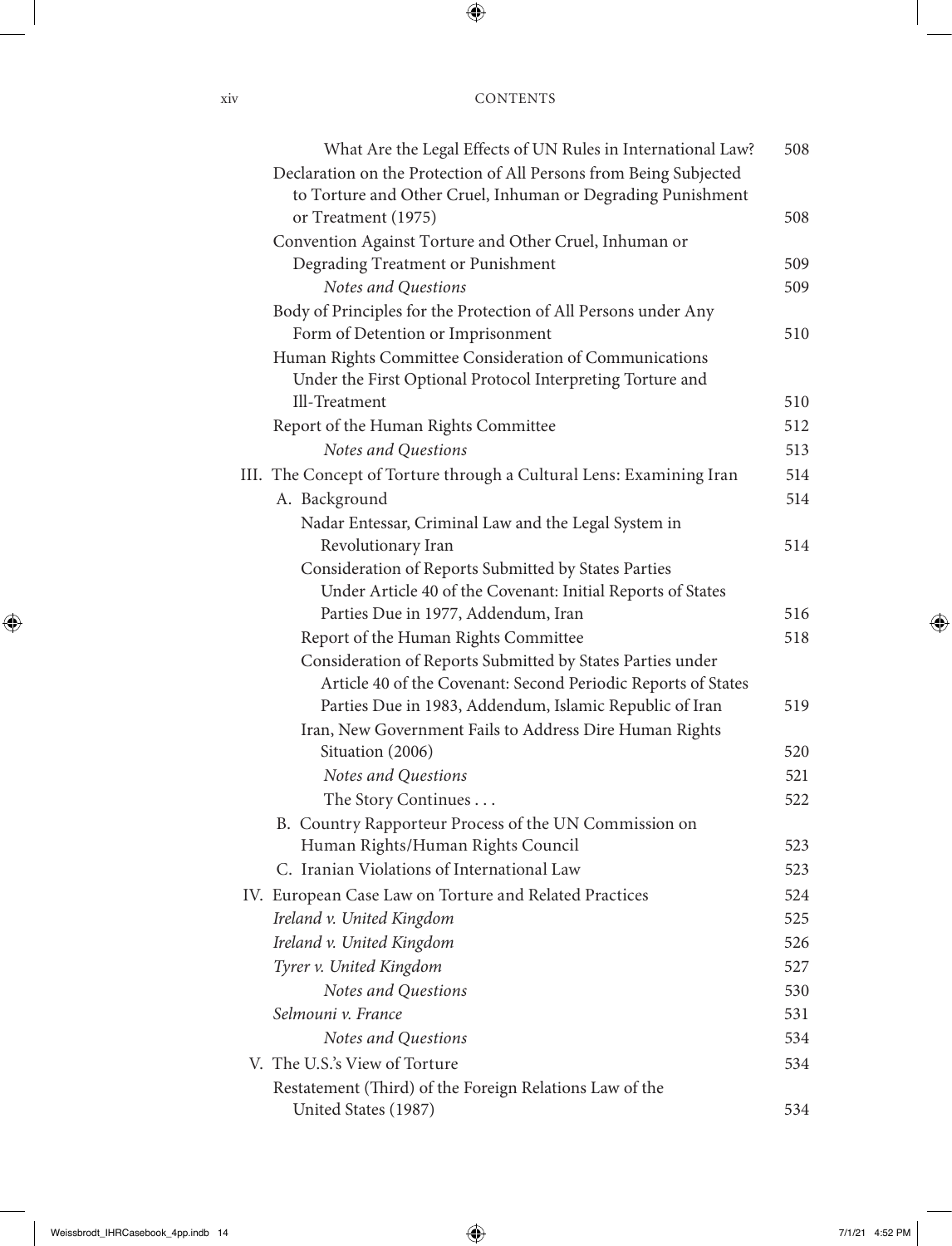What Are the Legal Effects of UN Rules in International Law? 508

Declaration on the Protection of All Persons from Being Subjected to Torture and Other Cruel, Inhuman or Degrading Punishment or Treatment (1975) 508

Convention Against Torture and Other Cruel, Inhuman or Degrading Treatment or Punishment 509

*Notes and Questions* 509

Body of Principles for the Protection of All Persons under Any Form of Detention or Imprisonment 510

Human Rights Committee Consideration of Communications Under the First Optional Protocol Interpreting Torture and Ill-Treatment 510

Report of the Human Rights Committee 512

*Notes and Questions* 513

III. The Concept of Torture through a Cultural Lens: Examining Iran 514

A. Background 514

Nadar Entessar, Criminal Law and the Legal System in Revolutionary Iran 514

Consideration of Reports Submitted by States Parties Under Article 40 of the Covenant: Initial Reports of States Parties Due in 1977, Addendum, Iran 516

Report of the Human Rights Committee 518

Consideration of Reports Submitted by States Parties under Article 40 of the Covenant: Second Periodic Reports of States Parties Due in 1983, Addendum, Islamic Republic of Iran 519

Iran, New Government Fails to Address Dire Human Rights Situation (2006) 520

*Notes and Questions* 521

The Story Continues . . . 522

B. Country Rapporteur Process of the UN Commission on Human Rights/Human Rights Council 523

C. Iranian Violations of International Law 523

IV. European Case Law on Torture and Related Practices 524

*Ireland v. United Kingdom* 525

*Ireland v. United Kingdom* 526

*Tyrer v. United Kingdom* 527

*Notes and Questions* 530

*Selmouni v. France* 531

*Notes and Questions* 534

V. The U.S.'s View of Torture 534

Restatement (Third) of the Foreign Relations Law of the United States (1987) 534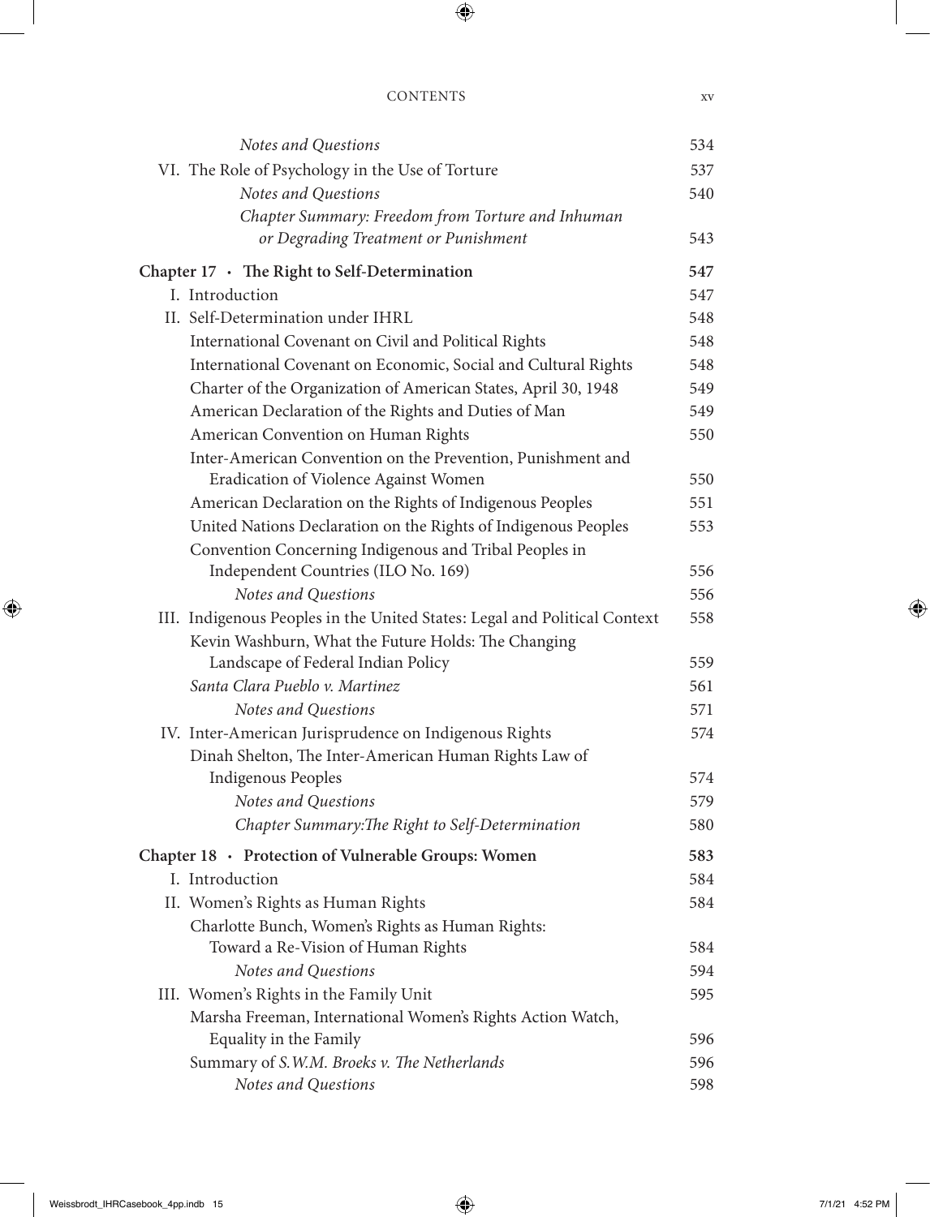| | |
|---|---|
| *Notes and Questions* | 534 |
| VI. The Role of Psychology in the Use of Torture | 537 |
| *Notes and Questions* | 540 |
| *Chapter Summary: Freedom from Torture and Inhuman or Degrading Treatment or Punishment* | 543 |
| **Chapter 17 · The Right to Self-Determination** | **547** |
| I. Introduction | 547 |
| II. Self-Determination under IHRL | 548 |
| International Covenant on Civil and Political Rights | 548 |
| International Covenant on Economic, Social and Cultural Rights | 548 |
| Charter of the Organization of American States, April 30, 1948 | 549 |
| American Declaration of the Rights and Duties of Man | 549 |
| American Convention on Human Rights | 550 |
| Inter-American Convention on the Prevention, Punishment and Eradication of Violence Against Women | 550 |
| American Declaration on the Rights of Indigenous Peoples | 551 |
| United Nations Declaration on the Rights of Indigenous Peoples | 553 |
| Convention Concerning Indigenous and Tribal Peoples in Independent Countries (ILO No. 169) | 556 |
| *Notes and Questions* | 556 |
| III. Indigenous Peoples in the United States: Legal and Political Context | 558 |
| Kevin Washburn, What the Future Holds: The Changing Landscape of Federal Indian Policy | 559 |
| *Santa Clara Pueblo v. Martinez* | 561 |
| *Notes and Questions* | 571 |
| IV. Inter-American Jurisprudence on Indigenous Rights | 574 |
| Dinah Shelton, The Inter-American Human Rights Law of Indigenous Peoples | 574 |
| *Notes and Questions* | 579 |
| *Chapter Summary: The Right to Self-Determination* | 580 |
| **Chapter 18 · Protection of Vulnerable Groups: Women** | **583** |
| I. Introduction | 584 |
| II. Women's Rights as Human Rights | 584 |
| Charlotte Bunch, Women's Rights as Human Rights: Toward a Re-Vision of Human Rights | 584 |
| *Notes and Questions* | 594 |
| III. Women's Rights in the Family Unit | 595 |
| Marsha Freeman, International Women's Rights Action Watch, Equality in the Family | 596 |
| Summary of *S.W.M. Broeks v. The Netherlands* | 596 |
| *Notes and Questions* | 598 |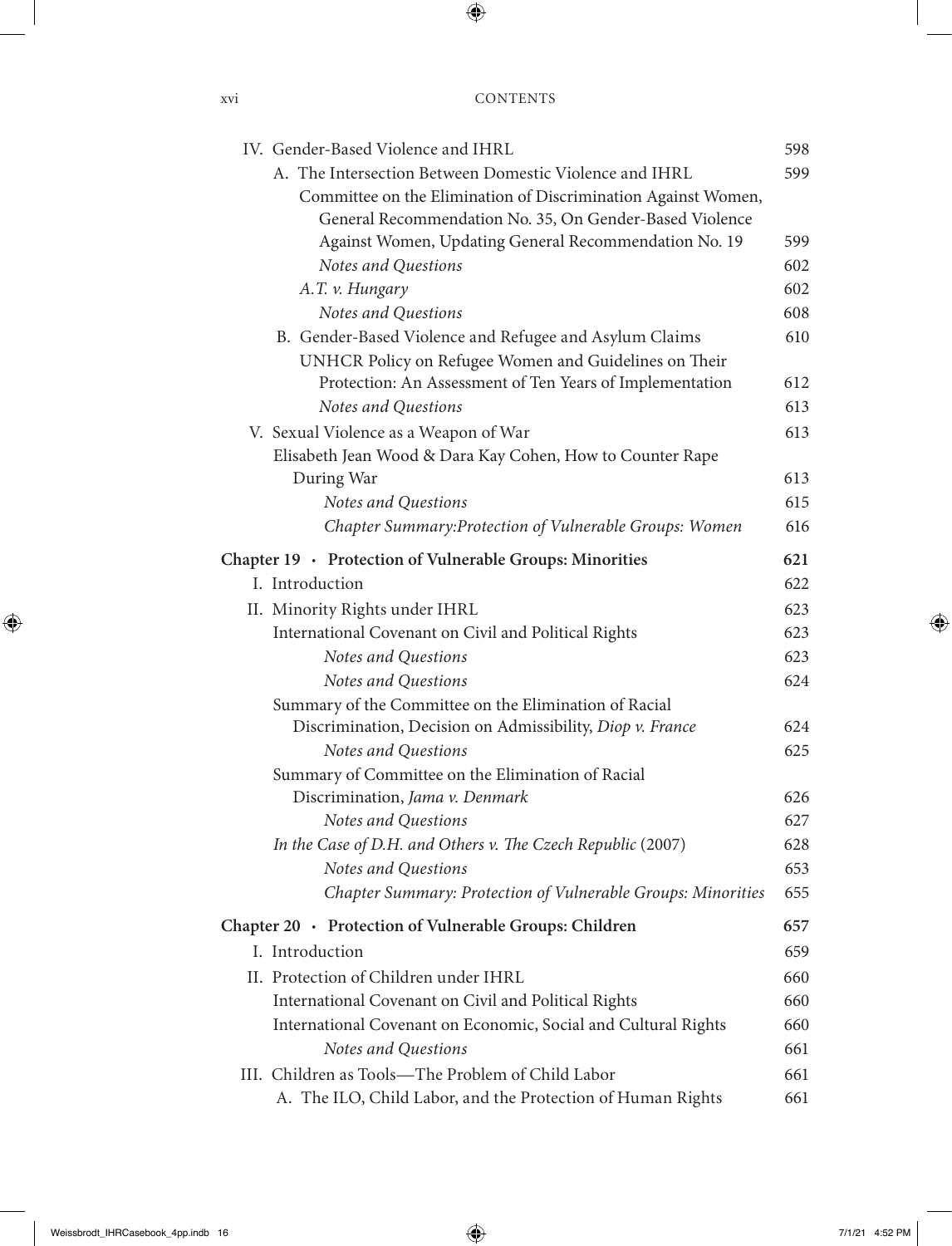IV. Gender-Based Violence and IHRL 598

A. The Intersection Between Domestic Violence and IHRL 599

Committee on the Elimination of Discrimination Against Women, General Recommendation No. 35, On Gender-Based Violence Against Women, Updating General Recommendation No. 19 599

*Notes and Questions* 602

*A.T. v. Hungary* 602

*Notes and Questions* 608

B. Gender-Based Violence and Refugee and Asylum Claims 610

UNHCR Policy on Refugee Women and Guidelines on Their Protection: An Assessment of Ten Years of Implementation 612

*Notes and Questions* 613

V. Sexual Violence as a Weapon of War 613

Elisabeth Jean Wood & Dara Kay Cohen, How to Counter Rape During War 613

*Notes and Questions* 615

*Chapter Summary:Protection of Vulnerable Groups: Women* 616

**Chapter 19 · Protection of Vulnerable Groups: Minorities 621**

I. Introduction 622

II. Minority Rights under IHRL 623

International Covenant on Civil and Political Rights 623

*Notes and Questions* 623

*Notes and Questions* 624

Summary of the Committee on the Elimination of Racial Discrimination, Decision on Admissibility, *Diop v. France* 624

*Notes and Questions* 625

Summary of Committee on the Elimination of Racial Discrimination, *Jama v. Denmark* 626

*Notes and Questions* 627

*In the Case of D.H. and Others v. The Czech Republic* (2007) 628

*Notes and Questions* 653

*Chapter Summary: Protection of Vulnerable Groups: Minorities* 655

**Chapter 20 · Protection of Vulnerable Groups: Children 657**

I. Introduction 659

II. Protection of Children under IHRL 660

International Covenant on Civil and Political Rights 660

International Covenant on Economic, Social and Cultural Rights 660

*Notes and Questions* 661

III. Children as Tools—The Problem of Child Labor 661

A. The ILO, Child Labor, and the Protection of Human Rights 661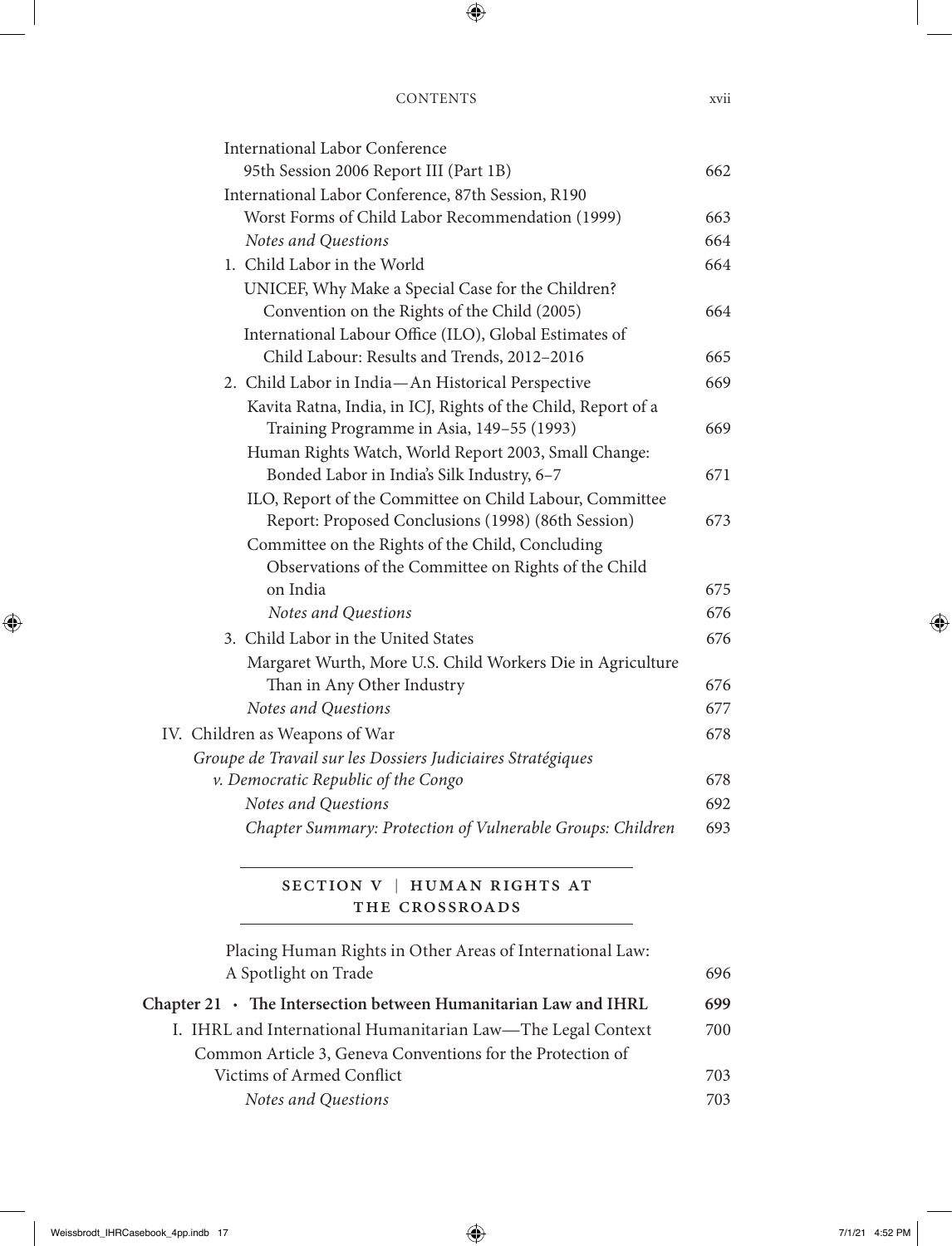International Labor Conference
95th Session 2006 Report III (Part 1B) 662

International Labor Conference, 87th Session, R190
Worst Forms of Child Labor Recommendation (1999) 663

*Notes and Questions* 664

1. Child Labor in the World 664

UNICEF, Why Make a Special Case for the Children?
Convention on the Rights of the Child (2005) 664

International Labour Office (ILO), Global Estimates of
Child Labour: Results and Trends, 2012–2016 665

2. Child Labor in India—An Historical Perspective 669

Kavita Ratna, India, in ICJ, Rights of the Child, Report of a
Training Programme in Asia, 149–55 (1993) 669

Human Rights Watch, World Report 2003, Small Change:
Bonded Labor in India's Silk Industry, 6–7 671

ILO, Report of the Committee on Child Labour, Committee
Report: Proposed Conclusions (1998) (86th Session) 673

Committee on the Rights of the Child, Concluding
Observations of the Committee on Rights of the Child
on India 675

*Notes and Questions* 676

3. Child Labor in the United States 676

Margaret Wurth, More U.S. Child Workers Die in Agriculture
Than in Any Other Industry 676

*Notes and Questions* 677

IV. Children as Weapons of War 678

*Groupe de Travail sur les Dossiers Judiciaires Stratégiques
v. Democratic Republic of the Congo* 678

*Notes and Questions* 692

*Chapter Summary: Protection of Vulnerable Groups: Children* 693

## SECTION V | HUMAN RIGHTS AT THE CROSSROADS

Placing Human Rights in Other Areas of International Law:
A Spotlight on Trade 696

**Chapter 21 · The Intersection between Humanitarian Law and IHRL 699**

I. IHRL and International Humanitarian Law—The Legal Context 700

Common Article 3, Geneva Conventions for the Protection of
Victims of Armed Conflict 703

*Notes and Questions* 703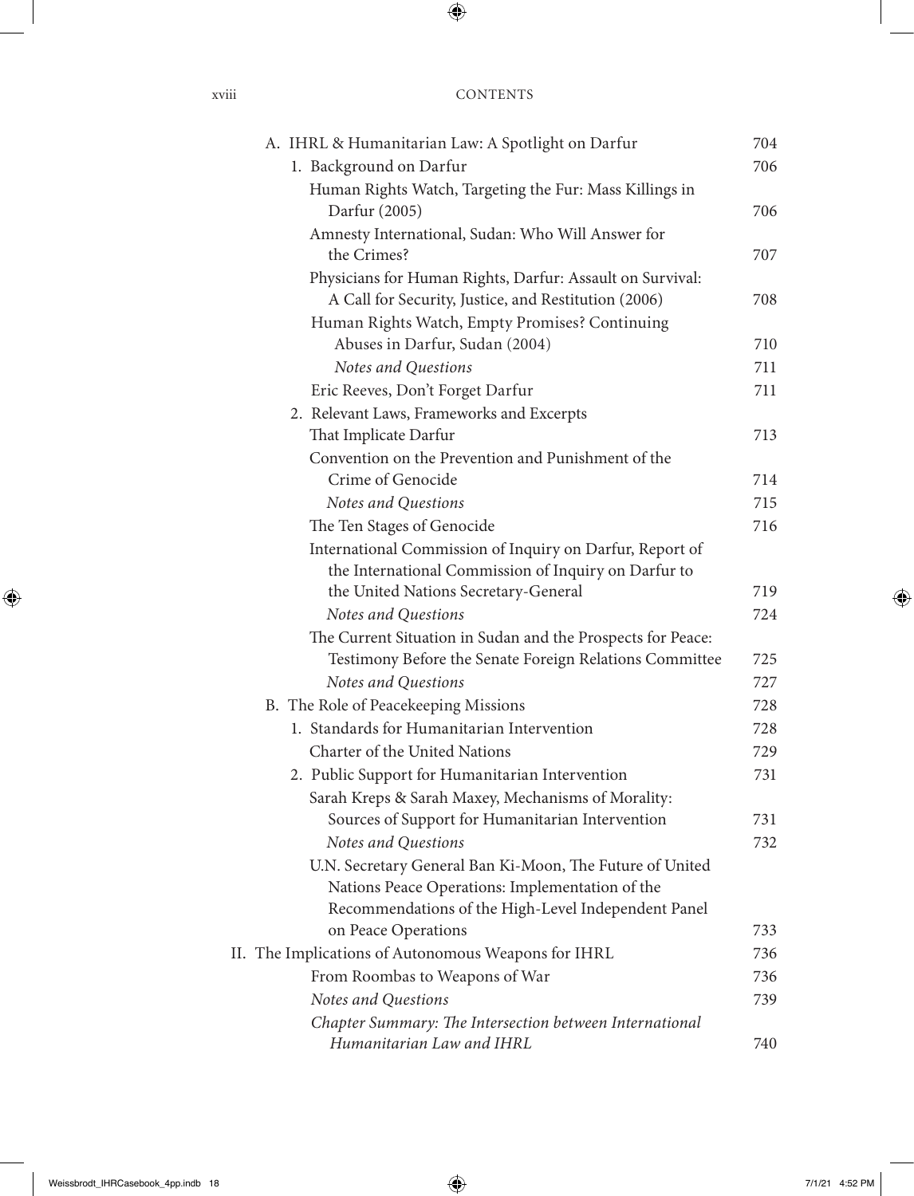A. IHRL & Humanitarian Law: A Spotlight on Darfur 704

1. Background on Darfur 706

Human Rights Watch, Targeting the Fur: Mass Killings in Darfur (2005) 706

Amnesty International, Sudan: Who Will Answer for the Crimes? 707

Physicians for Human Rights, Darfur: Assault on Survival: A Call for Security, Justice, and Restitution (2006) 708

Human Rights Watch, Empty Promises? Continuing Abuses in Darfur, Sudan (2004) 710

*Notes and Questions* 711

Eric Reeves, Don't Forget Darfur 711

2. Relevant Laws, Frameworks and Excerpts That Implicate Darfur 713

Convention on the Prevention and Punishment of the Crime of Genocide 714

*Notes and Questions* 715

The Ten Stages of Genocide 716

International Commission of Inquiry on Darfur, Report of the International Commission of Inquiry on Darfur to the United Nations Secretary-General 719

*Notes and Questions* 724

The Current Situation in Sudan and the Prospects for Peace: Testimony Before the Senate Foreign Relations Committee 725

*Notes and Questions* 727

B. The Role of Peacekeeping Missions 728

1. Standards for Humanitarian Intervention 728

Charter of the United Nations 729

2. Public Support for Humanitarian Intervention 731

Sarah Kreps & Sarah Maxey, Mechanisms of Morality: Sources of Support for Humanitarian Intervention 731

*Notes and Questions* 732

U.N. Secretary General Ban Ki-Moon, The Future of United Nations Peace Operations: Implementation of the Recommendations of the High-Level Independent Panel on Peace Operations 733

II. The Implications of Autonomous Weapons for IHRL 736

From Roombas to Weapons of War 736

*Notes and Questions* 739

*Chapter Summary: The Intersection between International Humanitarian Law and IHRL* 740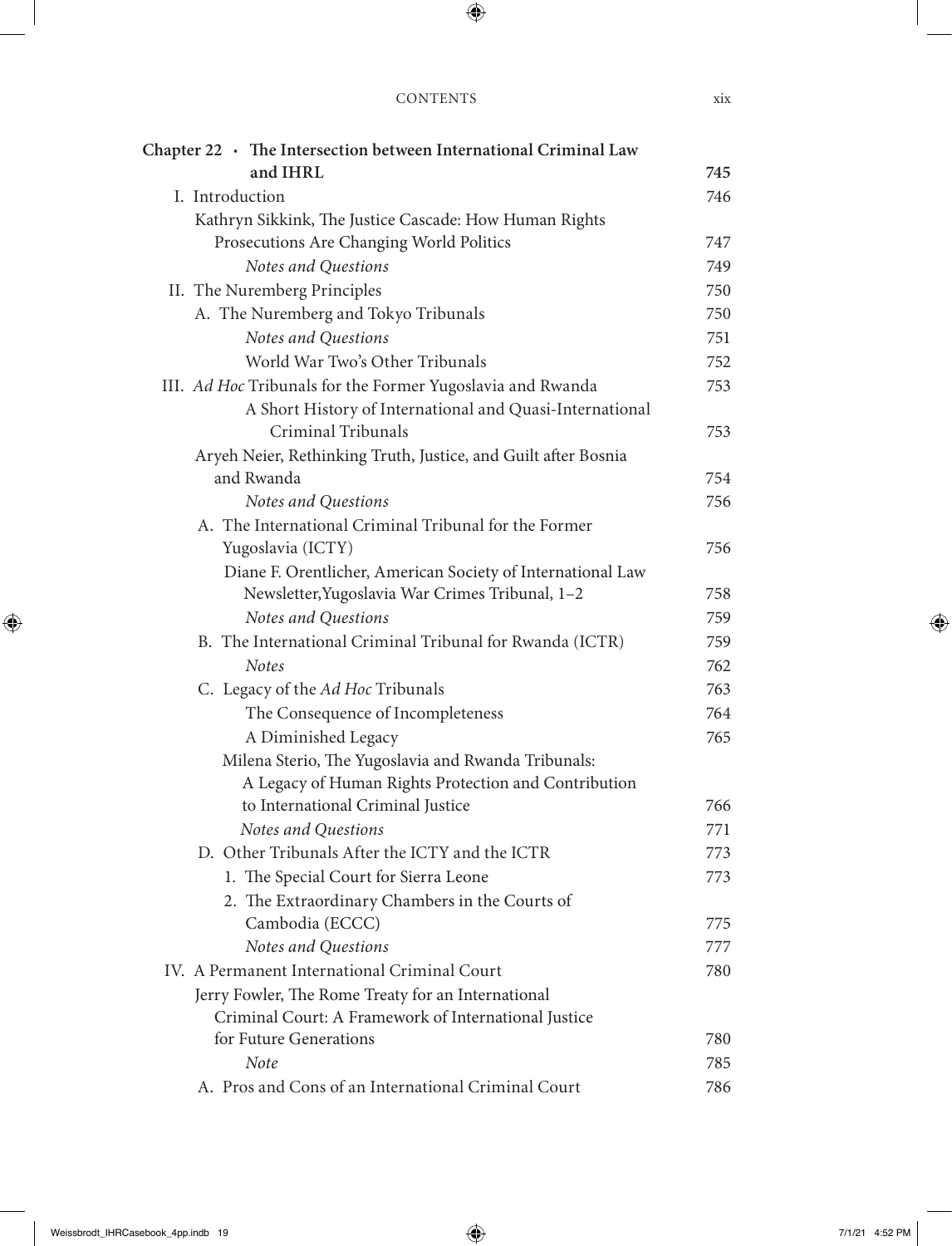**Chapter 22 · The Intersection between International Criminal Law and IHRL** 745

I. Introduction 746

Kathryn Sikkink, The Justice Cascade: How Human Rights Prosecutions Are Changing World Politics 747

*Notes and Questions* 749

II. The Nuremberg Principles 750

A. The Nuremberg and Tokyo Tribunals 750

*Notes and Questions* 751

World War Two's Other Tribunals 752

III. *Ad Hoc* Tribunals for the Former Yugoslavia and Rwanda 753

A Short History of International and Quasi-International Criminal Tribunals 753

Aryeh Neier, Rethinking Truth, Justice, and Guilt after Bosnia and Rwanda 754

*Notes and Questions* 756

A. The International Criminal Tribunal for the Former Yugoslavia (ICTY) 756

Diane F. Orentlicher, American Society of International Law Newsletter, Yugoslavia War Crimes Tribunal, 1–2 758

*Notes and Questions* 759

B. The International Criminal Tribunal for Rwanda (ICTR) 759

*Notes* 762

C. Legacy of the *Ad Hoc* Tribunals 763

The Consequence of Incompleteness 764

A Diminished Legacy 765

Milena Sterio, The Yugoslavia and Rwanda Tribunals: A Legacy of Human Rights Protection and Contribution to International Criminal Justice 766

*Notes and Questions* 771

D. Other Tribunals After the ICTY and the ICTR 773

1. The Special Court for Sierra Leone 773

2. The Extraordinary Chambers in the Courts of Cambodia (ECCC) 775

*Notes and Questions* 777

IV. A Permanent International Criminal Court 780

Jerry Fowler, The Rome Treaty for an International Criminal Court: A Framework of International Justice for Future Generations 780

*Note* 785

A. Pros and Cons of an International Criminal Court 786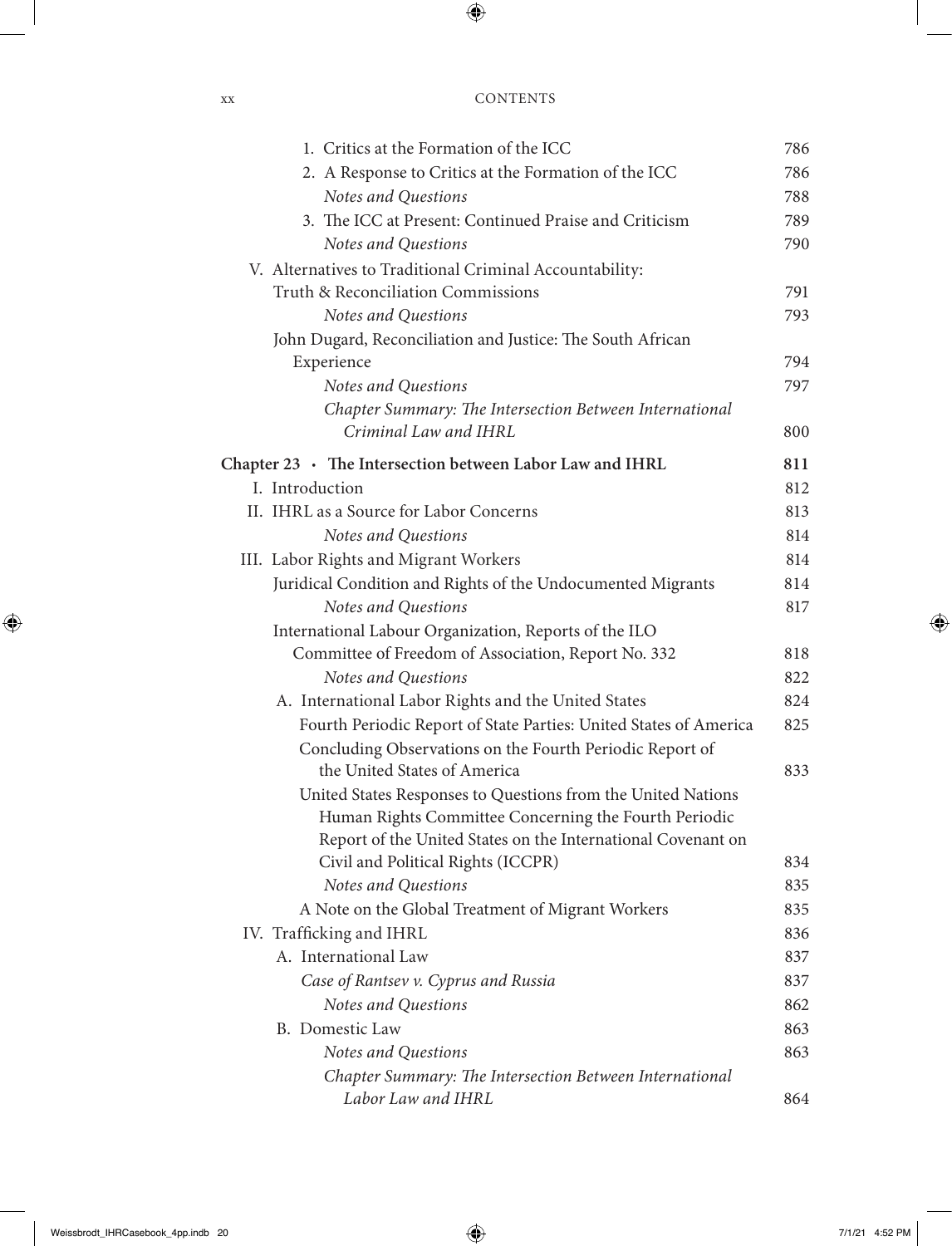1. Critics at the Formation of the ICC 786
2. A Response to Critics at the Formation of the ICC 786
*Notes and Questions* 788
3. The ICC at Present: Continued Praise and Criticism 789
*Notes and Questions* 790

V. Alternatives to Traditional Criminal Accountability: Truth & Reconciliation Commissions 791
*Notes and Questions* 793
John Dugard, Reconciliation and Justice: The South African Experience 794
*Notes and Questions* 797
*Chapter Summary: The Intersection Between International Criminal Law and IHRL* 800

**Chapter 23 · The Intersection between Labor Law and IHRL 811**

I. Introduction 812
II. IHRL as a Source for Labor Concerns 813
*Notes and Questions* 814
III. Labor Rights and Migrant Workers 814
Juridical Condition and Rights of the Undocumented Migrants 814
*Notes and Questions* 817
International Labour Organization, Reports of the ILO Committee of Freedom of Association, Report No. 332 818
*Notes and Questions* 822
A. International Labor Rights and the United States 824
Fourth Periodic Report of State Parties: United States of America 825
Concluding Observations on the Fourth Periodic Report of the United States of America 833
United States Responses to Questions from the United Nations Human Rights Committee Concerning the Fourth Periodic Report of the United States on the International Covenant on Civil and Political Rights (ICCPR) 834
*Notes and Questions* 835
A Note on the Global Treatment of Migrant Workers 835
IV. Trafficking and IHRL 836
A. International Law 837
*Case of Rantsev v. Cyprus and Russia* 837
*Notes and Questions* 862
B. Domestic Law 863
*Notes and Questions* 863
*Chapter Summary: The Intersection Between International Labor Law and IHRL* 864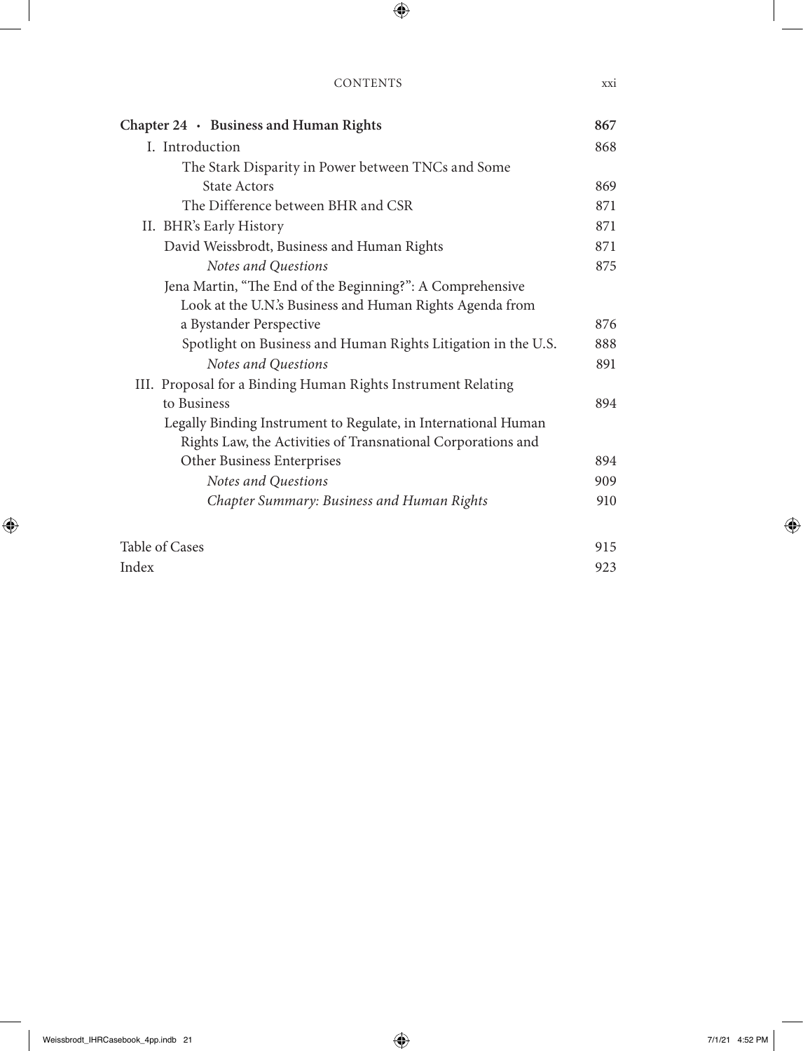**Chapter 24 · Business and Human Rights** 867

- I. Introduction 868
  - The Stark Disparity in Power between TNCs and Some State Actors 869
  - The Difference between BHR and CSR 871
- II. BHR's Early History 871
  - David Weissbrodt, Business and Human Rights 871
    - *Notes and Questions* 875
  - Jena Martin, "The End of the Beginning?": A Comprehensive Look at the U.N.'s Business and Human Rights Agenda from a Bystander Perspective 876
    - Spotlight on Business and Human Rights Litigation in the U.S. 888
    - *Notes and Questions* 891
- III. Proposal for a Binding Human Rights Instrument Relating to Business 894
  - Legally Binding Instrument to Regulate, in International Human Rights Law, the Activities of Transnational Corporations and Other Business Enterprises 894
    - *Notes and Questions* 909
    - *Chapter Summary: Business and Human Rights* 910

Table of Cases 915

Index 923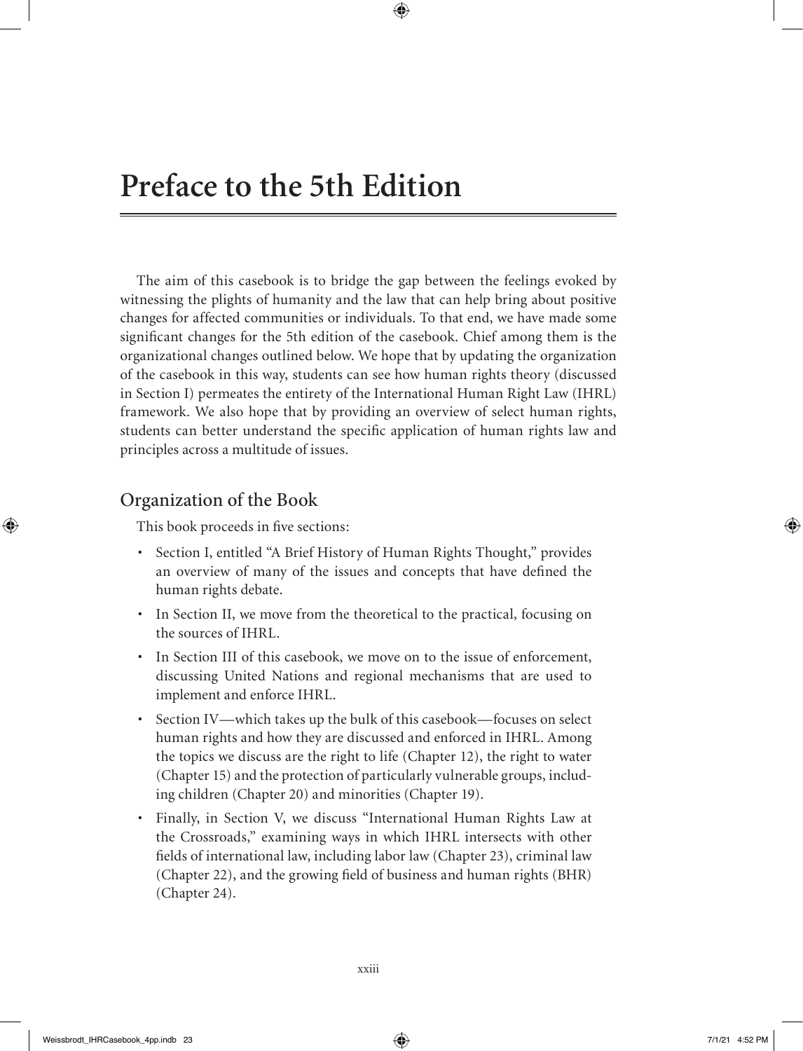# Preface to the 5th Edition

The aim of this casebook is to bridge the gap between the feelings evoked by witnessing the plights of humanity and the law that can help bring about positive changes for affected communities or individuals. To that end, we have made some significant changes for the 5th edition of the casebook. Chief among them is the organizational changes outlined below. We hope that by updating the organization of the casebook in this way, students can see how human rights theory (discussed in Section I) permeates the entirety of the International Human Right Law (IHRL) framework. We also hope that by providing an overview of select human rights, students can better understand the specific application of human rights law and principles across a multitude of issues.

## Organization of the Book

This book proceeds in five sections:

- Section I, entitled "A Brief History of Human Rights Thought," provides an overview of many of the issues and concepts that have defined the human rights debate.
- In Section II, we move from the theoretical to the practical, focusing on the sources of IHRL.
- In Section III of this casebook, we move on to the issue of enforcement, discussing United Nations and regional mechanisms that are used to implement and enforce IHRL.
- Section IV—which takes up the bulk of this casebook—focuses on select human rights and how they are discussed and enforced in IHRL. Among the topics we discuss are the right to life (Chapter 12), the right to water (Chapter 15) and the protection of particularly vulnerable groups, including children (Chapter 20) and minorities (Chapter 19).
- Finally, in Section V, we discuss "International Human Rights Law at the Crossroads," examining ways in which IHRL intersects with other fields of international law, including labor law (Chapter 23), criminal law (Chapter 22), and the growing field of business and human rights (BHR) (Chapter 24).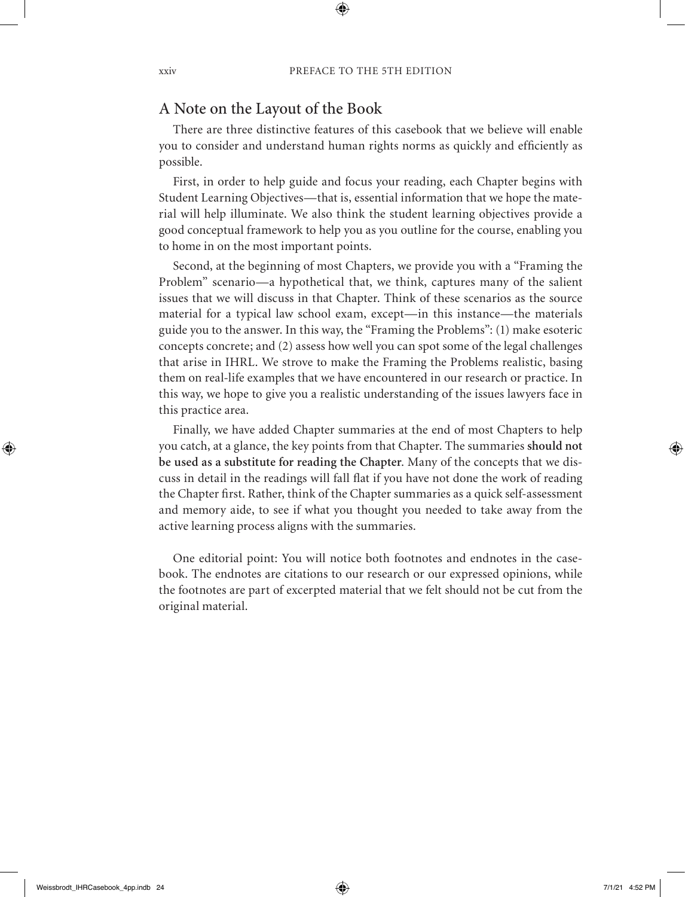## A Note on the Layout of the Book

There are three distinctive features of this casebook that we believe will enable you to consider and understand human rights norms as quickly and efficiently as possible.

First, in order to help guide and focus your reading, each Chapter begins with Student Learning Objectives—that is, essential information that we hope the material will help illuminate. We also think the student learning objectives provide a good conceptual framework to help you as you outline for the course, enabling you to home in on the most important points.

Second, at the beginning of most Chapters, we provide you with a "Framing the Problem" scenario—a hypothetical that, we think, captures many of the salient issues that we will discuss in that Chapter. Think of these scenarios as the source material for a typical law school exam, except—in this instance—the materials guide you to the answer. In this way, the "Framing the Problems": (1) make esoteric concepts concrete; and (2) assess how well you can spot some of the legal challenges that arise in IHRL. We strove to make the Framing the Problems realistic, basing them on real-life examples that we have encountered in our research or practice. In this way, we hope to give you a realistic understanding of the issues lawyers face in this practice area.

Finally, we have added Chapter summaries at the end of most Chapters to help you catch, at a glance, the key points from that Chapter. The summaries **should not be used as a substitute for reading the Chapter**. Many of the concepts that we discuss in detail in the readings will fall flat if you have not done the work of reading the Chapter first. Rather, think of the Chapter summaries as a quick self-assessment and memory aide, to see if what you thought you needed to take away from the active learning process aligns with the summaries.

One editorial point: You will notice both footnotes and endnotes in the casebook. The endnotes are citations to our research or our expressed opinions, while the footnotes are part of excerpted material that we felt should not be cut from the original material.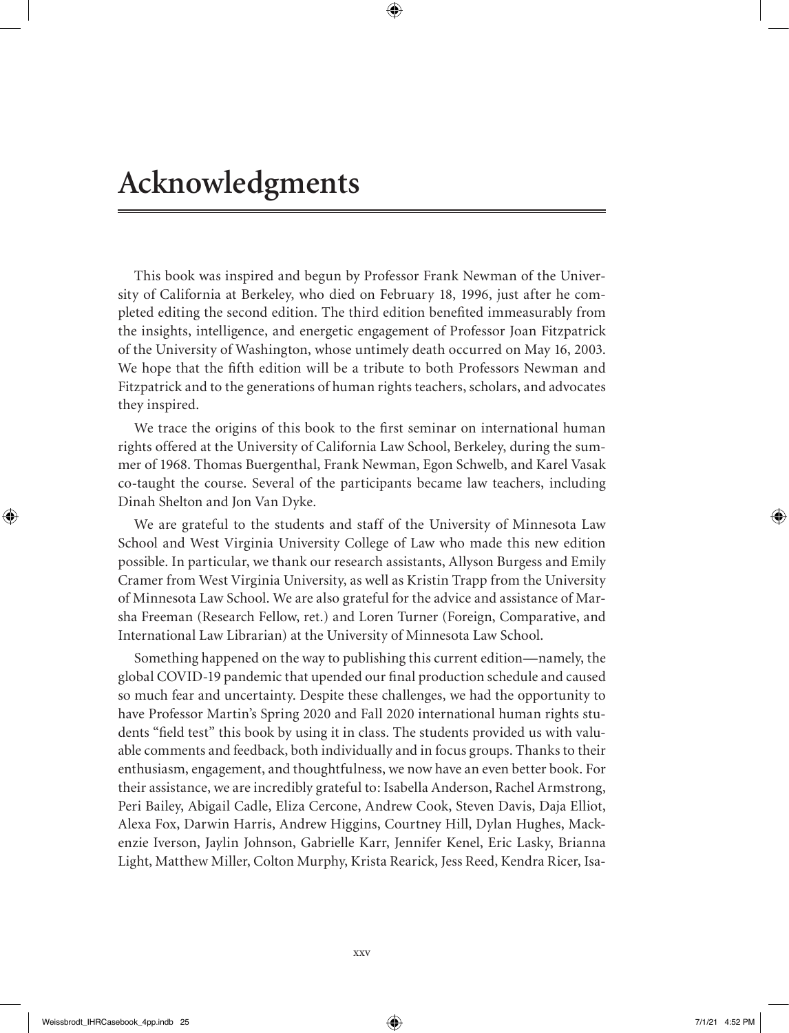# Acknowledgments

This book was inspired and begun by Professor Frank Newman of the University of California at Berkeley, who died on February 18, 1996, just after he completed editing the second edition. The third edition benefited immeasurably from the insights, intelligence, and energetic engagement of Professor Joan Fitzpatrick of the University of Washington, whose untimely death occurred on May 16, 2003. We hope that the fifth edition will be a tribute to both Professors Newman and Fitzpatrick and to the generations of human rights teachers, scholars, and advocates they inspired.

We trace the origins of this book to the first seminar on international human rights offered at the University of California Law School, Berkeley, during the summer of 1968. Thomas Buergenthal, Frank Newman, Egon Schwelb, and Karel Vasak co-taught the course. Several of the participants became law teachers, including Dinah Shelton and Jon Van Dyke.

We are grateful to the students and staff of the University of Minnesota Law School and West Virginia University College of Law who made this new edition possible. In particular, we thank our research assistants, Allyson Burgess and Emily Cramer from West Virginia University, as well as Kristin Trapp from the University of Minnesota Law School. We are also grateful for the advice and assistance of Marsha Freeman (Research Fellow, ret.) and Loren Turner (Foreign, Comparative, and International Law Librarian) at the University of Minnesota Law School.

Something happened on the way to publishing this current edition—namely, the global COVID-19 pandemic that upended our final production schedule and caused so much fear and uncertainty. Despite these challenges, we had the opportunity to have Professor Martin's Spring 2020 and Fall 2020 international human rights students "field test" this book by using it in class. The students provided us with valuable comments and feedback, both individually and in focus groups. Thanks to their enthusiasm, engagement, and thoughtfulness, we now have an even better book. For their assistance, we are incredibly grateful to: Isabella Anderson, Rachel Armstrong, Peri Bailey, Abigail Cadle, Eliza Cercone, Andrew Cook, Steven Davis, Daja Elliot, Alexa Fox, Darwin Harris, Andrew Higgins, Courtney Hill, Dylan Hughes, Mackenzie Iverson, Jaylin Johnson, Gabrielle Karr, Jennifer Kenel, Eric Lasky, Brianna Light, Matthew Miller, Colton Murphy, Krista Rearick, Jess Reed, Kendra Ricer, Isa-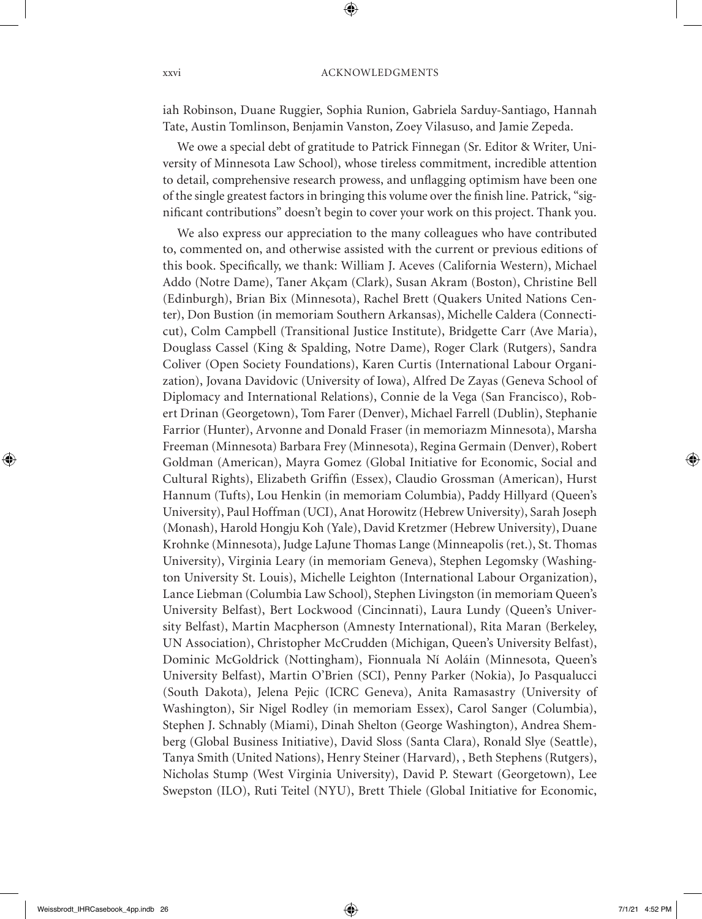iah Robinson, Duane Ruggier, Sophia Runion, Gabriela Sarduy-Santiago, Hannah Tate, Austin Tomlinson, Benjamin Vanston, Zoey Vilasuso, and Jamie Zepeda.

We owe a special debt of gratitude to Patrick Finnegan (Sr. Editor & Writer, University of Minnesota Law School), whose tireless commitment, incredible attention to detail, comprehensive research prowess, and unflagging optimism have been one of the single greatest factors in bringing this volume over the finish line. Patrick, "significant contributions" doesn't begin to cover your work on this project. Thank you.

We also express our appreciation to the many colleagues who have contributed to, commented on, and otherwise assisted with the current or previous editions of this book. Specifically, we thank: William J. Aceves (California Western), Michael Addo (Notre Dame), Taner Akçam (Clark), Susan Akram (Boston), Christine Bell (Edinburgh), Brian Bix (Minnesota), Rachel Brett (Quakers United Nations Center), Don Bustion (in memoriam Southern Arkansas), Michelle Caldera (Connecticut), Colm Campbell (Transitional Justice Institute), Bridgette Carr (Ave Maria), Douglass Cassel (King & Spalding, Notre Dame), Roger Clark (Rutgers), Sandra Coliver (Open Society Foundations), Karen Curtis (International Labour Organization), Jovana Davidovic (University of Iowa), Alfred De Zayas (Geneva School of Diplomacy and International Relations), Connie de la Vega (San Francisco), Robert Drinan (Georgetown), Tom Farer (Denver), Michael Farrell (Dublin), Stephanie Farrior (Hunter), Arvonne and Donald Fraser (in memoriazm Minnesota), Marsha Freeman (Minnesota) Barbara Frey (Minnesota), Regina Germain (Denver), Robert Goldman (American), Mayra Gomez (Global Initiative for Economic, Social and Cultural Rights), Elizabeth Griffin (Essex), Claudio Grossman (American), Hurst Hannum (Tufts), Lou Henkin (in memoriam Columbia), Paddy Hillyard (Queen's University), Paul Hoffman (UCI), Anat Horowitz (Hebrew University), Sarah Joseph (Monash), Harold Hongju Koh (Yale), David Kretzmer (Hebrew University), Duane Krohnke (Minnesota), Judge LaJune Thomas Lange (Minneapolis (ret.), St. Thomas University), Virginia Leary (in memoriam Geneva), Stephen Legomsky (Washington University St. Louis), Michelle Leighton (International Labour Organization), Lance Liebman (Columbia Law School), Stephen Livingston (in memoriam Queen's University Belfast), Bert Lockwood (Cincinnati), Laura Lundy (Queen's University Belfast), Martin Macpherson (Amnesty International), Rita Maran (Berkeley, UN Association), Christopher McCrudden (Michigan, Queen's University Belfast), Dominic McGoldrick (Nottingham), Fionnuala Ní Aoláin (Minnesota, Queen's University Belfast), Martin O'Brien (SCI), Penny Parker (Nokia), Jo Pasqualucci (South Dakota), Jelena Pejic (ICRC Geneva), Anita Ramasastry (University of Washington), Sir Nigel Rodley (in memoriam Essex), Carol Sanger (Columbia), Stephen J. Schnably (Miami), Dinah Shelton (George Washington), Andrea Shemberg (Global Business Initiative), David Sloss (Santa Clara), Ronald Slye (Seattle), Tanya Smith (United Nations), Henry Steiner (Harvard), , Beth Stephens (Rutgers), Nicholas Stump (West Virginia University), David P. Stewart (Georgetown), Lee Swepston (ILO), Ruti Teitel (NYU), Brett Thiele (Global Initiative for Economic,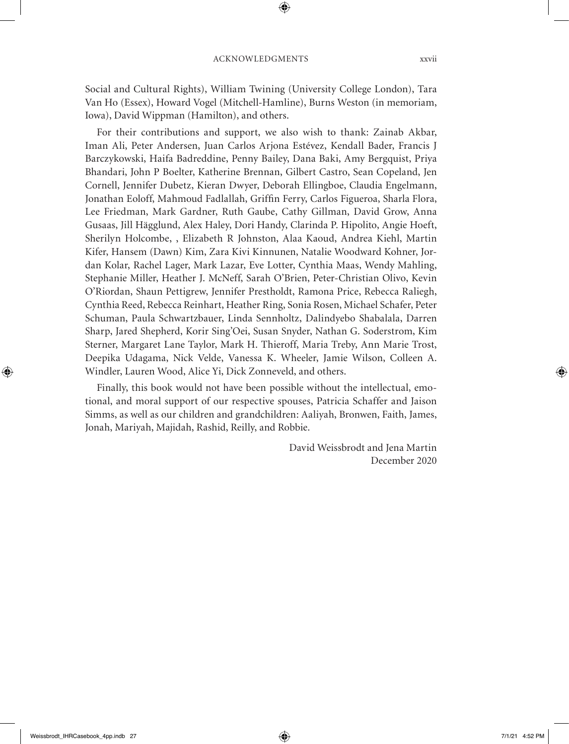Social and Cultural Rights), William Twining (University College London), Tara Van Ho (Essex), Howard Vogel (Mitchell-Hamline), Burns Weston (in memoriam, Iowa), David Wippman (Hamilton), and others.

For their contributions and support, we also wish to thank: Zainab Akbar, Iman Ali, Peter Andersen, Juan Carlos Arjona Estévez, Kendall Bader, Francis J Barczykowski, Haifa Badreddine, Penny Bailey, Dana Baki, Amy Bergquist, Priya Bhandari, John P Boelter, Katherine Brennan, Gilbert Castro, Sean Copeland, Jen Cornell, Jennifer Dubetz, Kieran Dwyer, Deborah Ellingboe, Claudia Engelmann, Jonathan Eoloff, Mahmoud Fadlallah, Griffin Ferry, Carlos Figueroa, Sharla Flora, Lee Friedman, Mark Gardner, Ruth Gaube, Cathy Gillman, David Grow, Anna Gusaas, Jill Hägglund, Alex Haley, Dori Handy, Clarinda P. Hipolito, Angie Hoeft, Sherilyn Holcombe, , Elizabeth R Johnston, Alaa Kaoud, Andrea Kiehl, Martin Kifer, Hansem (Dawn) Kim, Zara Kivi Kinnunen, Natalie Woodward Kohner, Jordan Kolar, Rachel Lager, Mark Lazar, Eve Lotter, Cynthia Maas, Wendy Mahling, Stephanie Miller, Heather J. McNeff, Sarah O'Brien, Peter-Christian Olivo, Kevin O'Riordan, Shaun Pettigrew, Jennifer Prestholdt, Ramona Price, Rebecca Raliegh, Cynthia Reed, Rebecca Reinhart, Heather Ring, Sonia Rosen, Michael Schafer, Peter Schuman, Paula Schwartzbauer, Linda Sennholtz, Dalindyebo Shabalala, Darren Sharp, Jared Shepherd, Korir Sing'Oei, Susan Snyder, Nathan G. Soderstrom, Kim Sterner, Margaret Lane Taylor, Mark H. Thieroff, Maria Treby, Ann Marie Trost, Deepika Udagama, Nick Velde, Vanessa K. Wheeler, Jamie Wilson, Colleen A. Windler, Lauren Wood, Alice Yi, Dick Zonneveld, and others.

Finally, this book would not have been possible without the intellectual, emotional, and moral support of our respective spouses, Patricia Schaffer and Jaison Simms, as well as our children and grandchildren: Aaliyah, Bronwen, Faith, James, Jonah, Mariyah, Majidah, Rashid, Reilly, and Robbie.

David Weissbrodt and Jena Martin
December 2020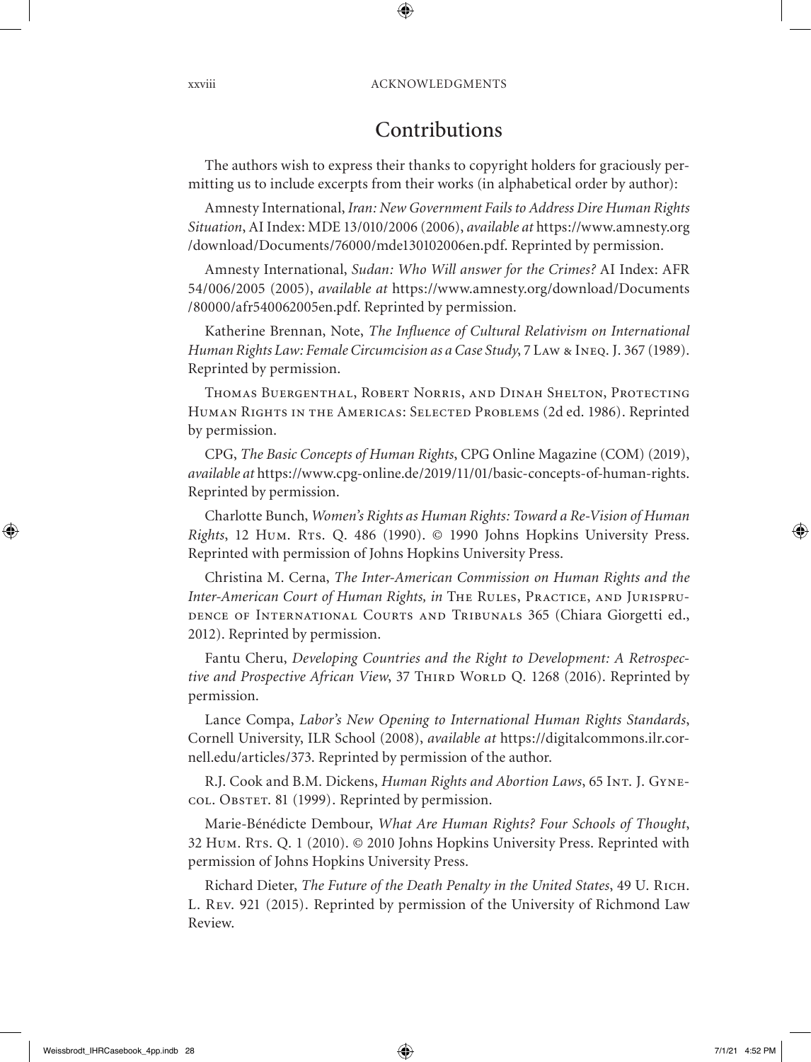## Contributions

The authors wish to express their thanks to copyright holders for graciously permitting us to include excerpts from their works (in alphabetical order by author):

Amnesty International, *Iran: New Government Fails to Address Dire Human Rights Situation*, AI Index: MDE 13/010/2006 (2006), *available at* https://www.amnesty.org/download/Documents/76000/mde130102006en.pdf. Reprinted by permission.

Amnesty International, *Sudan: Who Will answer for the Crimes?* AI Index: AFR 54/006/2005 (2005), *available at* https://www.amnesty.org/download/Documents/80000/afr540062005en.pdf. Reprinted by permission.

Katherine Brennan, Note, *The Influence of Cultural Relativism on International Human Rights Law: Female Circumcision as a Case Study*, 7 Law & Ineq. J. 367 (1989). Reprinted by permission.

Thomas Buergenthal, Robert Norris, and Dinah Shelton, Protecting Human Rights in the Americas: Selected Problems (2d ed. 1986). Reprinted by permission.

CPG, *The Basic Concepts of Human Rights*, CPG Online Magazine (COM) (2019), *available at* https://www.cpg-online.de/2019/11/01/basic-concepts-of-human-rights. Reprinted by permission.

Charlotte Bunch, *Women's Rights as Human Rights: Toward a Re-Vision of Human Rights*, 12 Hum. Rts. Q. 486 (1990). © 1990 Johns Hopkins University Press. Reprinted with permission of Johns Hopkins University Press.

Christina M. Cerna, *The Inter-American Commission on Human Rights and the Inter-American Court of Human Rights, in* The Rules, Practice, and Jurisprudence of International Courts and Tribunals 365 (Chiara Giorgetti ed., 2012). Reprinted by permission.

Fantu Cheru, *Developing Countries and the Right to Development: A Retrospective and Prospective African View*, 37 Third World Q. 1268 (2016). Reprinted by permission.

Lance Compa, *Labor's New Opening to International Human Rights Standards*, Cornell University, ILR School (2008), *available at* https://digitalcommons.ilr.cornell.edu/articles/373. Reprinted by permission of the author.

R.J. Cook and B.M. Dickens, *Human Rights and Abortion Laws*, 65 Int. J. Gynecol. Obstet. 81 (1999). Reprinted by permission.

Marie-Bénédicte Dembour, *What Are Human Rights? Four Schools of Thought*, 32 Hum. Rts. Q. 1 (2010). © 2010 Johns Hopkins University Press. Reprinted with permission of Johns Hopkins University Press.

Richard Dieter, *The Future of the Death Penalty in the United States*, 49 U. Rich. L. Rev. 921 (2015). Reprinted by permission of the University of Richmond Law Review.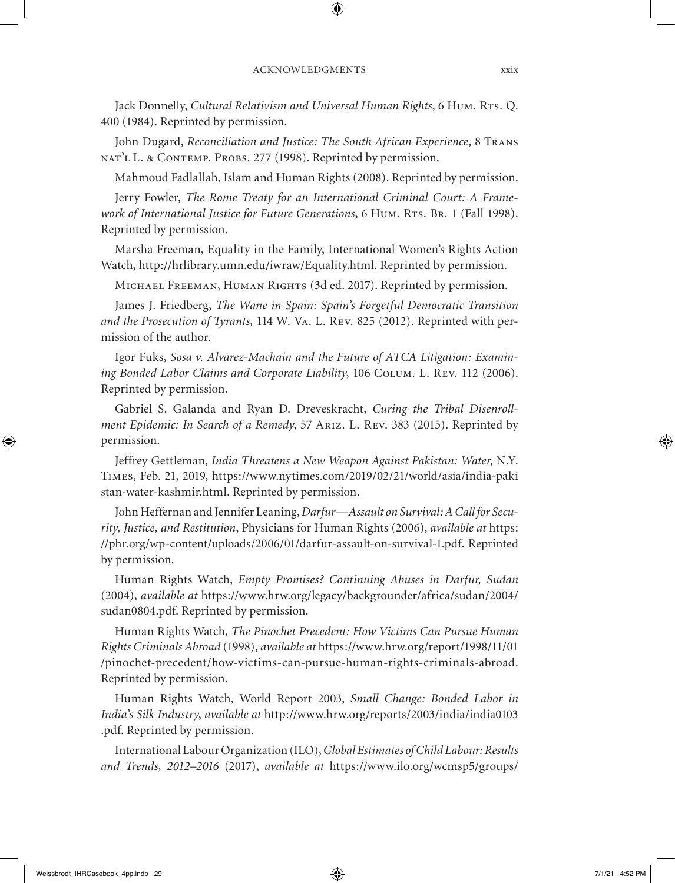Jack Donnelly, *Cultural Relativism and Universal Human Rights*, 6 Hum. Rts. Q. 400 (1984). Reprinted by permission.

John Dugard, *Reconciliation and Justice: The South African Experience*, 8 Transnat'l L. & Contemp. Probs. 277 (1998). Reprinted by permission.

Mahmoud Fadlallah, Islam and Human Rights (2008). Reprinted by permission.

Jerry Fowler, *The Rome Treaty for an International Criminal Court: A Framework of International Justice for Future Generations*, 6 Hum. Rts. Br. 1 (Fall 1998). Reprinted by permission.

Marsha Freeman, Equality in the Family, International Women's Rights Action Watch, http://hrlibrary.umn.edu/iwraw/Equality.html. Reprinted by permission.

Michael Freeman, Human Rights (3d ed. 2017). Reprinted by permission.

James J. Friedberg, *The Wane in Spain: Spain's Forgetful Democratic Transition and the Prosecution of Tyrants,* 114 W. Va. L. Rev. 825 (2012). Reprinted with permission of the author.

Igor Fuks, *Sosa v. Alvarez-Machain and the Future of ATCA Litigation: Examining Bonded Labor Claims and Corporate Liability*, 106 Colum. L. Rev. 112 (2006). Reprinted by permission.

Gabriel S. Galanda and Ryan D. Dreveskracht, *Curing the Tribal Disenrollment Epidemic: In Search of a Remedy*, 57 Ariz. L. Rev. 383 (2015). Reprinted by permission.

Jeffrey Gettleman, *India Threatens a New Weapon Against Pakistan: Water*, N.Y. Times, Feb. 21, 2019, https://www.nytimes.com/2019/02/21/world/asia/india-pakistan-water-kashmir.html. Reprinted by permission.

John Heffernan and Jennifer Leaning, *Darfur—Assault on Survival: A Call for Security, Justice, and Restitution*, Physicians for Human Rights (2006), *available at* https://phr.org/wp-content/uploads/2006/01/darfur-assault-on-survival-1.pdf. Reprinted by permission.

Human Rights Watch, *Empty Promises? Continuing Abuses in Darfur, Sudan* (2004), *available at* https://www.hrw.org/legacy/backgrounder/africa/sudan/2004/sudan0804.pdf. Reprinted by permission.

Human Rights Watch, *The Pinochet Precedent: How Victims Can Pursue Human Rights Criminals Abroad* (1998), *available at* https://www.hrw.org/report/1998/11/01/pinochet-precedent/how-victims-can-pursue-human-rights-criminals-abroad. Reprinted by permission.

Human Rights Watch, World Report 2003, *Small Change: Bonded Labor in India's Silk Industry*, *available at* http://www.hrw.org/reports/2003/india/india0103.pdf. Reprinted by permission.

International Labour Organization (ILO), *Global Estimates of Child Labour: Results and Trends, 2012–2016* (2017), *available at* https://www.ilo.org/wcmsp5/groups/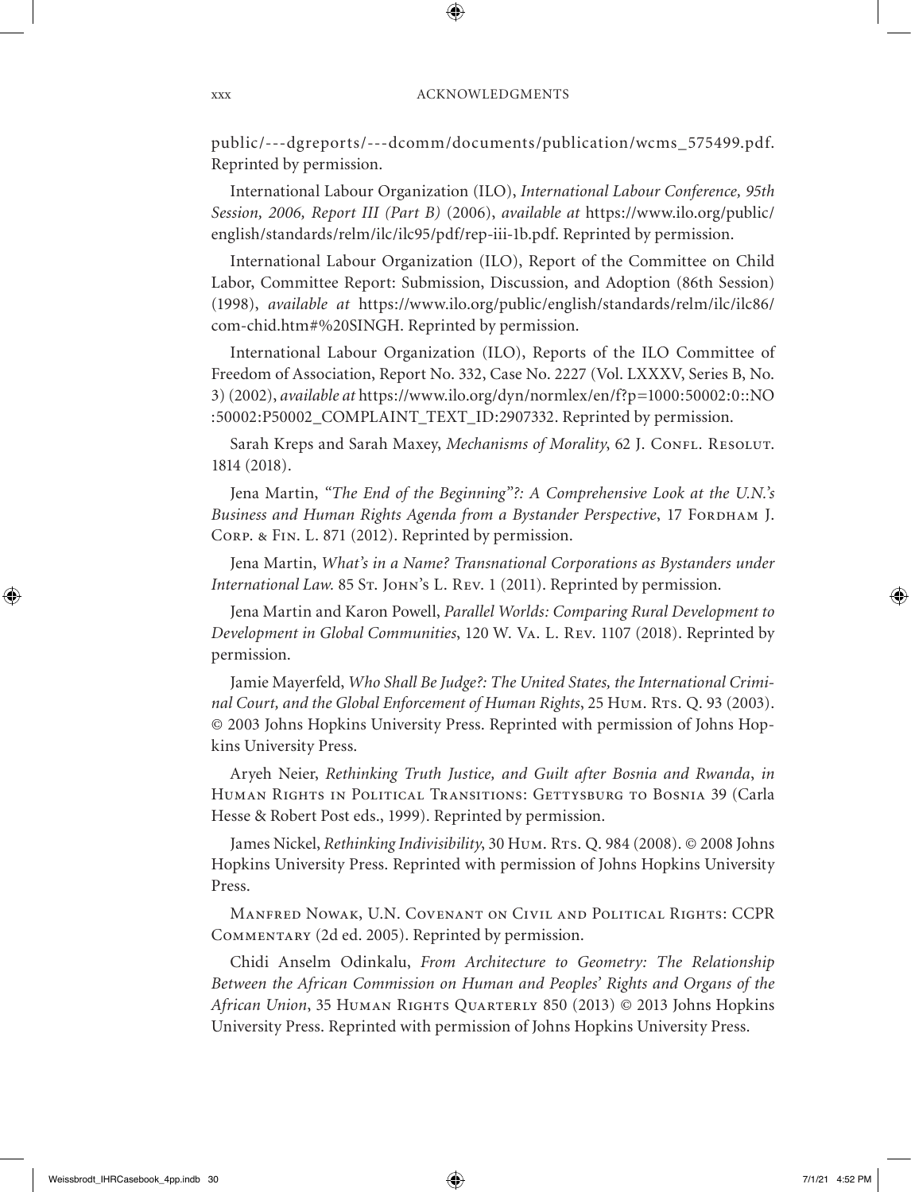public/---dgreports/---dcomm/documents/publication/wcms_575499.pdf. Reprinted by permission.

International Labour Organization (ILO), *International Labour Conference, 95th Session, 2006, Report III (Part B)* (2006), *available at* https://www.ilo.org/public/english/standards/relm/ilc/ilc95/pdf/rep-iii-1b.pdf. Reprinted by permission.

International Labour Organization (ILO), Report of the Committee on Child Labor, Committee Report: Submission, Discussion, and Adoption (86th Session) (1998), *available at* https://www.ilo.org/public/english/standards/relm/ilc/ilc86/com-chid.htm#%20SINGH. Reprinted by permission.

International Labour Organization (ILO), Reports of the ILO Committee of Freedom of Association, Report No. 332, Case No. 2227 (Vol. LXXXV, Series B, No. 3) (2002), *available at* https://www.ilo.org/dyn/normlex/en/f?p=1000:50002:0::NO:50002:P50002_COMPLAINT_TEXT_ID:2907332. Reprinted by permission.

Sarah Kreps and Sarah Maxey, *Mechanisms of Morality*, 62 J. Confl. Resolut. 1814 (2018).

Jena Martin, *"The End of the Beginning"?: A Comprehensive Look at the U.N.'s Business and Human Rights Agenda from a Bystander Perspective*, 17 Fordham J. Corp. & Fin. L. 871 (2012). Reprinted by permission.

Jena Martin, *What's in a Name? Transnational Corporations as Bystanders under International Law*. 85 St. John's L. Rev. 1 (2011). Reprinted by permission.

Jena Martin and Karon Powell, *Parallel Worlds: Comparing Rural Development to Development in Global Communities*, 120 W. Va. L. Rev. 1107 (2018). Reprinted by permission.

Jamie Mayerfeld, *Who Shall Be Judge?: The United States, the International Criminal Court, and the Global Enforcement of Human Rights*, 25 Hum. Rts. Q. 93 (2003). © 2003 Johns Hopkins University Press. Reprinted with permission of Johns Hopkins University Press.

Aryeh Neier, *Rethinking Truth Justice, and Guilt after Bosnia and Rwanda*, *in* Human Rights in Political Transitions: Gettysburg to Bosnia 39 (Carla Hesse & Robert Post eds., 1999). Reprinted by permission.

James Nickel, *Rethinking Indivisibility*, 30 Hum. Rts. Q. 984 (2008). © 2008 Johns Hopkins University Press. Reprinted with permission of Johns Hopkins University Press.

Manfred Nowak, U.N. Covenant on Civil and Political Rights: CCPR Commentary (2d ed. 2005). Reprinted by permission.

Chidi Anselm Odinkalu, *From Architecture to Geometry: The Relationship Between the African Commission on Human and Peoples' Rights and Organs of the African Union*, 35 Human Rights Quarterly 850 (2013) © 2013 Johns Hopkins University Press. Reprinted with permission of Johns Hopkins University Press.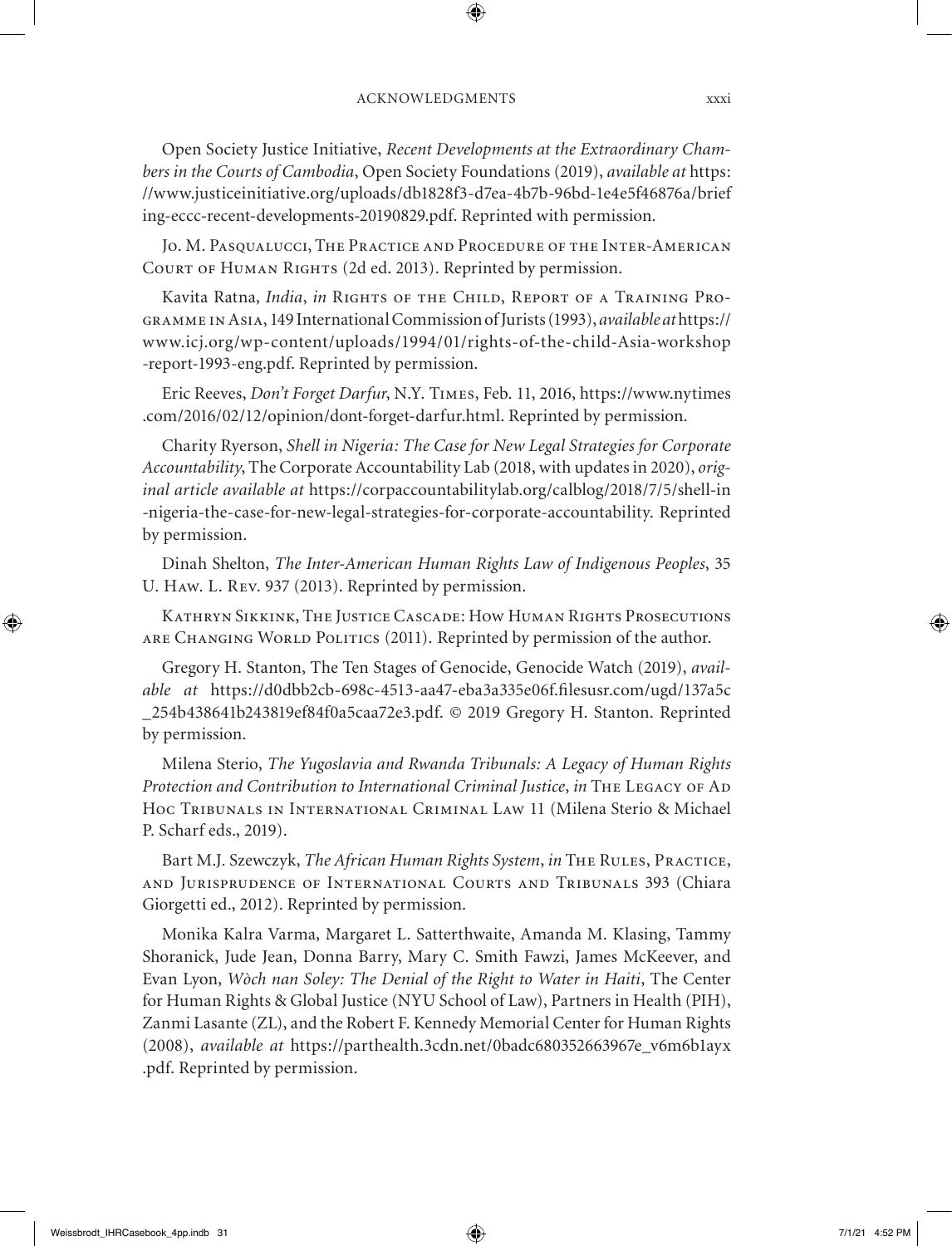Open Society Justice Initiative, *Recent Developments at the Extraordinary Chambers in the Courts of Cambodia*, Open Society Foundations (2019), *available at* https://www.justiceinitiative.org/uploads/db1828f3-d7ea-4b7b-96bd-1e4e5f46876a/briefing-eccc-recent-developments-20190829.pdf. Reprinted with permission.

Jo. M. Pasqualucci, The Practice and Procedure of the Inter-American Court of Human Rights (2d ed. 2013). Reprinted by permission.

Kavita Ratna, *India*, *in* Rights of the Child, Report of a Training Programme in Asia, 149 International Commission of Jurists (1993), *available at* https://www.icj.org/wp-content/uploads/1994/01/rights-of-the-child-Asia-workshop-report-1993-eng.pdf. Reprinted by permission.

Eric Reeves, *Don't Forget Darfur*, N.Y. Times, Feb. 11, 2016, https://www.nytimes.com/2016/02/12/opinion/dont-forget-darfur.html. Reprinted by permission.

Charity Ryerson, *Shell in Nigeria: The Case for New Legal Strategies for Corporate Accountability*, The Corporate Accountability Lab (2018, with updates in 2020), *original article available at* https://corpaccountabilitylab.org/calblog/2018/7/5/shell-in-nigeria-the-case-for-new-legal-strategies-for-corporate-accountability. Reprinted by permission.

Dinah Shelton, *The Inter-American Human Rights Law of Indigenous Peoples*, 35 U. Haw. L. Rev. 937 (2013). Reprinted by permission.

Kathryn Sikkink, The Justice Cascade: How Human Rights Prosecutions are Changing World Politics (2011). Reprinted by permission of the author.

Gregory H. Stanton, The Ten Stages of Genocide, Genocide Watch (2019), *available at* https://d0dbb2cb-698c-4513-aa47-eba3a335e06f.filesusr.com/ugd/137a5c_254b438641b243819ef84f0a5caa72e3.pdf. © 2019 Gregory H. Stanton. Reprinted by permission.

Milena Sterio, *The Yugoslavia and Rwanda Tribunals: A Legacy of Human Rights Protection and Contribution to International Criminal Justice*, *in* The Legacy of Ad Hoc Tribunals in International Criminal Law 11 (Milena Sterio & Michael P. Scharf eds., 2019).

Bart M.J. Szewczyk, *The African Human Rights System*, *in* The Rules, Practice, and Jurisprudence of International Courts and Tribunals 393 (Chiara Giorgetti ed., 2012). Reprinted by permission.

Monika Kalra Varma, Margaret L. Satterthwaite, Amanda M. Klasing, Tammy Shoranick, Jude Jean, Donna Barry, Mary C. Smith Fawzi, James McKeever, and Evan Lyon, *Wòch nan Soley: The Denial of the Right to Water in Haiti*, The Center for Human Rights & Global Justice (NYU School of Law), Partners in Health (PIH), Zanmi Lasante (ZL), and the Robert F. Kennedy Memorial Center for Human Rights (2008), *available at* https://parthealth.3cdn.net/0badc680352663967e_v6m6b1ayx.pdf. Reprinted by permission.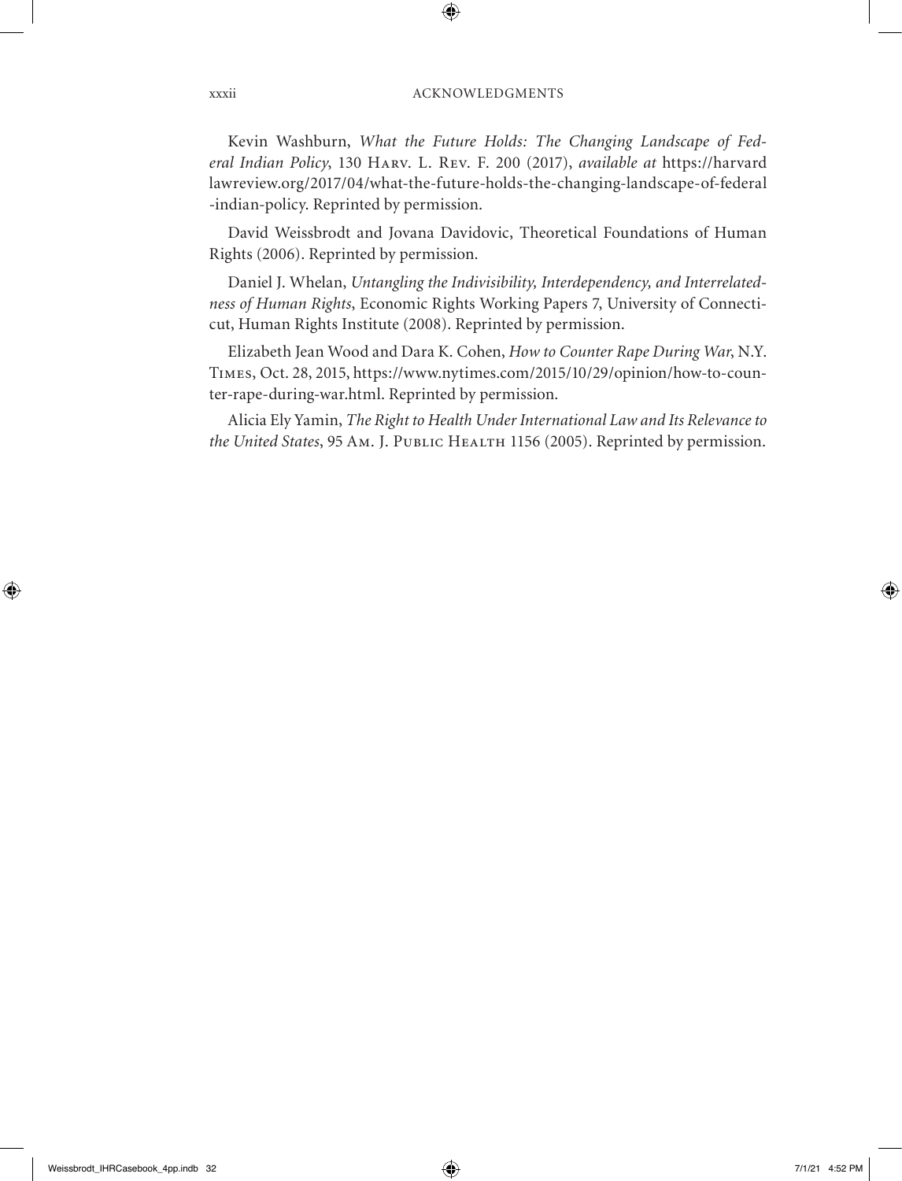Kevin Washburn, *What the Future Holds: The Changing Landscape of Federal Indian Policy*, 130 Harv. L. Rev. F. 200 (2017), *available at* https://harvardlawreview.org/2017/04/what-the-future-holds-the-changing-landscape-of-federal-indian-policy. Reprinted by permission.

David Weissbrodt and Jovana Davidovic, Theoretical Foundations of Human Rights (2006). Reprinted by permission.

Daniel J. Whelan, *Untangling the Indivisibility, Interdependency, and Interrelatedness of Human Rights*, Economic Rights Working Papers 7, University of Connecticut, Human Rights Institute (2008). Reprinted by permission.

Elizabeth Jean Wood and Dara K. Cohen, *How to Counter Rape During War*, N.Y. Times, Oct. 28, 2015, https://www.nytimes.com/2015/10/29/opinion/how-to-counter-rape-during-war.html. Reprinted by permission.

Alicia Ely Yamin, *The Right to Health Under International Law and Its Relevance to the United States*, 95 Am. J. Public Health 1156 (2005). Reprinted by permission.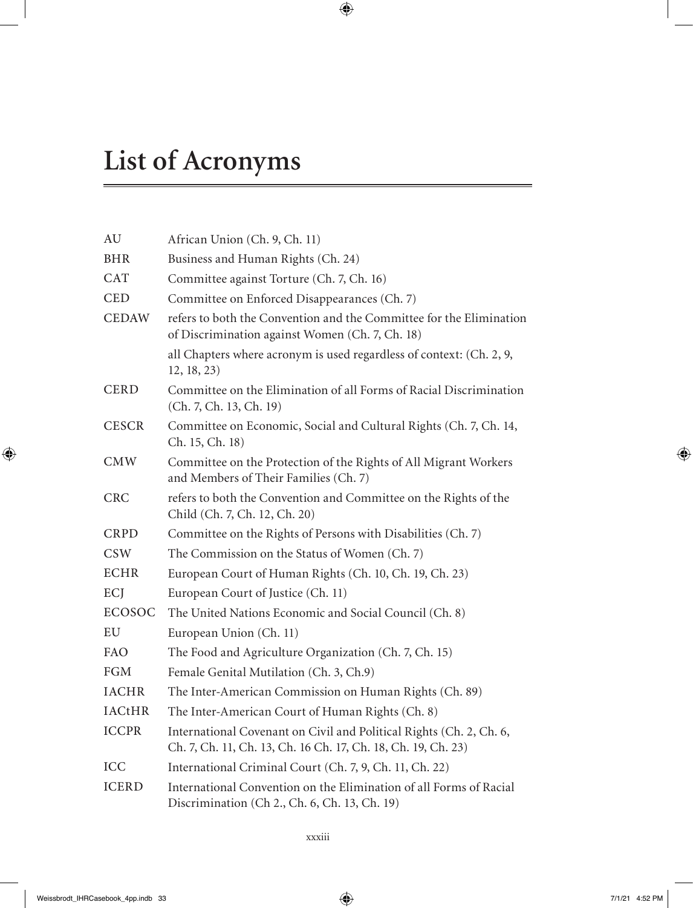# List of Acronyms

| | |
|---|---|
| AU | African Union (Ch. 9, Ch. 11) |
| BHR | Business and Human Rights (Ch. 24) |
| CAT | Committee against Torture (Ch. 7, Ch. 16) |
| CED | Committee on Enforced Disappearances (Ch. 7) |
| CEDAW | refers to both the Convention and the Committee for the Elimination of Discrimination against Women (Ch. 7, Ch. 18) |
| | all Chapters where acronym is used regardless of context: (Ch. 2, 9, 12, 18, 23) |
| CERD | Committee on the Elimination of all Forms of Racial Discrimination (Ch. 7, Ch. 13, Ch. 19) |
| CESCR | Committee on Economic, Social and Cultural Rights (Ch. 7, Ch. 14, Ch. 15, Ch. 18) |
| CMW | Committee on the Protection of the Rights of All Migrant Workers and Members of Their Families (Ch. 7) |
| CRC | refers to both the Convention and Committee on the Rights of the Child (Ch. 7, Ch. 12, Ch. 20) |
| CRPD | Committee on the Rights of Persons with Disabilities (Ch. 7) |
| CSW | The Commission on the Status of Women (Ch. 7) |
| ECHR | European Court of Human Rights (Ch. 10, Ch. 19, Ch. 23) |
| ECJ | European Court of Justice (Ch. 11) |
| ECOSOC | The United Nations Economic and Social Council (Ch. 8) |
| EU | European Union (Ch. 11) |
| FAO | The Food and Agriculture Organization (Ch. 7, Ch. 15) |
| FGM | Female Genital Mutilation (Ch. 3, Ch.9) |
| IACHR | The Inter-American Commission on Human Rights (Ch. 89) |
| IACtHR | The Inter-American Court of Human Rights (Ch. 8) |
| ICCPR | International Covenant on Civil and Political Rights (Ch. 2, Ch. 6, Ch. 7, Ch. 11, Ch. 13, Ch. 16 Ch. 17, Ch. 18, Ch. 19, Ch. 23) |
| ICC | International Criminal Court (Ch. 7, 9, Ch. 11, Ch. 22) |
| ICERD | International Convention on the Elimination of all Forms of Racial Discrimination (Ch 2., Ch. 6, Ch. 13, Ch. 19) |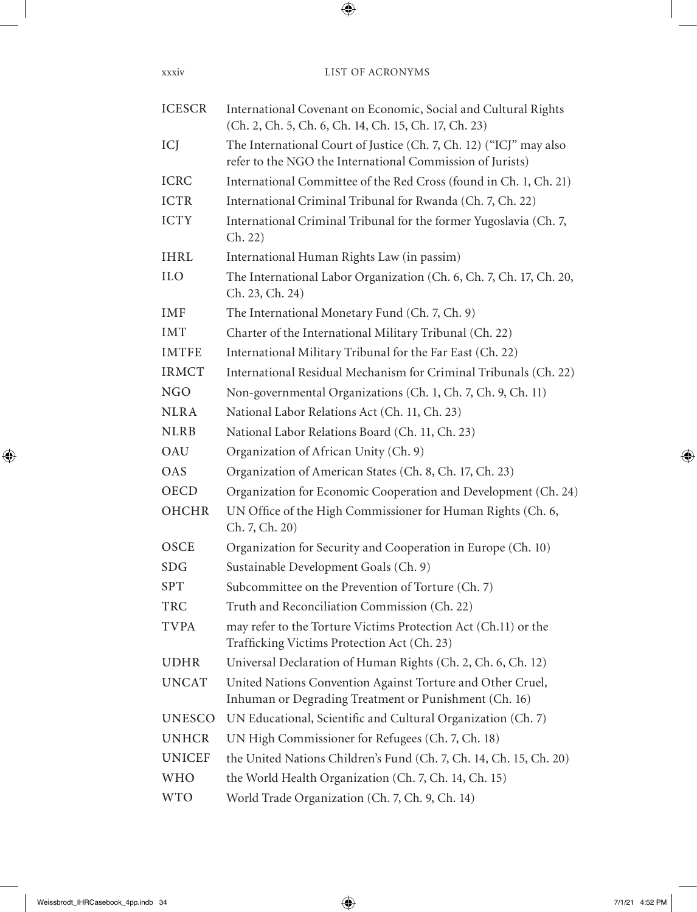| | |
|---|---|
| ICESCR | International Covenant on Economic, Social and Cultural Rights (Ch. 2, Ch. 5, Ch. 6, Ch. 14, Ch. 15, Ch. 17, Ch. 23) |
| ICJ | The International Court of Justice (Ch. 7, Ch. 12) ("ICJ" may also refer to the NGO the International Commission of Jurists) |
| ICRC | International Committee of the Red Cross (found in Ch. 1, Ch. 21) |
| ICTR | International Criminal Tribunal for Rwanda (Ch. 7, Ch. 22) |
| ICTY | International Criminal Tribunal for the former Yugoslavia (Ch. 7, Ch. 22) |
| IHRL | International Human Rights Law (in passim) |
| ILO | The International Labor Organization (Ch. 6, Ch. 7, Ch. 17, Ch. 20, Ch. 23, Ch. 24) |
| IMF | The International Monetary Fund (Ch. 7, Ch. 9) |
| IMT | Charter of the International Military Tribunal (Ch. 22) |
| IMTFE | International Military Tribunal for the Far East (Ch. 22) |
| IRMCT | International Residual Mechanism for Criminal Tribunals (Ch. 22) |
| NGO | Non-governmental Organizations (Ch. 1, Ch. 7, Ch. 9, Ch. 11) |
| NLRA | National Labor Relations Act (Ch. 11, Ch. 23) |
| NLRB | National Labor Relations Board (Ch. 11, Ch. 23) |
| OAU | Organization of African Unity (Ch. 9) |
| OAS | Organization of American States (Ch. 8, Ch. 17, Ch. 23) |
| OECD | Organization for Economic Cooperation and Development (Ch. 24) |
| OHCHR | UN Office of the High Commissioner for Human Rights (Ch. 6, Ch. 7, Ch. 20) |
| OSCE | Organization for Security and Cooperation in Europe (Ch. 10) |
| SDG | Sustainable Development Goals (Ch. 9) |
| SPT | Subcommittee on the Prevention of Torture (Ch. 7) |
| TRC | Truth and Reconciliation Commission (Ch. 22) |
| TVPA | may refer to the Torture Victims Protection Act (Ch.11) or the Trafficking Victims Protection Act (Ch. 23) |
| UDHR | Universal Declaration of Human Rights (Ch. 2, Ch. 6, Ch. 12) |
| UNCAT | United Nations Convention Against Torture and Other Cruel, Inhuman or Degrading Treatment or Punishment (Ch. 16) |
| UNESCO | UN Educational, Scientific and Cultural Organization (Ch. 7) |
| UNHCR | UN High Commissioner for Refugees (Ch. 7, Ch. 18) |
| UNICEF | the United Nations Children's Fund (Ch. 7, Ch. 14, Ch. 15, Ch. 20) |
| WHO | the World Health Organization (Ch. 7, Ch. 14, Ch. 15) |
| WTO | World Trade Organization (Ch. 7, Ch. 9, Ch. 14) |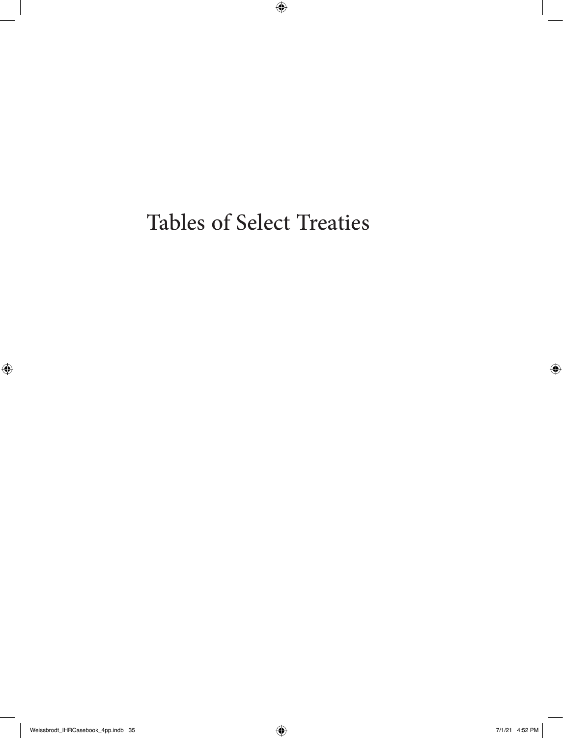# Tables of Select Treaties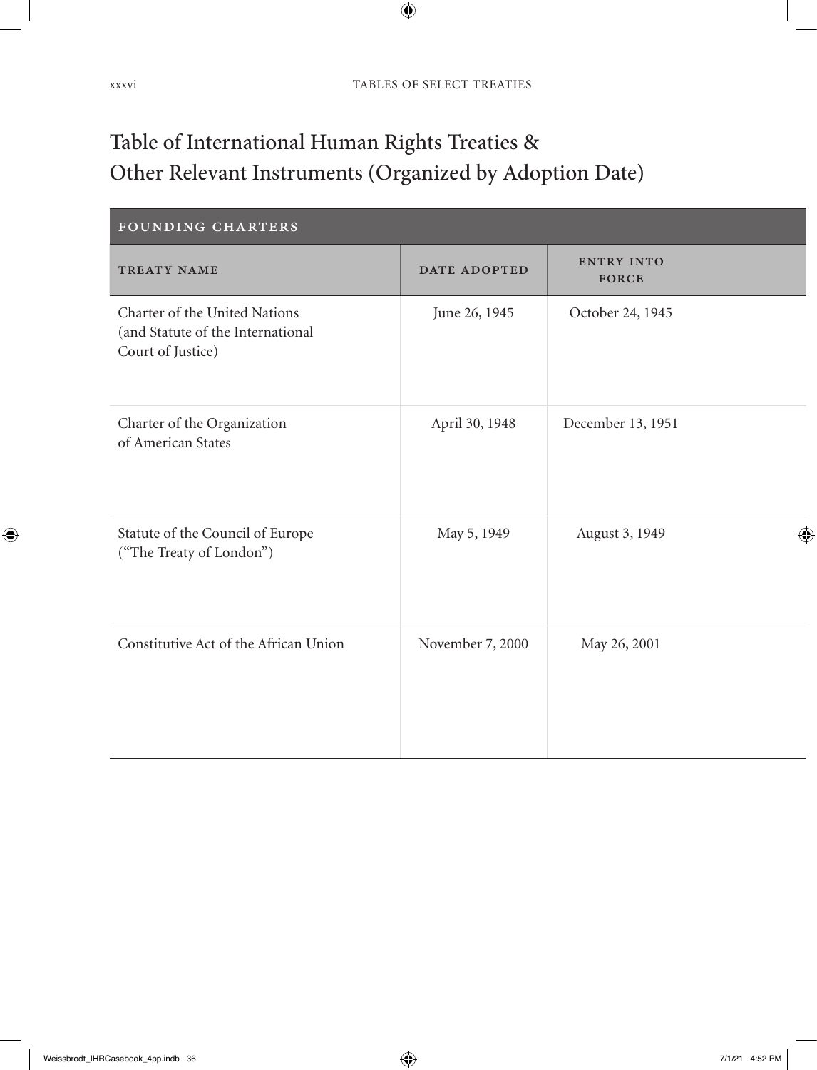# Table of International Human Rights Treaties & Other Relevant Instruments (Organized by Adoption Date)

| FOUNDING CHARTERS | | |
|---|---|---|
| TREATY NAME | DATE ADOPTED | ENTRY INTO FORCE |
| Charter of the United Nations (and Statute of the International Court of Justice) | June 26, 1945 | October 24, 1945 |
| Charter of the Organization of American States | April 30, 1948 | December 13, 1951 |
| Statute of the Council of Europe ("The Treaty of London") | May 5, 1949 | August 3, 1949 |
| Constitutive Act of the African Union | November 7, 2000 | May 26, 2001 |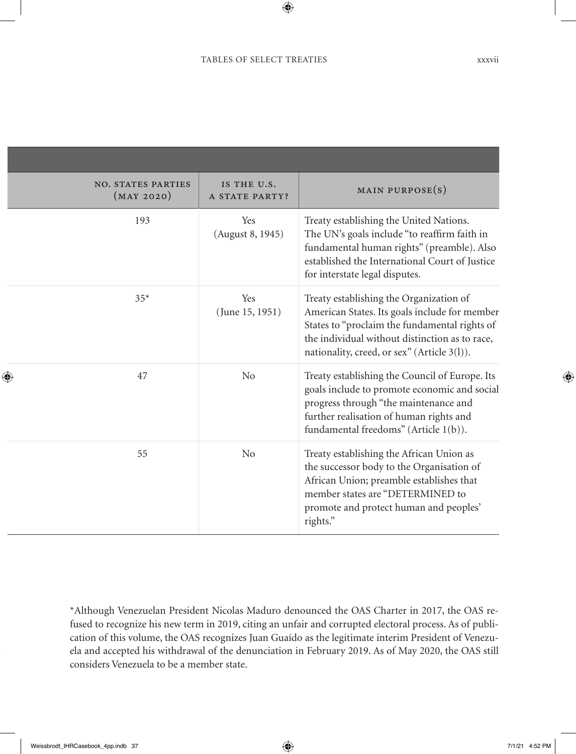| NO. STATES PARTIES (MAY 2020) | IS THE U.S. A STATE PARTY? | MAIN PURPOSE(S) |
|---|---|---|
| 193 | Yes (August 8, 1945) | Treaty establishing the United Nations. The UN's goals include "to reaffirm faith in fundamental human rights" (preamble). Also established the International Court of Justice for interstate legal disputes. |
| 35* | Yes (June 15, 1951) | Treaty establishing the Organization of American States. Its goals include for member States to "proclaim the fundamental rights of the individual without distinction as to race, nationality, creed, or sex" (Article 3(l)). |
| 47 | No | Treaty establishing the Council of Europe. Its goals include to promote economic and social progress through "the maintenance and further realisation of human rights and fundamental freedoms" (Article 1(b)). |
| 55 | No | Treaty establishing the African Union as the successor body to the Organisation of African Union; preamble establishes that member states are "DETERMINED to promote and protect human and peoples' rights." |

*Although Venezuelan President Nicolas Maduro denounced the OAS Charter in 2017, the OAS refused to recognize his new term in 2019, citing an unfair and corrupted electoral process. As of publication of this volume, the OAS recognizes Juan Guaído as the legitimate interim President of Venezuela and accepted his withdrawal of the denunciation in February 2019. As of May 2020, the OAS still considers Venezuela to be a member state.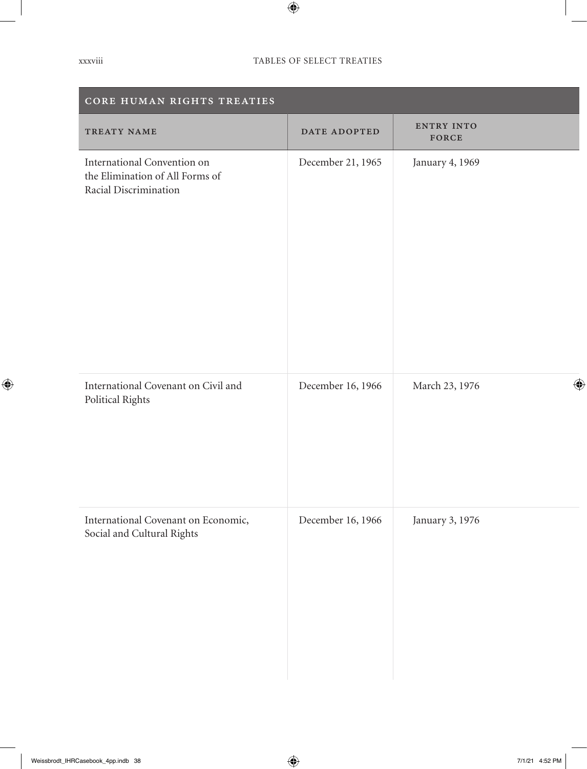| CORE HUMAN RIGHTS TREATIES | | |
| --- | --- | --- |
| TREATY NAME | DATE ADOPTED | ENTRY INTO FORCE |
| International Convention on the Elimination of All Forms of Racial Discrimination | December 21, 1965 | January 4, 1969 |
| International Covenant on Civil and Political Rights | December 16, 1966 | March 23, 1976 |
| International Covenant on Economic, Social and Cultural Rights | December 16, 1966 | January 3, 1976 |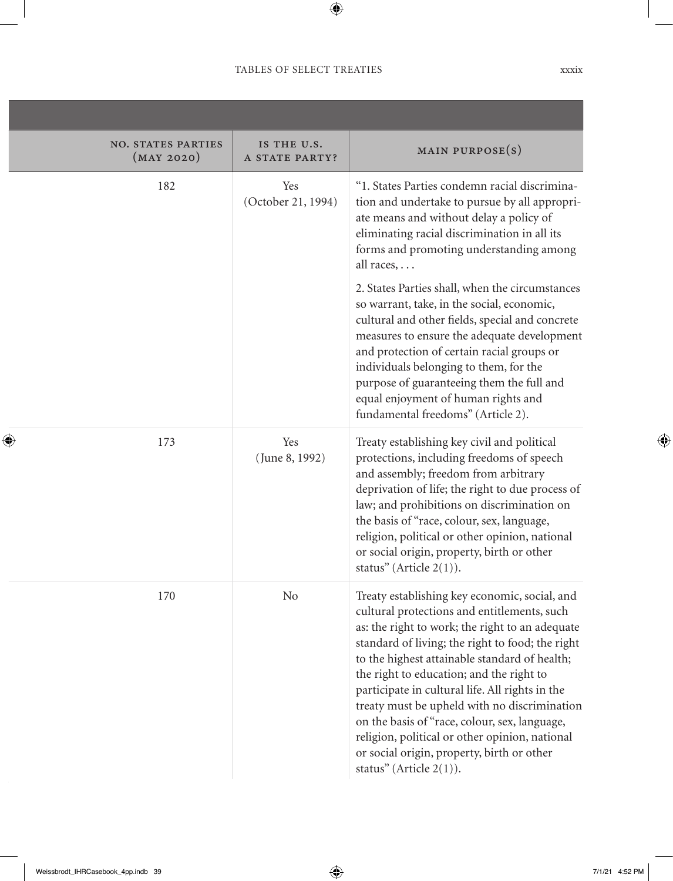| NO. STATES PARTIES (MAY 2020) | IS THE U.S. A STATE PARTY? | MAIN PURPOSE(S) |
|---|---|---|
| 182 | Yes (October 21, 1994) | "1. States Parties condemn racial discrimination and undertake to pursue by all appropriate means and without delay a policy of eliminating racial discrimination in all its forms and promoting understanding among all races, . . . <br><br> 2. States Parties shall, when the circumstances so warrant, take, in the social, economic, cultural and other fields, special and concrete measures to ensure the adequate development and protection of certain racial groups or individuals belonging to them, for the purpose of guaranteeing them the full and equal enjoyment of human rights and fundamental freedoms" (Article 2). |
| 173 | Yes (June 8, 1992) | Treaty establishing key civil and political protections, including freedoms of speech and assembly; freedom from arbitrary deprivation of life; the right to due process of law; and prohibitions on discrimination on the basis of "race, colour, sex, language, religion, political or other opinion, national or social origin, property, birth or other status" (Article 2(1)). |
| 170 | No | Treaty establishing key economic, social, and cultural protections and entitlements, such as: the right to work; the right to an adequate standard of living; the right to food; the right to the highest attainable standard of health; the right to education; and the right to participate in cultural life. All rights in the treaty must be upheld with no discrimination on the basis of "race, colour, sex, language, religion, political or other opinion, national or social origin, property, birth or other status" (Article 2(1)). |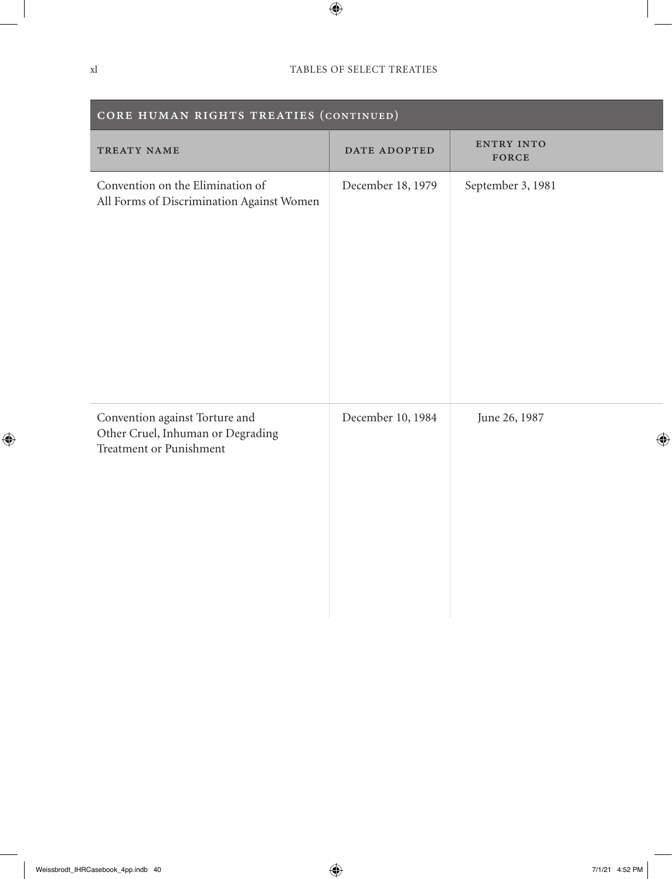| CORE HUMAN RIGHTS TREATIES (CONTINUED) | | |
|---|---|---|
| TREATY NAME | DATE ADOPTED | ENTRY INTO FORCE |
| Convention on the Elimination of All Forms of Discrimination Against Women | December 18, 1979 | September 3, 1981 |
| Convention against Torture and Other Cruel, Inhuman or Degrading Treatment or Punishment | December 10, 1984 | June 26, 1987 |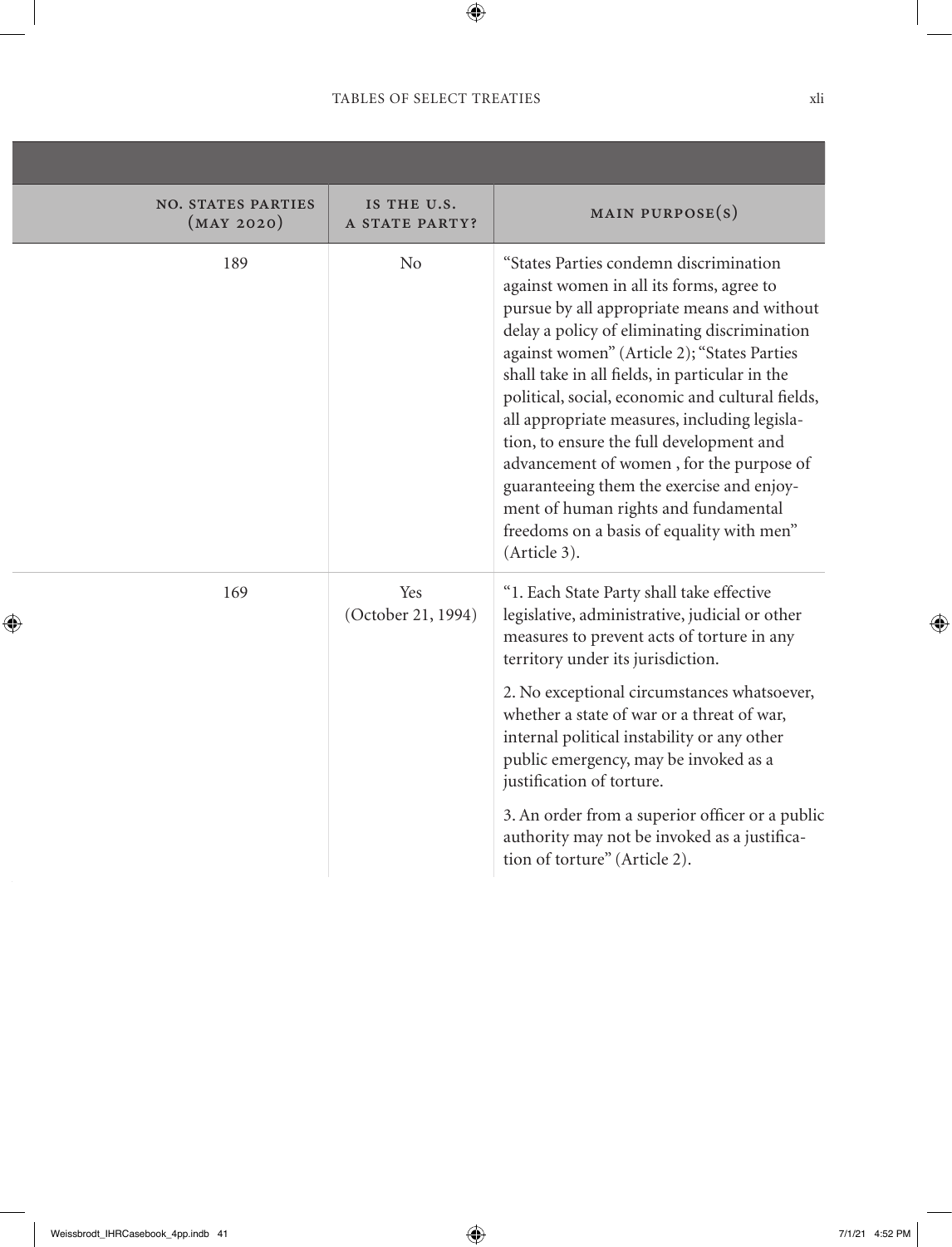| NO. STATES PARTIES (MAY 2020) | IS THE U.S. A STATE PARTY? | MAIN PURPOSE(S) |
|---|---|---|
| 189 | No | "States Parties condemn discrimination against women in all its forms, agree to pursue by all appropriate means and without delay a policy of eliminating discrimination against women" (Article 2); "States Parties shall take in all fields, in particular in the political, social, economic and cultural fields, all appropriate measures, including legislation, to ensure the full development and advancement of women , for the purpose of guaranteeing them the exercise and enjoyment of human rights and fundamental freedoms on a basis of equality with men" (Article 3). |
| 169 | Yes (October 21, 1994) | "1. Each State Party shall take effective legislative, administrative, judicial or other measures to prevent acts of torture in any territory under its jurisdiction. 2. No exceptional circumstances whatsoever, whether a state of war or a threat of war, internal political instability or any other public emergency, may be invoked as a justification of torture. 3. An order from a superior officer or a public authority may not be invoked as a justification of torture" (Article 2). |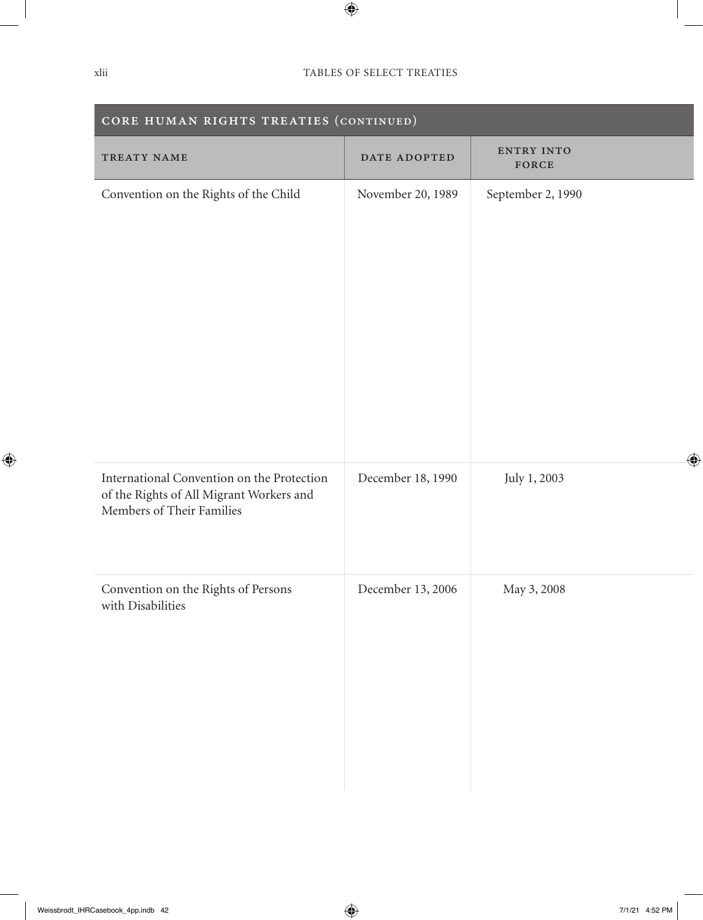| CORE HUMAN RIGHTS TREATIES (CONTINUED) | | |
| --- | --- | --- |
| TREATY NAME | DATE ADOPTED | ENTRY INTO FORCE |
| Convention on the Rights of the Child | November 20, 1989 | September 2, 1990 |
| International Convention on the Protection of the Rights of All Migrant Workers and Members of Their Families | December 18, 1990 | July 1, 2003 |
| Convention on the Rights of Persons with Disabilities | December 13, 2006 | May 3, 2008 |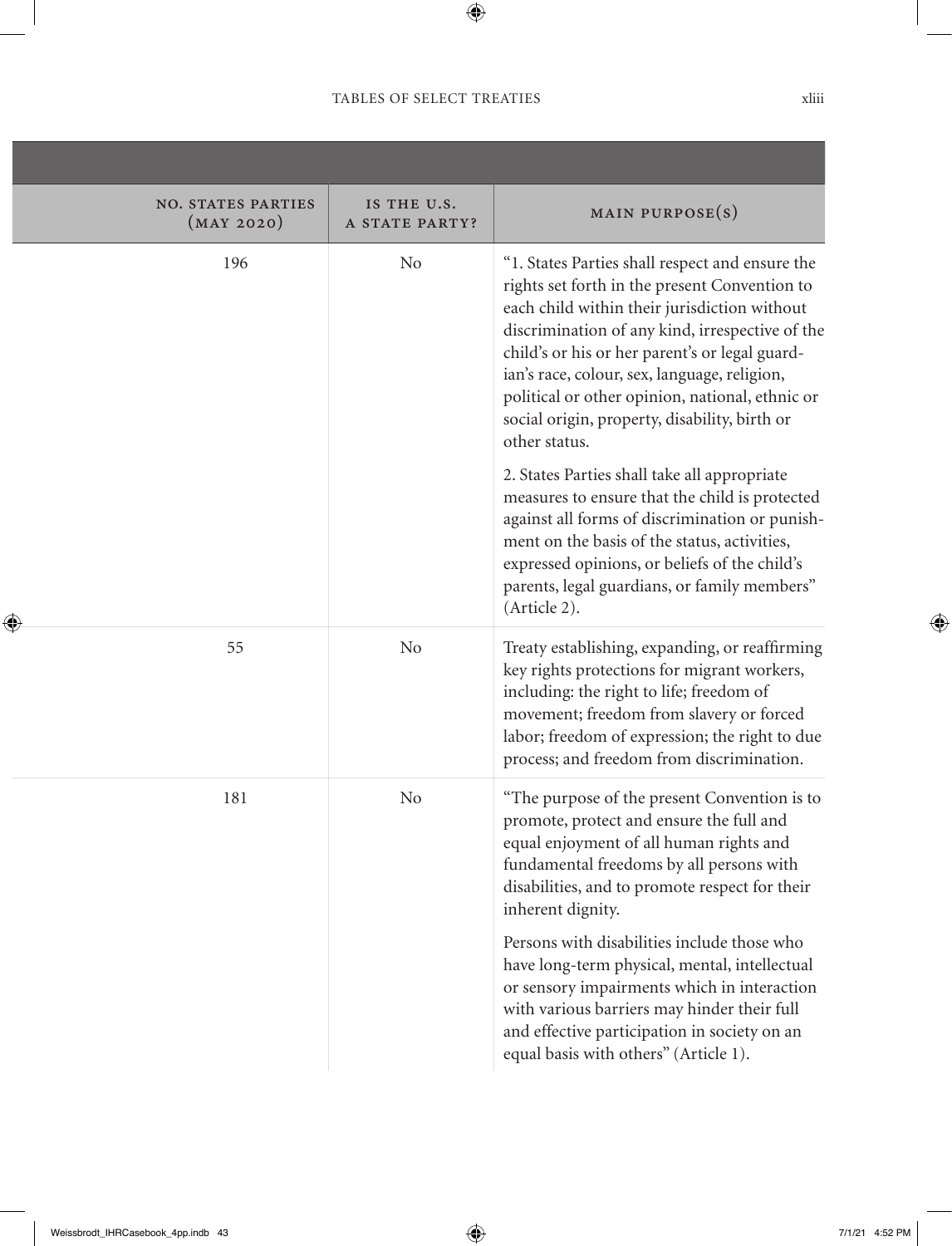| NO. STATES PARTIES (MAY 2020) | IS THE U.S. A STATE PARTY? | MAIN PURPOSE(S) |
|---|---|---|
| 196 | No | "1. States Parties shall respect and ensure the rights set forth in the present Convention to each child within their jurisdiction without discrimination of any kind, irrespective of the child's or his or her parent's or legal guardian's race, colour, sex, language, religion, political or other opinion, national, ethnic or social origin, property, disability, birth or other status.<br><br>2. States Parties shall take all appropriate measures to ensure that the child is protected against all forms of discrimination or punishment on the basis of the status, activities, expressed opinions, or beliefs of the child's parents, legal guardians, or family members" (Article 2). |
| 55 | No | Treaty establishing, expanding, or reaffirming key rights protections for migrant workers, including: the right to life; freedom of movement; freedom from slavery or forced labor; freedom of expression; the right to due process; and freedom from discrimination. |
| 181 | No | "The purpose of the present Convention is to promote, protect and ensure the full and equal enjoyment of all human rights and fundamental freedoms by all persons with disabilities, and to promote respect for their inherent dignity.<br><br>Persons with disabilities include those who have long-term physical, mental, intellectual or sensory impairments which in interaction with various barriers may hinder their full and effective participation in society on an equal basis with others" (Article 1). |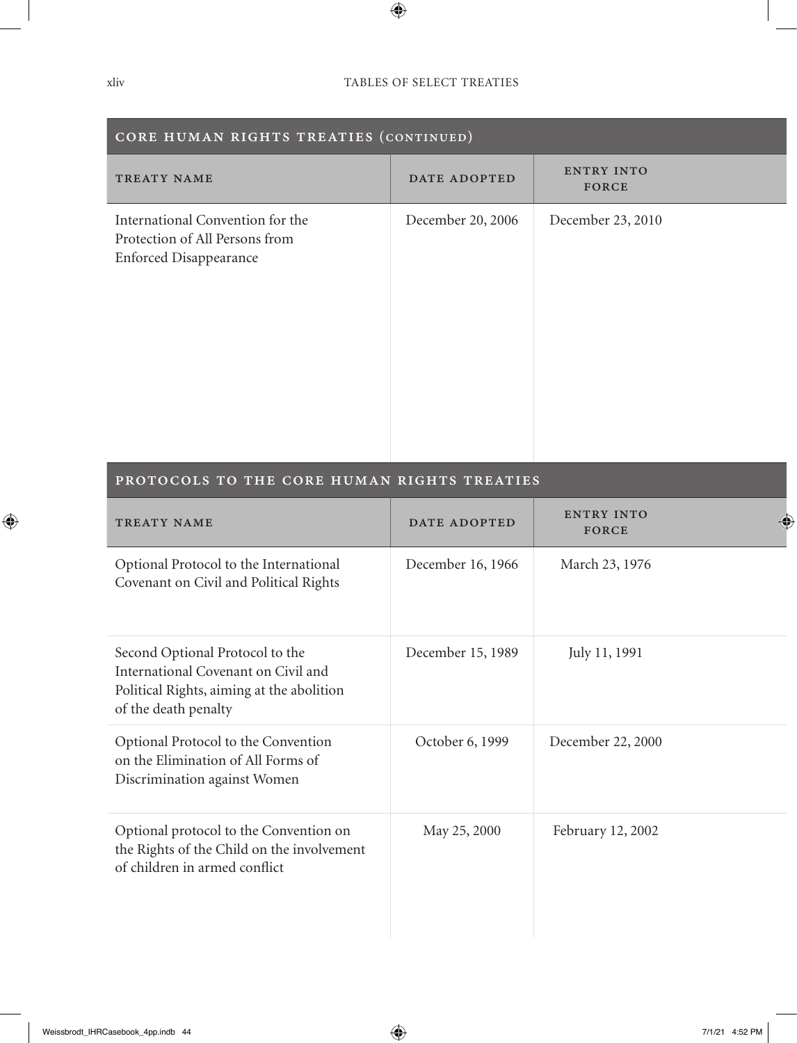## CORE HUMAN RIGHTS TREATIES (CONTINUED)

| TREATY NAME | DATE ADOPTED | ENTRY INTO FORCE |
|---|---|---|
| International Convention for the Protection of All Persons from Enforced Disappearance | December 20, 2006 | December 23, 2010 |

## PROTOCOLS TO THE CORE HUMAN RIGHTS TREATIES

| TREATY NAME | DATE ADOPTED | ENTRY INTO FORCE |
|---|---|---|
| Optional Protocol to the International Covenant on Civil and Political Rights | December 16, 1966 | March 23, 1976 |
| Second Optional Protocol to the International Covenant on Civil and Political Rights, aiming at the abolition of the death penalty | December 15, 1989 | July 11, 1991 |
| Optional Protocol to the Convention on the Elimination of All Forms of Discrimination against Women | October 6, 1999 | December 22, 2000 |
| Optional protocol to the Convention on the Rights of the Child on the involvement of children in armed conflict | May 25, 2000 | February 12, 2002 |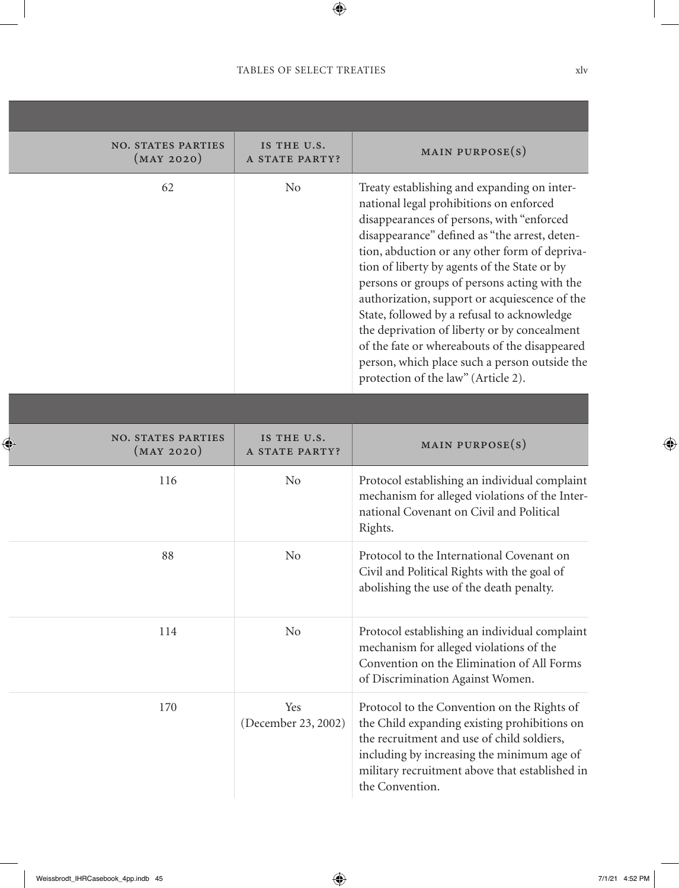| NO. STATES PARTIES (MAY 2020) | IS THE U.S. A STATE PARTY? | MAIN PURPOSE(S) |
|---|---|---|
| 62 | No | Treaty establishing and expanding on international legal prohibitions on enforced disappearances of persons, with "enforced disappearance" defined as "the arrest, detention, abduction or any other form of deprivation of liberty by agents of the State or by persons or groups of persons acting with the authorization, support or acquiescence of the State, followed by a refusal to acknowledge the deprivation of liberty or by concealment of the fate or whereabouts of the disappeared person, which place such a person outside the protection of the law" (Article 2). |

| NO. STATES PARTIES (MAY 2020) | IS THE U.S. A STATE PARTY? | MAIN PURPOSE(S) |
|---|---|---|
| 116 | No | Protocol establishing an individual complaint mechanism for alleged violations of the International Covenant on Civil and Political Rights. |
| 88 | No | Protocol to the International Covenant on Civil and Political Rights with the goal of abolishing the use of the death penalty. |
| 114 | No | Protocol establishing an individual complaint mechanism for alleged violations of the Convention on the Elimination of All Forms of Discrimination Against Women. |
| 170 | Yes (December 23, 2002) | Protocol to the Convention on the Rights of the Child expanding existing prohibitions on the recruitment and use of child soldiers, including by increasing the minimum age of military recruitment above that established in the Convention. |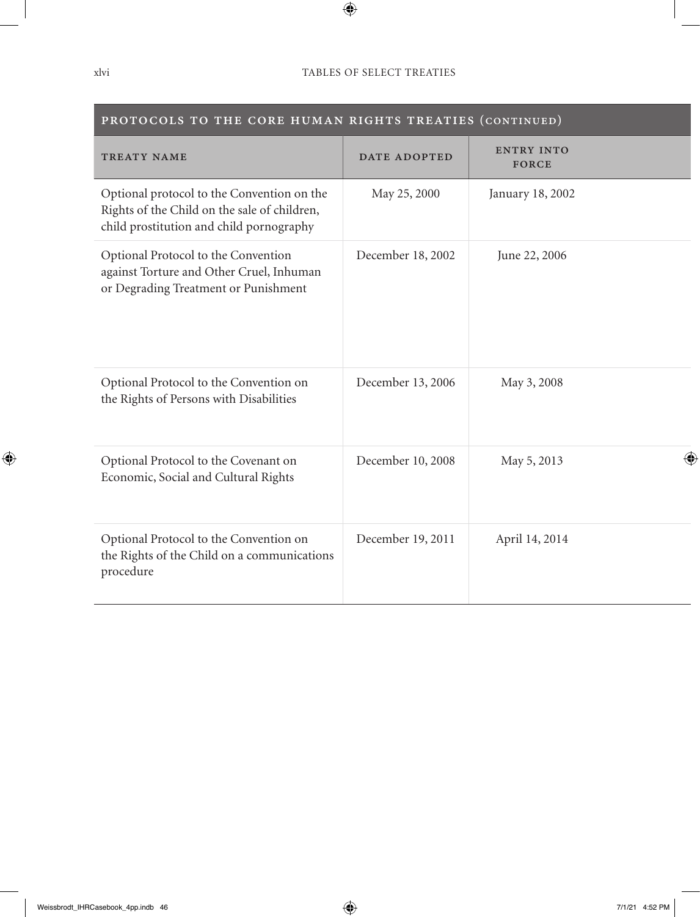| PROTOCOLS TO THE CORE HUMAN RIGHTS TREATIES (CONTINUED) | | |
|---|---|---|
| TREATY NAME | DATE ADOPTED | ENTRY INTO FORCE |
| Optional protocol to the Convention on the Rights of the Child on the sale of children, child prostitution and child pornography | May 25, 2000 | January 18, 2002 |
| Optional Protocol to the Convention against Torture and Other Cruel, Inhuman or Degrading Treatment or Punishment | December 18, 2002 | June 22, 2006 |
| Optional Protocol to the Convention on the Rights of Persons with Disabilities | December 13, 2006 | May 3, 2008 |
| Optional Protocol to the Covenant on Economic, Social and Cultural Rights | December 10, 2008 | May 5, 2013 |
| Optional Protocol to the Convention on the Rights of the Child on a communications procedure | December 19, 2011 | April 14, 2014 |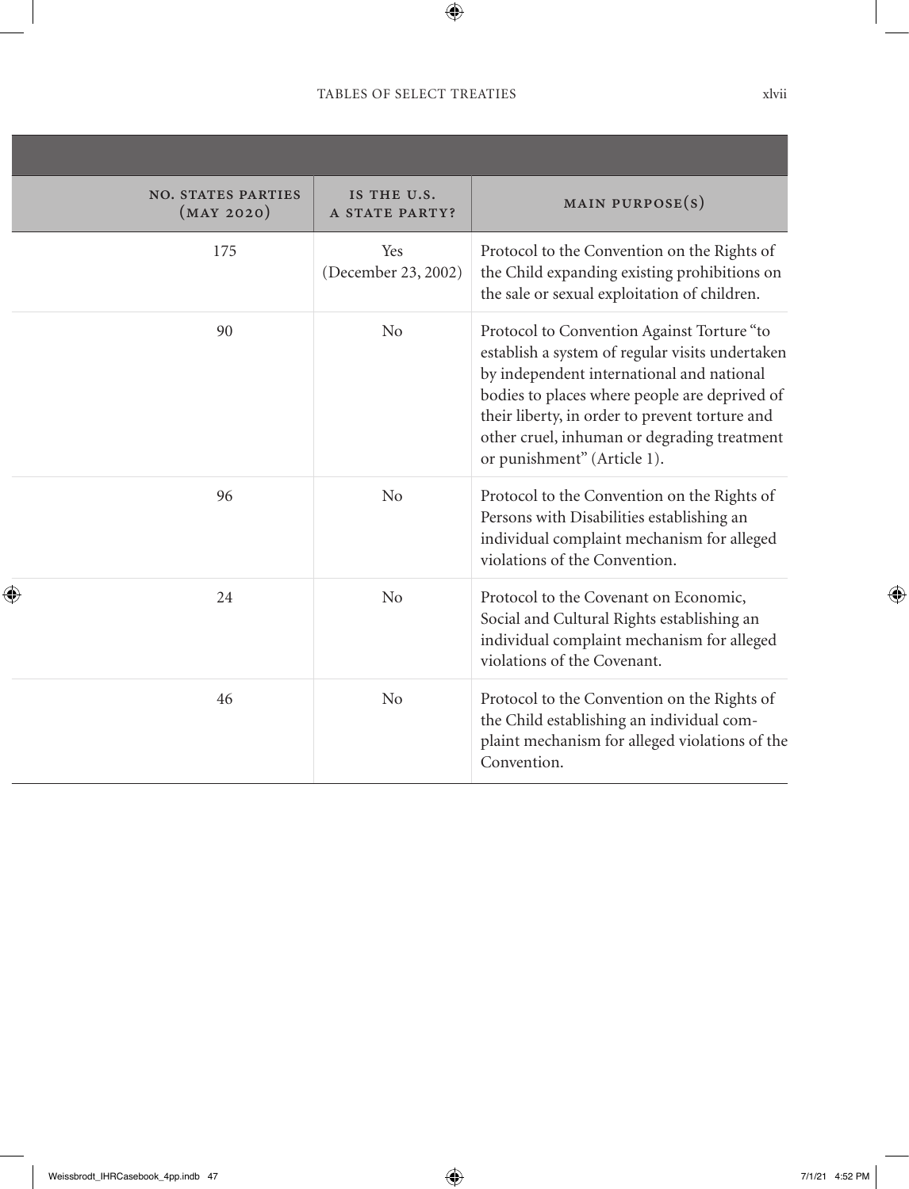| NO. STATES PARTIES (MAY 2020) | IS THE U.S. A STATE PARTY? | MAIN PURPOSE(S) |
|---|---|---|
| 175 | Yes (December 23, 2002) | Protocol to the Convention on the Rights of the Child expanding existing prohibitions on the sale or sexual exploitation of children. |
| 90 | No | Protocol to Convention Against Torture "to establish a system of regular visits undertaken by independent international and national bodies to places where people are deprived of their liberty, in order to prevent torture and other cruel, inhuman or degrading treatment or punishment" (Article 1). |
| 96 | No | Protocol to the Convention on the Rights of Persons with Disabilities establishing an individual complaint mechanism for alleged violations of the Convention. |
| 24 | No | Protocol to the Covenant on Economic, Social and Cultural Rights establishing an individual complaint mechanism for alleged violations of the Covenant. |
| 46 | No | Protocol to the Convention on the Rights of the Child establishing an individual complaint mechanism for alleged violations of the Convention. |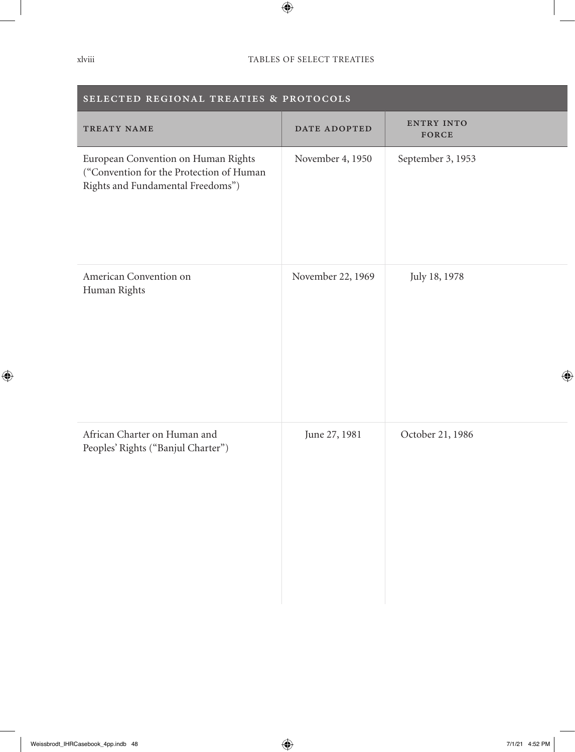| SELECTED REGIONAL TREATIES & PROTOCOLS | | |
|---|---|---|
| TREATY NAME | DATE ADOPTED | ENTRY INTO FORCE |
| European Convention on Human Rights ("Convention for the Protection of Human Rights and Fundamental Freedoms") | November 4, 1950 | September 3, 1953 |
| American Convention on Human Rights | November 22, 1969 | July 18, 1978 |
| African Charter on Human and Peoples' Rights ("Banjul Charter") | June 27, 1981 | October 21, 1986 |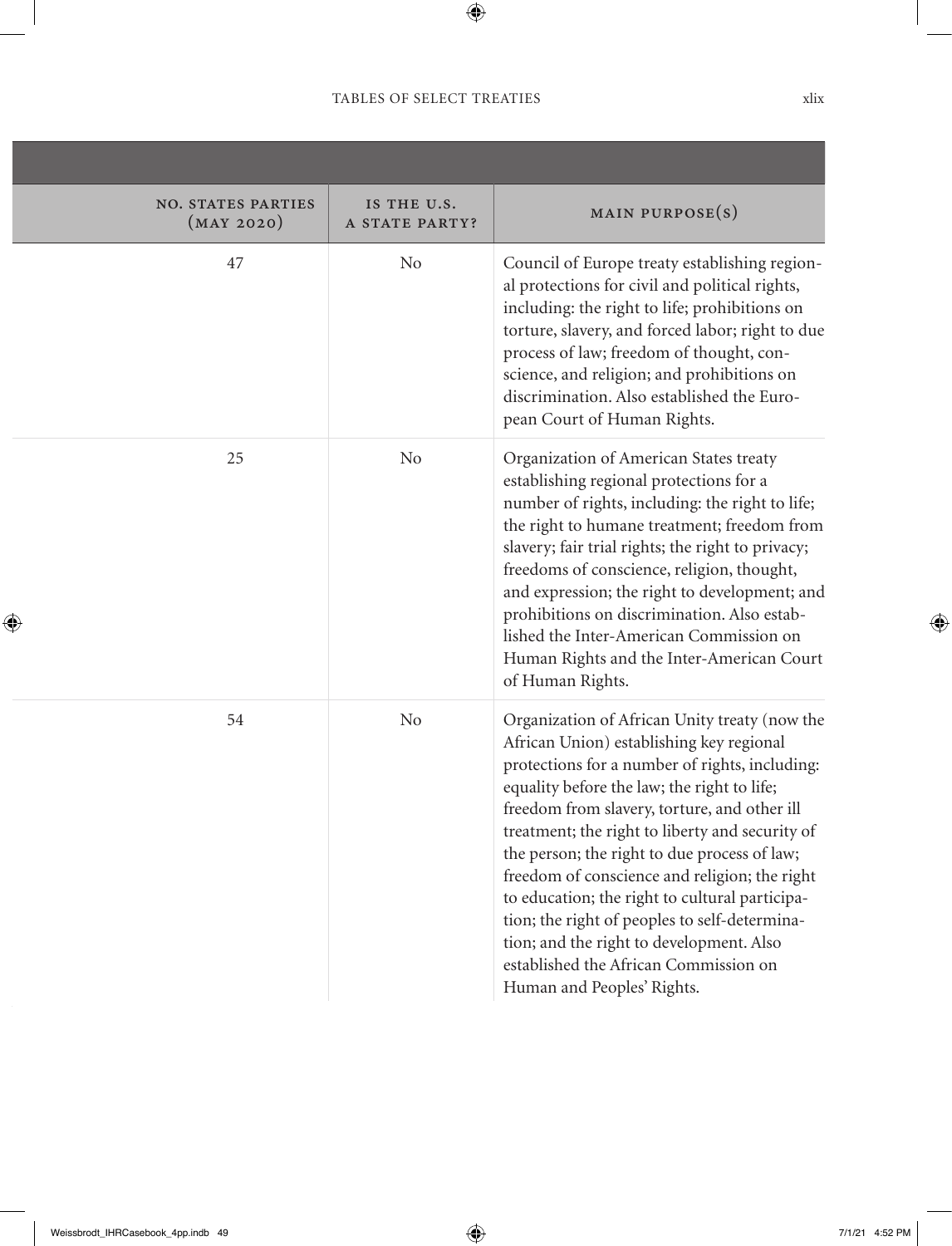| NO. STATES PARTIES (MAY 2020) | IS THE U.S. A STATE PARTY? | MAIN PURPOSE(S) |
|---|---|---|
| 47 | No | Council of Europe treaty establishing regional protections for civil and political rights, including: the right to life; prohibitions on torture, slavery, and forced labor; right to due process of law; freedom of thought, conscience, and religion; and prohibitions on discrimination. Also established the European Court of Human Rights. |
| 25 | No | Organization of American States treaty establishing regional protections for a number of rights, including: the right to life; the right to humane treatment; freedom from slavery; fair trial rights; the right to privacy; freedoms of conscience, religion, thought, and expression; the right to development; and prohibitions on discrimination. Also established the Inter-American Commission on Human Rights and the Inter-American Court of Human Rights. |
| 54 | No | Organization of African Unity treaty (now the African Union) establishing key regional protections for a number of rights, including: equality before the law; the right to life; freedom from slavery, torture, and other ill treatment; the right to liberty and security of the person; the right to due process of law; freedom of conscience and religion; the right to education; the right to cultural participation; the right of peoples to self-determination; and the right to development. Also established the African Commission on Human and Peoples' Rights. |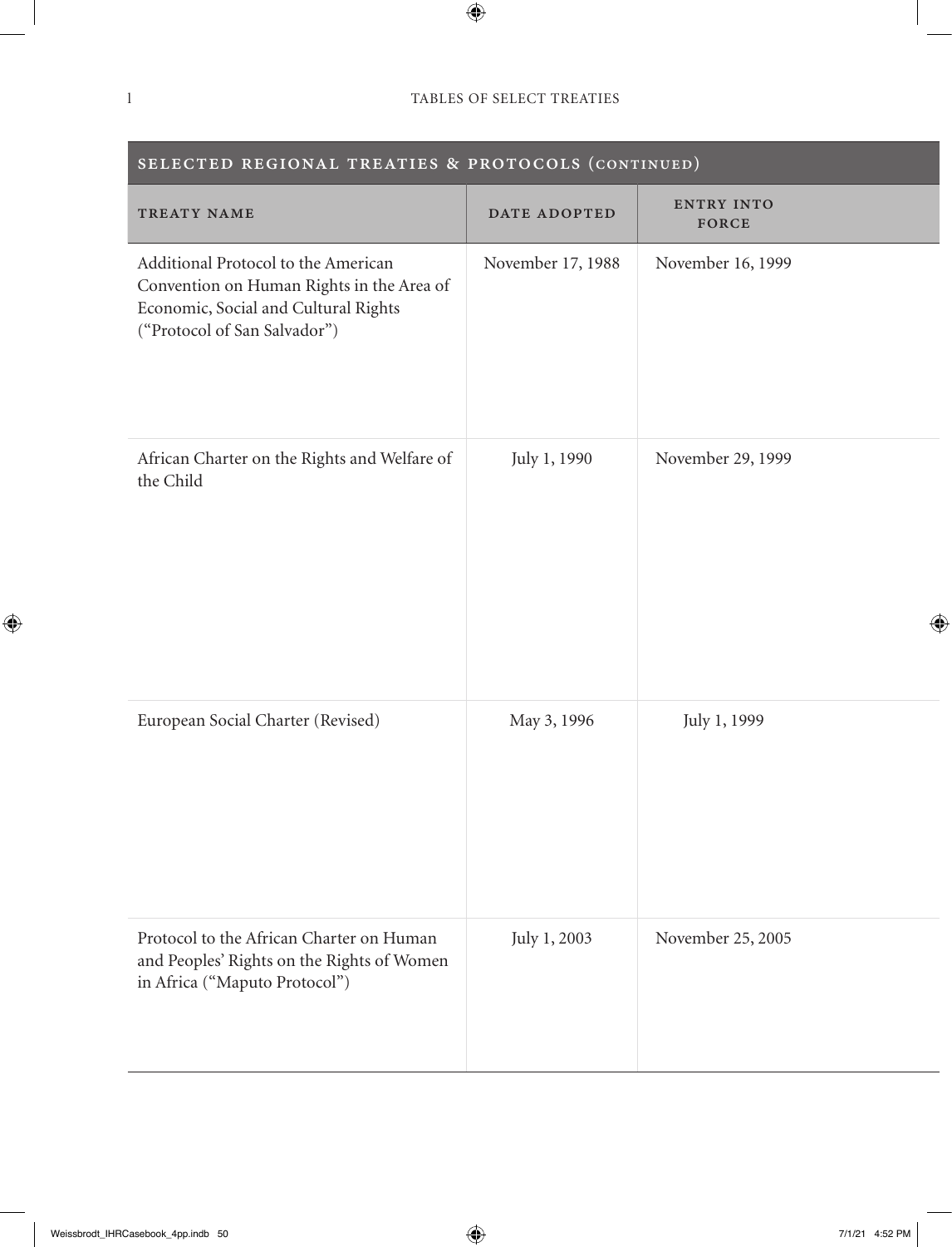| SELECTED REGIONAL TREATIES & PROTOCOLS (CONTINUED) | | |
|---|---|---|
| TREATY NAME | DATE ADOPTED | ENTRY INTO FORCE |
| Additional Protocol to the American Convention on Human Rights in the Area of Economic, Social and Cultural Rights ("Protocol of San Salvador") | November 17, 1988 | November 16, 1999 |
| African Charter on the Rights and Welfare of the Child | July 1, 1990 | November 29, 1999 |
| European Social Charter (Revised) | May 3, 1996 | July 1, 1999 |
| Protocol to the African Charter on Human and Peoples' Rights on the Rights of Women in Africa ("Maputo Protocol") | July 1, 2003 | November 25, 2005 |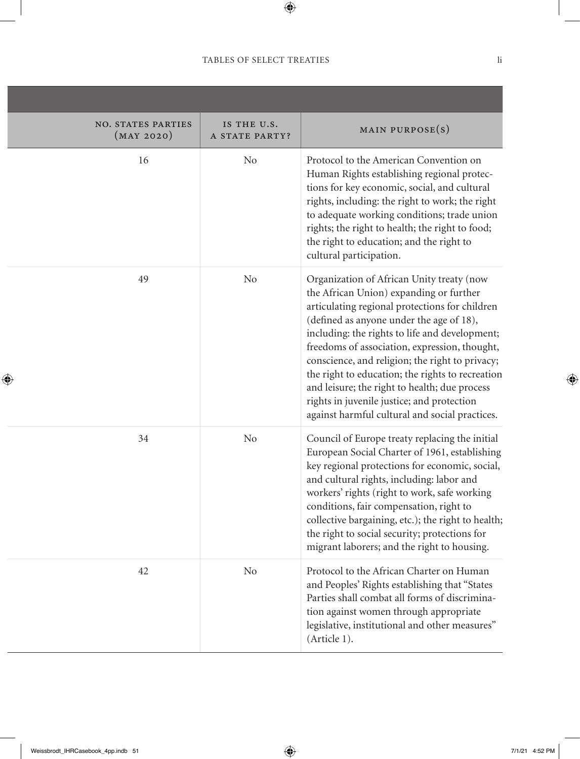| NO. STATES PARTIES (MAY 2020) | IS THE U.S. A STATE PARTY? | MAIN PURPOSE(S) |
|---|---|---|
| 16 | No | Protocol to the American Convention on Human Rights establishing regional protections for key economic, social, and cultural rights, including: the right to work; the right to adequate working conditions; trade union rights; the right to health; the right to food; the right to education; and the right to cultural participation. |
| 49 | No | Organization of African Unity treaty (now the African Union) expanding or further articulating regional protections for children (defined as anyone under the age of 18), including: the rights to life and development; freedoms of association, expression, thought, conscience, and religion; the right to privacy; the right to education; the rights to recreation and leisure; the right to health; due process rights in juvenile justice; and protection against harmful cultural and social practices. |
| 34 | No | Council of Europe treaty replacing the initial European Social Charter of 1961, establishing key regional protections for economic, social, and cultural rights, including: labor and workers' rights (right to work, safe working conditions, fair compensation, right to collective bargaining, etc.); the right to health; the right to social security; protections for migrant laborers; and the right to housing. |
| 42 | No | Protocol to the African Charter on Human and Peoples' Rights establishing that "States Parties shall combat all forms of discrimination against women through appropriate legislative, institutional and other measures" (Article 1). |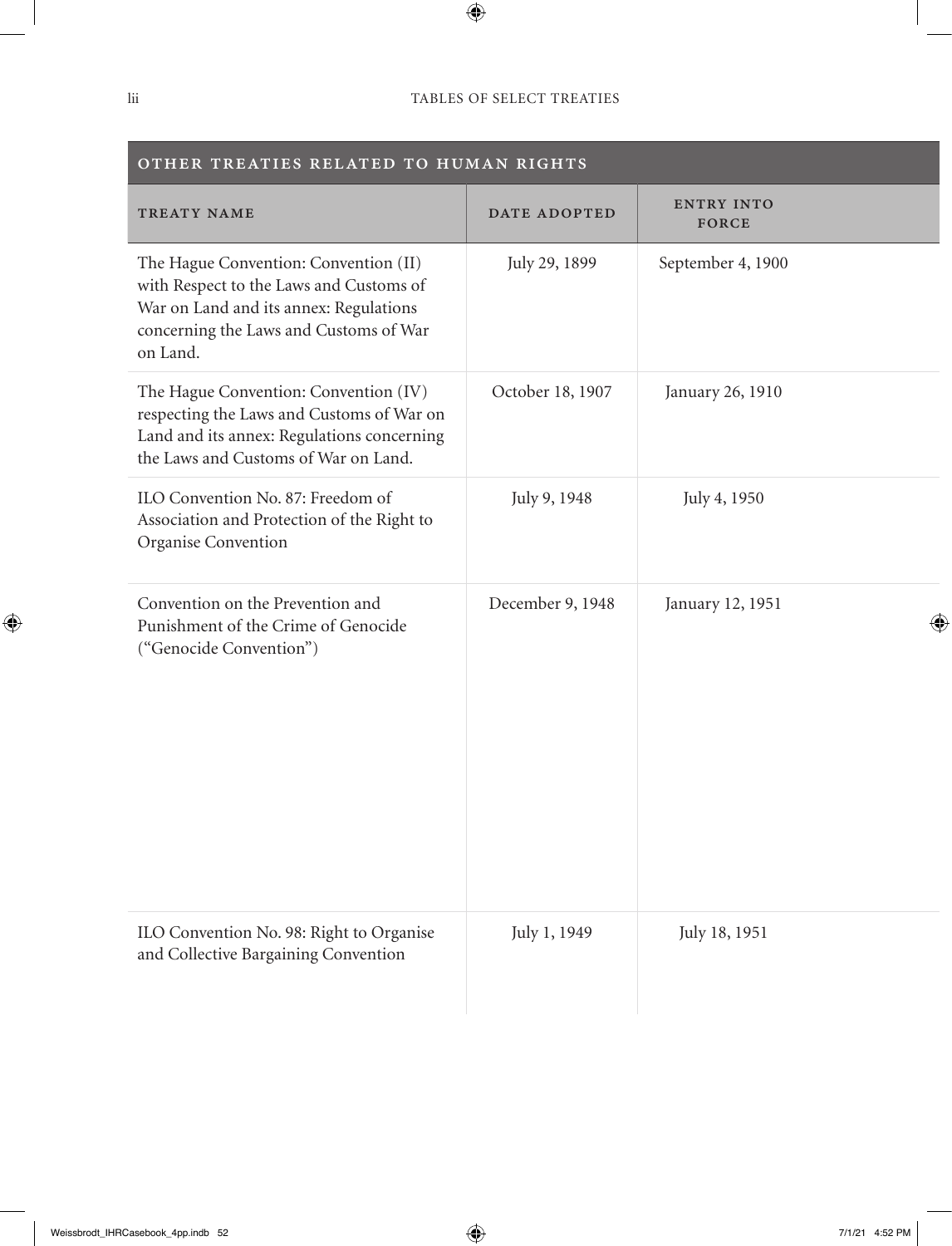| OTHER TREATIES RELATED TO HUMAN RIGHTS | | |
|---|---|---|
| TREATY NAME | DATE ADOPTED | ENTRY INTO FORCE |
| The Hague Convention: Convention (II) with Respect to the Laws and Customs of War on Land and its annex: Regulations concerning the Laws and Customs of War on Land. | July 29, 1899 | September 4, 1900 |
| The Hague Convention: Convention (IV) respecting the Laws and Customs of War on Land and its annex: Regulations concerning the Laws and Customs of War on Land. | October 18, 1907 | January 26, 1910 |
| ILO Convention No. 87: Freedom of Association and Protection of the Right to Organise Convention | July 9, 1948 | July 4, 1950 |
| Convention on the Prevention and Punishment of the Crime of Genocide ("Genocide Convention") | December 9, 1948 | January 12, 1951 |
| ILO Convention No. 98: Right to Organise and Collective Bargaining Convention | July 1, 1949 | July 18, 1951 |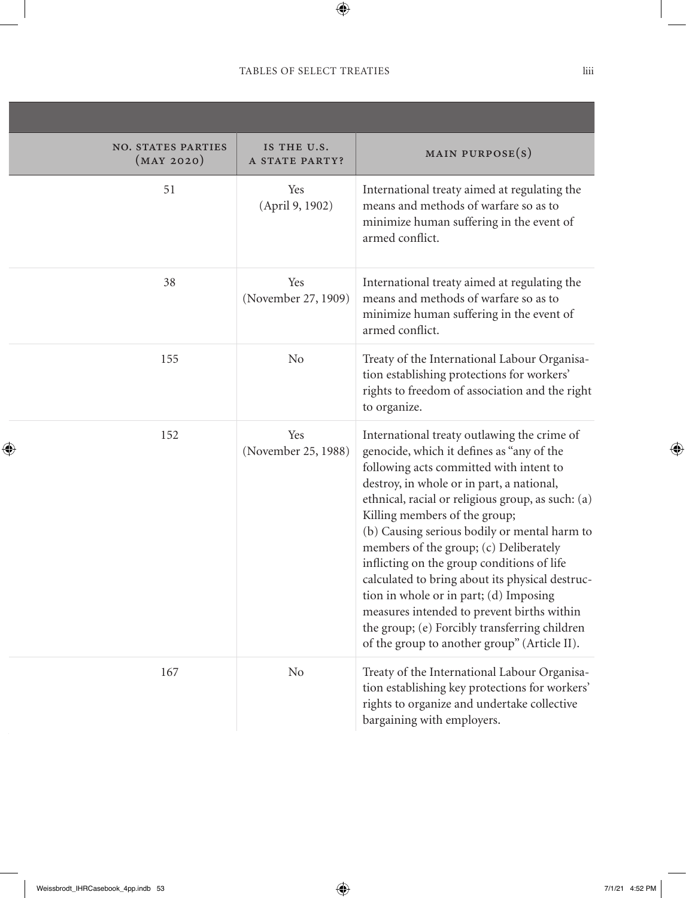| NO. STATES PARTIES (MAY 2020) | IS THE U.S. A STATE PARTY? | MAIN PURPOSE(S) |
|---|---|---|
| 51 | Yes (April 9, 1902) | International treaty aimed at regulating the means and methods of warfare so as to minimize human suffering in the event of armed conflict. |
| 38 | Yes (November 27, 1909) | International treaty aimed at regulating the means and methods of warfare so as to minimize human suffering in the event of armed conflict. |
| 155 | No | Treaty of the International Labour Organisation establishing protections for workers' rights to freedom of association and the right to organize. |
| 152 | Yes (November 25, 1988) | International treaty outlawing the crime of genocide, which it defines as "any of the following acts committed with intent to destroy, in whole or in part, a national, ethnical, racial or religious group, as such: (a) Killing members of the group; (b) Causing serious bodily or mental harm to members of the group; (c) Deliberately inflicting on the group conditions of life calculated to bring about its physical destruction in whole or in part; (d) Imposing measures intended to prevent births within the group; (e) Forcibly transferring children of the group to another group" (Article II). |
| 167 | No | Treaty of the International Labour Organisation establishing key protections for workers' rights to organize and undertake collective bargaining with employers. |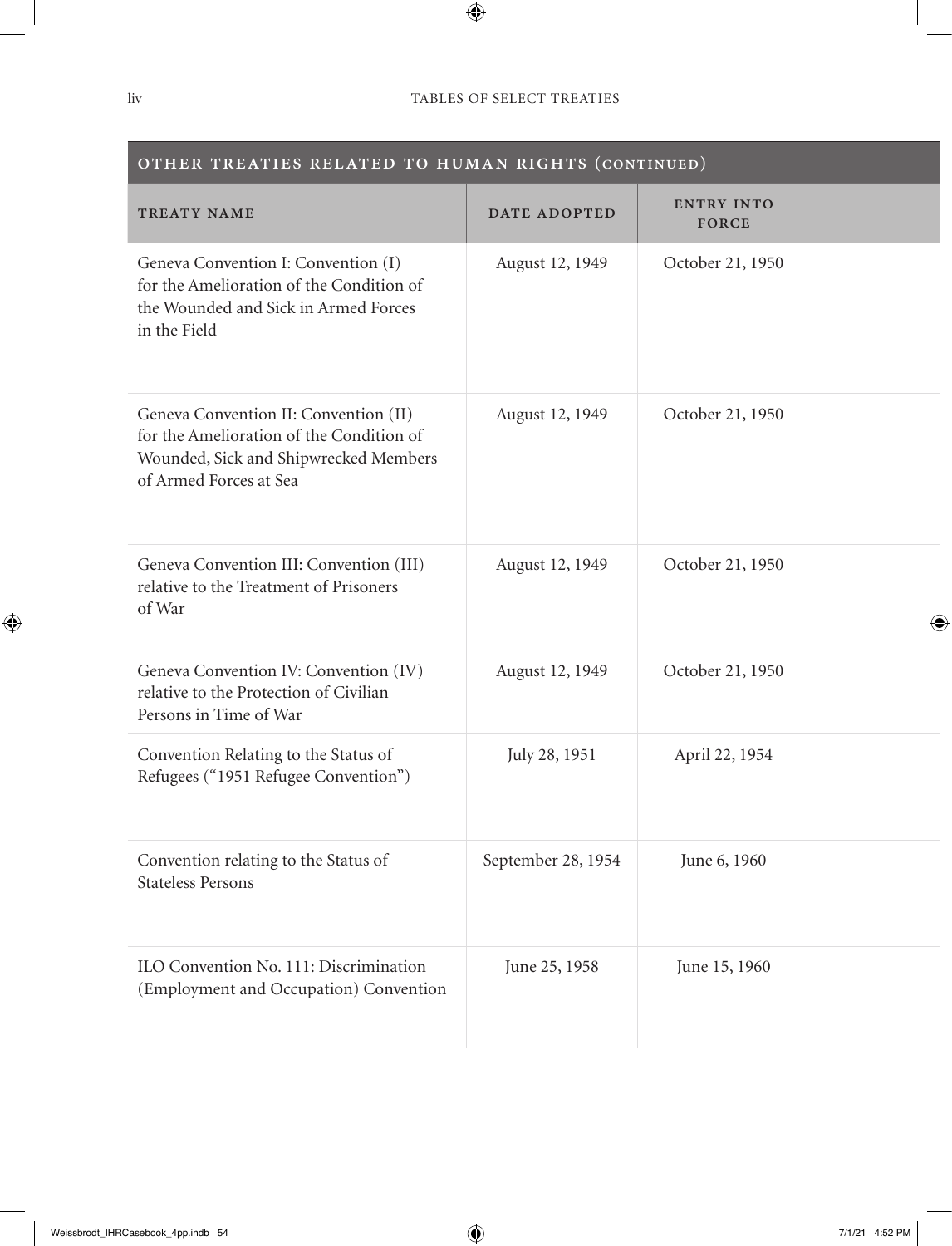## Other Treaties Related to Human Rights (continued)

| TREATY NAME | DATE ADOPTED | ENTRY INTO FORCE |
|---|---|---|
| Geneva Convention I: Convention (I) for the Amelioration of the Condition of the Wounded and Sick in Armed Forces in the Field | August 12, 1949 | October 21, 1950 |
| Geneva Convention II: Convention (II) for the Amelioration of the Condition of Wounded, Sick and Shipwrecked Members of Armed Forces at Sea | August 12, 1949 | October 21, 1950 |
| Geneva Convention III: Convention (III) relative to the Treatment of Prisoners of War | August 12, 1949 | October 21, 1950 |
| Geneva Convention IV: Convention (IV) relative to the Protection of Civilian Persons in Time of War | August 12, 1949 | October 21, 1950 |
| Convention Relating to the Status of Refugees ("1951 Refugee Convention") | July 28, 1951 | April 22, 1954 |
| Convention relating to the Status of Stateless Persons | September 28, 1954 | June 6, 1960 |
| ILO Convention No. 111: Discrimination (Employment and Occupation) Convention | June 25, 1958 | June 15, 1960 |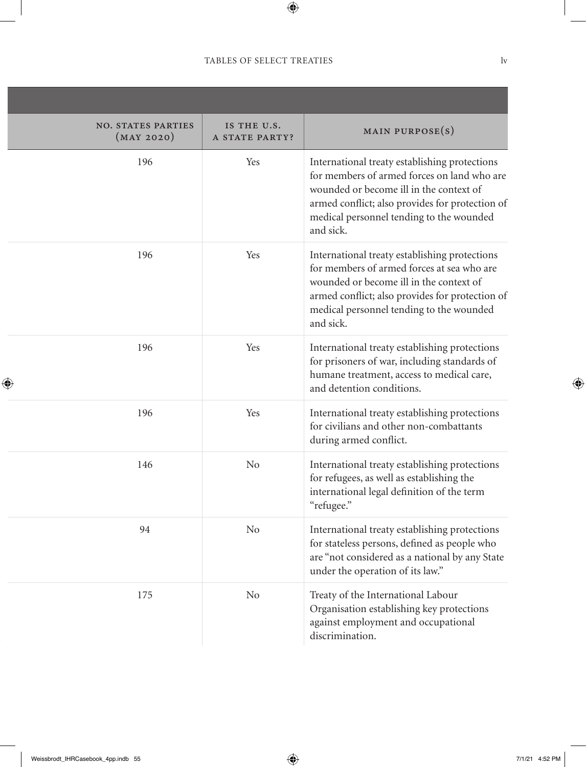| NO. STATES PARTIES (MAY 2020) | IS THE U.S. A STATE PARTY? | MAIN PURPOSE(S) |
|---|---|---|
| 196 | Yes | International treaty establishing protections for members of armed forces on land who are wounded or become ill in the context of armed conflict; also provides for protection of medical personnel tending to the wounded and sick. |
| 196 | Yes | International treaty establishing protections for members of armed forces at sea who are wounded or become ill in the context of armed conflict; also provides for protection of medical personnel tending to the wounded and sick. |
| 196 | Yes | International treaty establishing protections for prisoners of war, including standards of humane treatment, access to medical care, and detention conditions. |
| 196 | Yes | International treaty establishing protections for civilians and other non-combattants during armed conflict. |
| 146 | No | International treaty establishing protections for refugees, as well as establishing the international legal definition of the term "refugee." |
| 94 | No | International treaty establishing protections for stateless persons, defined as people who are "not considered as a national by any State under the operation of its law." |
| 175 | No | Treaty of the International Labour Organisation establishing key protections against employment and occupational discrimination. |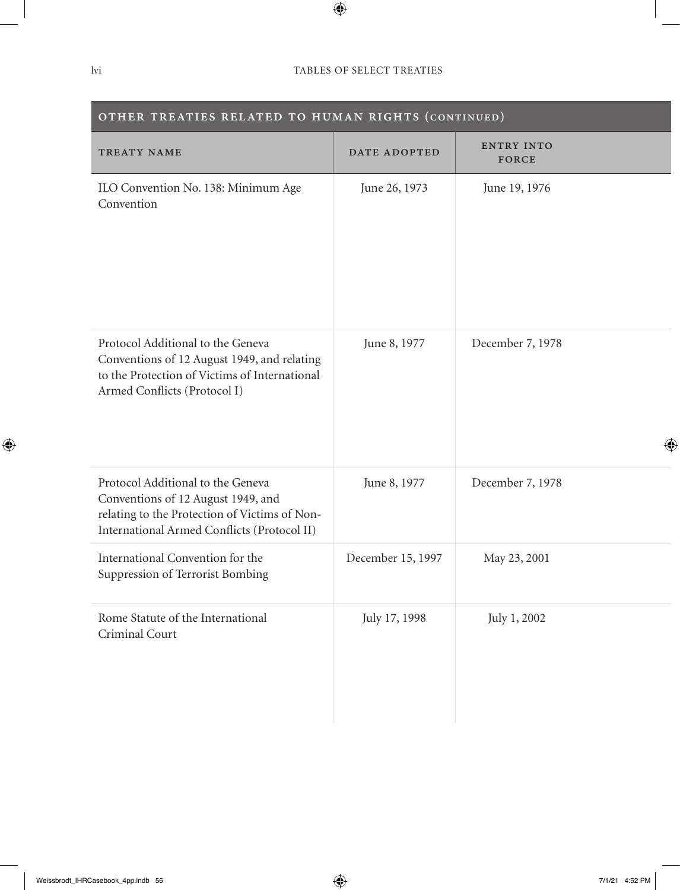| OTHER TREATIES RELATED TO HUMAN RIGHTS (CONTINUED) | | |
|---|---|---|
| TREATY NAME | DATE ADOPTED | ENTRY INTO FORCE |
| ILO Convention No. 138: Minimum Age Convention | June 26, 1973 | June 19, 1976 |
| Protocol Additional to the Geneva Conventions of 12 August 1949, and relating to the Protection of Victims of International Armed Conflicts (Protocol I) | June 8, 1977 | December 7, 1978 |
| Protocol Additional to the Geneva Conventions of 12 August 1949, and relating to the Protection of Victims of Non-International Armed Conflicts (Protocol II) | June 8, 1977 | December 7, 1978 |
| International Convention for the Suppression of Terrorist Bombing | December 15, 1997 | May 23, 2001 |
| Rome Statute of the International Criminal Court | July 17, 1998 | July 1, 2002 |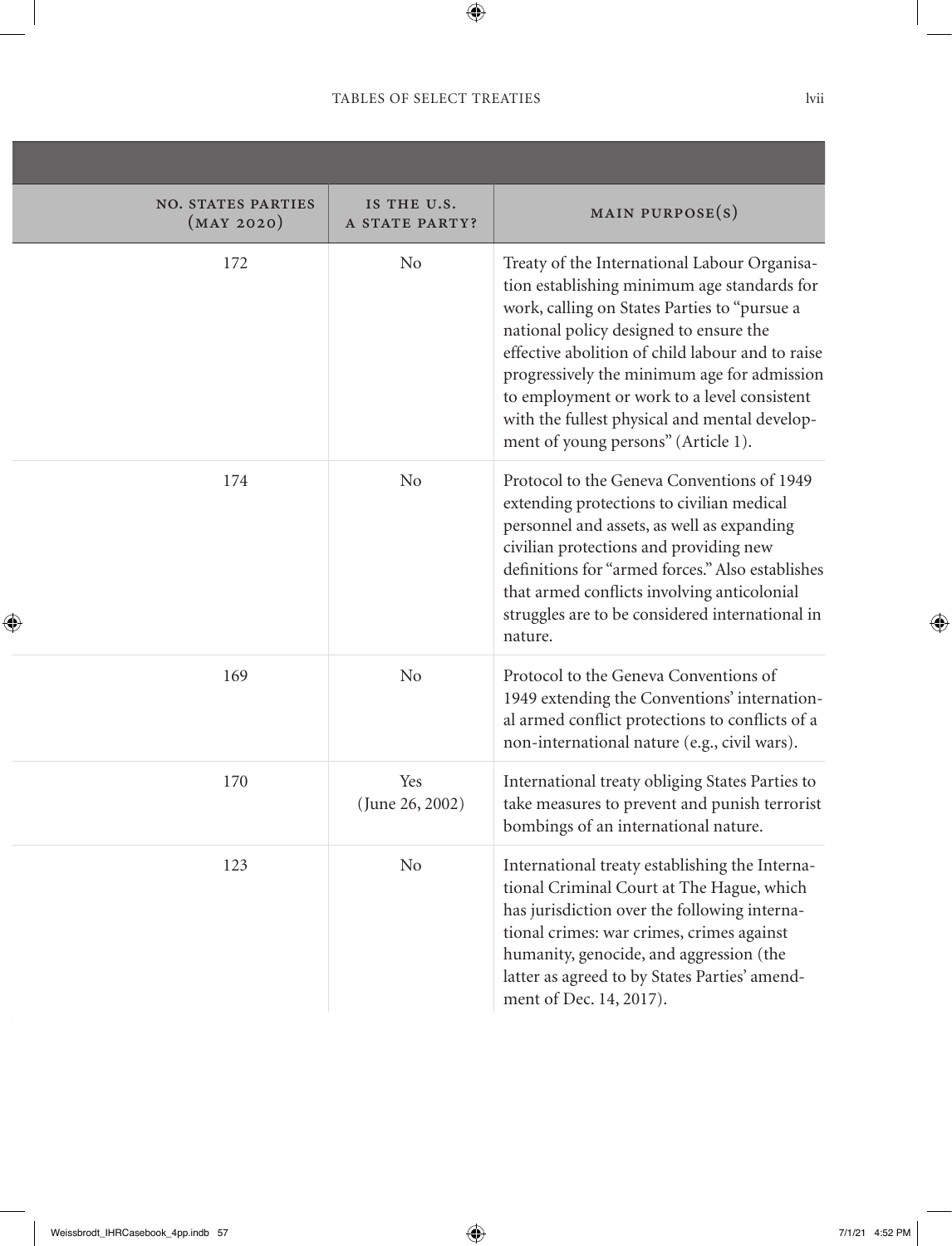| NO. STATES PARTIES (MAY 2020) | IS THE U.S. A STATE PARTY? | MAIN PURPOSE(S) |
|---|---|---|
| 172 | No | Treaty of the International Labour Organisation establishing minimum age standards for work, calling on States Parties to "pursue a national policy designed to ensure the effective abolition of child labour and to raise progressively the minimum age for admission to employment or work to a level consistent with the fullest physical and mental development of young persons" (Article 1). |
| 174 | No | Protocol to the Geneva Conventions of 1949 extending protections to civilian medical personnel and assets, as well as expanding civilian protections and providing new definitions for "armed forces." Also establishes that armed conflicts involving anticolonial struggles are to be considered international in nature. |
| 169 | No | Protocol to the Geneva Conventions of 1949 extending the Conventions' international armed conflict protections to conflicts of a non-international nature (e.g., civil wars). |
| 170 | Yes (June 26, 2002) | International treaty obliging States Parties to take measures to prevent and punish terrorist bombings of an international nature. |
| 123 | No | International treaty establishing the International Criminal Court at The Hague, which has jurisdiction over the following international crimes: war crimes, crimes against humanity, genocide, and aggression (the latter as agreed to by States Parties' amendment of Dec. 14, 2017). |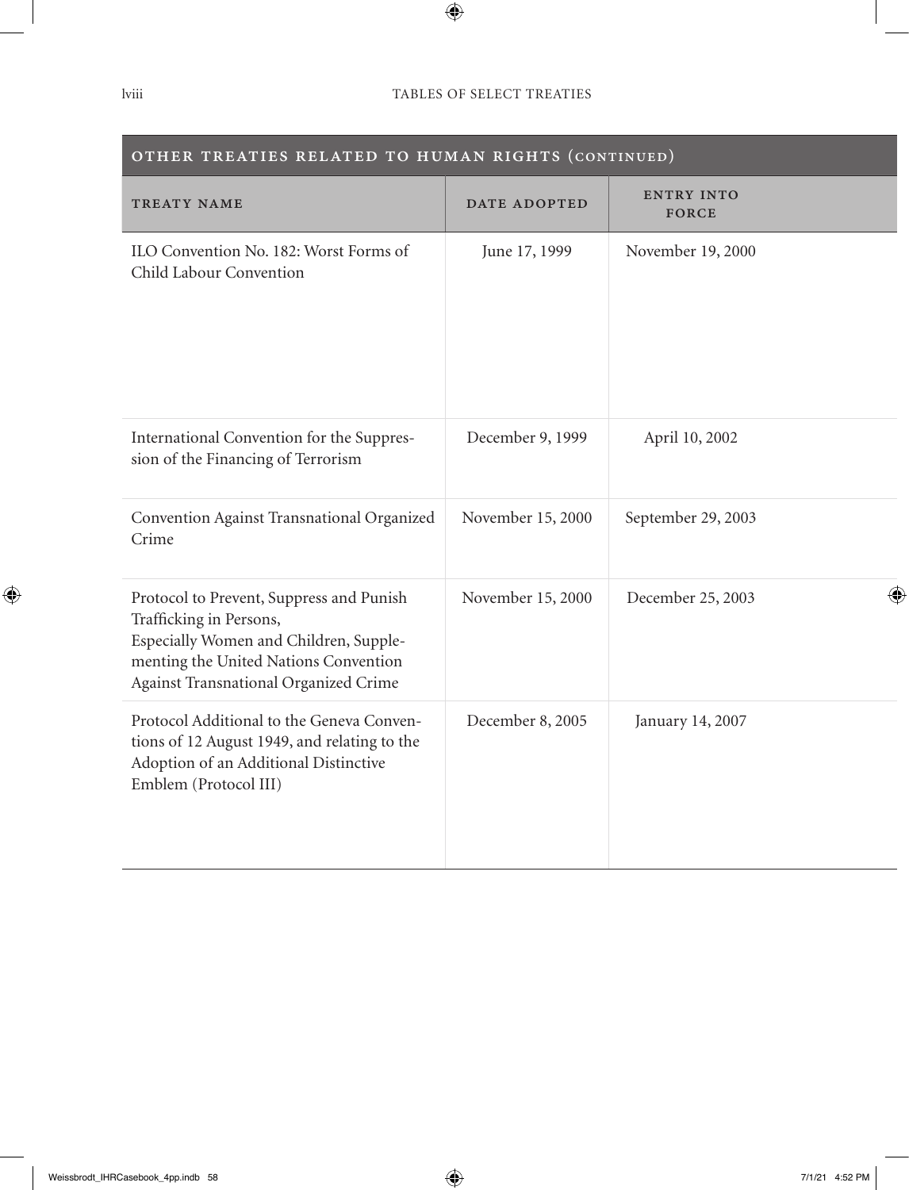| OTHER TREATIES RELATED TO HUMAN RIGHTS (CONTINUED) | | |
| --- | --- | --- |
| TREATY NAME | DATE ADOPTED | ENTRY INTO FORCE |
| ILO Convention No. 182: Worst Forms of Child Labour Convention | June 17, 1999 | November 19, 2000 |
| International Convention for the Suppression of the Financing of Terrorism | December 9, 1999 | April 10, 2002 |
| Convention Against Transnational Organized Crime | November 15, 2000 | September 29, 2003 |
| Protocol to Prevent, Suppress and Punish Trafficking in Persons, Especially Women and Children, Supplementing the United Nations Convention Against Transnational Organized Crime | November 15, 2000 | December 25, 2003 |
| Protocol Additional to the Geneva Conventions of 12 August 1949, and relating to the Adoption of an Additional Distinctive Emblem (Protocol III) | December 8, 2005 | January 14, 2007 |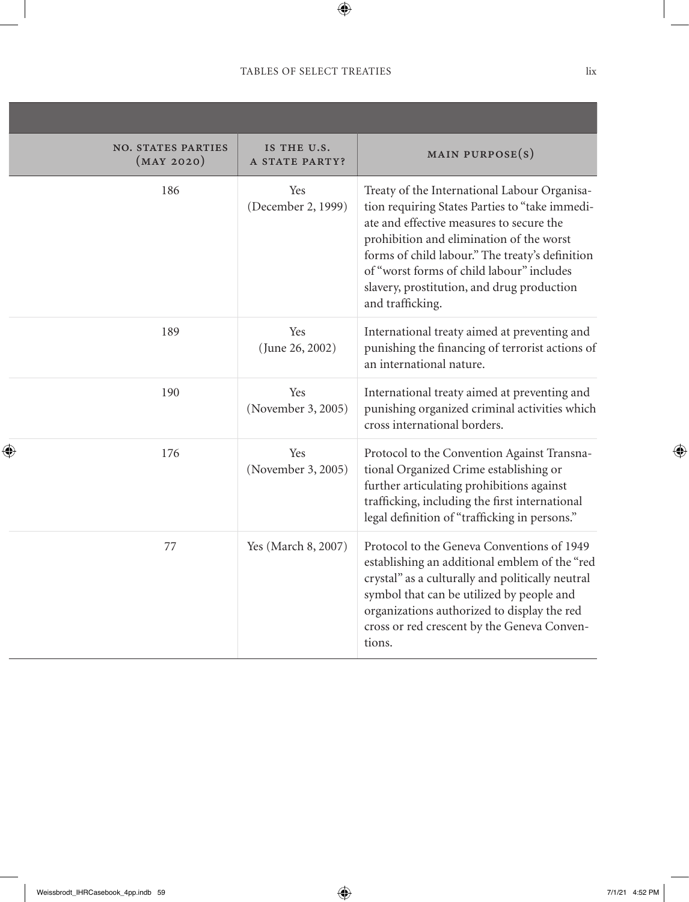| NO. STATES PARTIES (MAY 2020) | IS THE U.S. A STATE PARTY? | MAIN PURPOSE(S) |
|---|---|---|
| 186 | Yes (December 2, 1999) | Treaty of the International Labour Organisation requiring States Parties to "take immediate and effective measures to secure the prohibition and elimination of the worst forms of child labour." The treaty's definition of "worst forms of child labour" includes slavery, prostitution, and drug production and trafficking. |
| 189 | Yes (June 26, 2002) | International treaty aimed at preventing and punishing the financing of terrorist actions of an international nature. |
| 190 | Yes (November 3, 2005) | International treaty aimed at preventing and punishing organized criminal activities which cross international borders. |
| 176 | Yes (November 3, 2005) | Protocol to the Convention Against Transnational Organized Crime establishing or further articulating prohibitions against trafficking, including the first international legal definition of "trafficking in persons." |
| 77 | Yes (March 8, 2007) | Protocol to the Geneva Conventions of 1949 establishing an additional emblem of the "red crystal" as a culturally and politically neutral symbol that can be utilized by people and organizations authorized to display the red cross or red crescent by the Geneva Conventions. |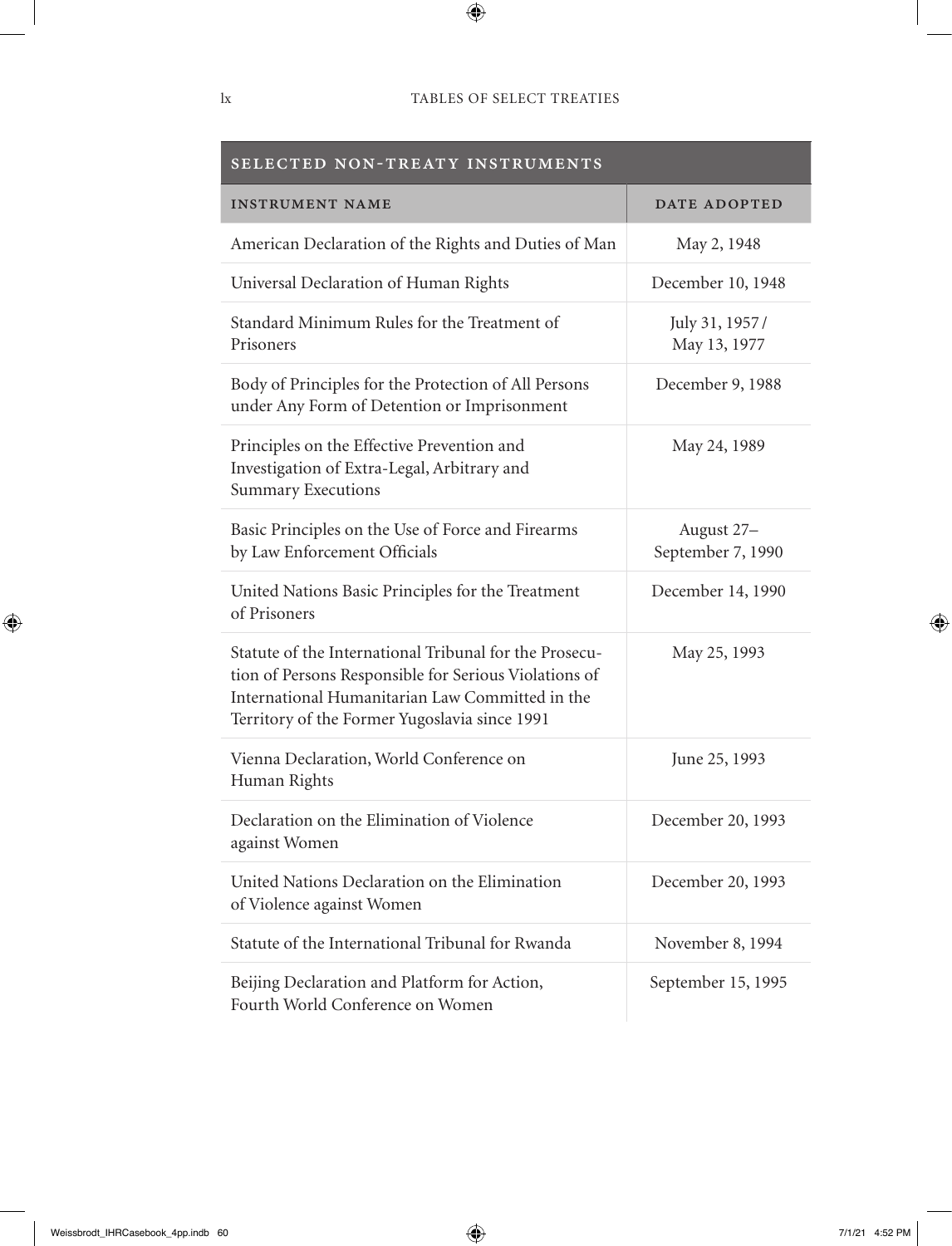| SELECTED NON-TREATY INSTRUMENTS | |
|---|---|
| INSTRUMENT NAME | DATE ADOPTED |
| American Declaration of the Rights and Duties of Man | May 2, 1948 |
| Universal Declaration of Human Rights | December 10, 1948 |
| Standard Minimum Rules for the Treatment of Prisoners | July 31, 1957 / May 13, 1977 |
| Body of Principles for the Protection of All Persons under Any Form of Detention or Imprisonment | December 9, 1988 |
| Principles on the Effective Prevention and Investigation of Extra-Legal, Arbitrary and Summary Executions | May 24, 1989 |
| Basic Principles on the Use of Force and Firearms by Law Enforcement Officials | August 27– September 7, 1990 |
| United Nations Basic Principles for the Treatment of Prisoners | December 14, 1990 |
| Statute of the International Tribunal for the Prosecution of Persons Responsible for Serious Violations of International Humanitarian Law Committed in the Territory of the Former Yugoslavia since 1991 | May 25, 1993 |
| Vienna Declaration, World Conference on Human Rights | June 25, 1993 |
| Declaration on the Elimination of Violence against Women | December 20, 1993 |
| United Nations Declaration on the Elimination of Violence against Women | December 20, 1993 |
| Statute of the International Tribunal for Rwanda | November 8, 1994 |
| Beijing Declaration and Platform for Action, Fourth World Conference on Women | September 15, 1995 |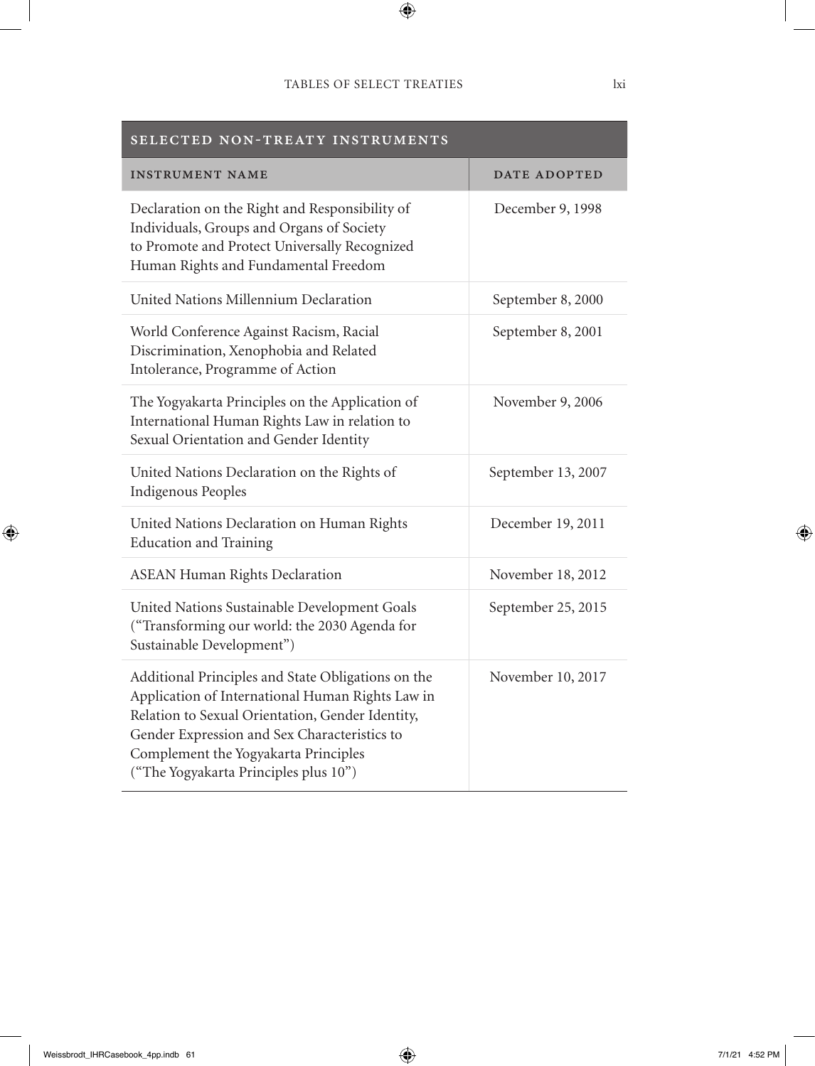| SELECTED NON-TREATY INSTRUMENTS | |
|---|---|
| INSTRUMENT NAME | DATE ADOPTED |
| Declaration on the Right and Responsibility of Individuals, Groups and Organs of Society to Promote and Protect Universally Recognized Human Rights and Fundamental Freedom | December 9, 1998 |
| United Nations Millennium Declaration | September 8, 2000 |
| World Conference Against Racism, Racial Discrimination, Xenophobia and Related Intolerance, Programme of Action | September 8, 2001 |
| The Yogyakarta Principles on the Application of International Human Rights Law in relation to Sexual Orientation and Gender Identity | November 9, 2006 |
| United Nations Declaration on the Rights of Indigenous Peoples | September 13, 2007 |
| United Nations Declaration on Human Rights Education and Training | December 19, 2011 |
| ASEAN Human Rights Declaration | November 18, 2012 |
| United Nations Sustainable Development Goals ("Transforming our world: the 2030 Agenda for Sustainable Development") | September 25, 2015 |
| Additional Principles and State Obligations on the Application of International Human Rights Law in Relation to Sexual Orientation, Gender Identity, Gender Expression and Sex Characteristics to Complement the Yogyakarta Principles ("The Yogyakarta Principles plus 10") | November 10, 2017 |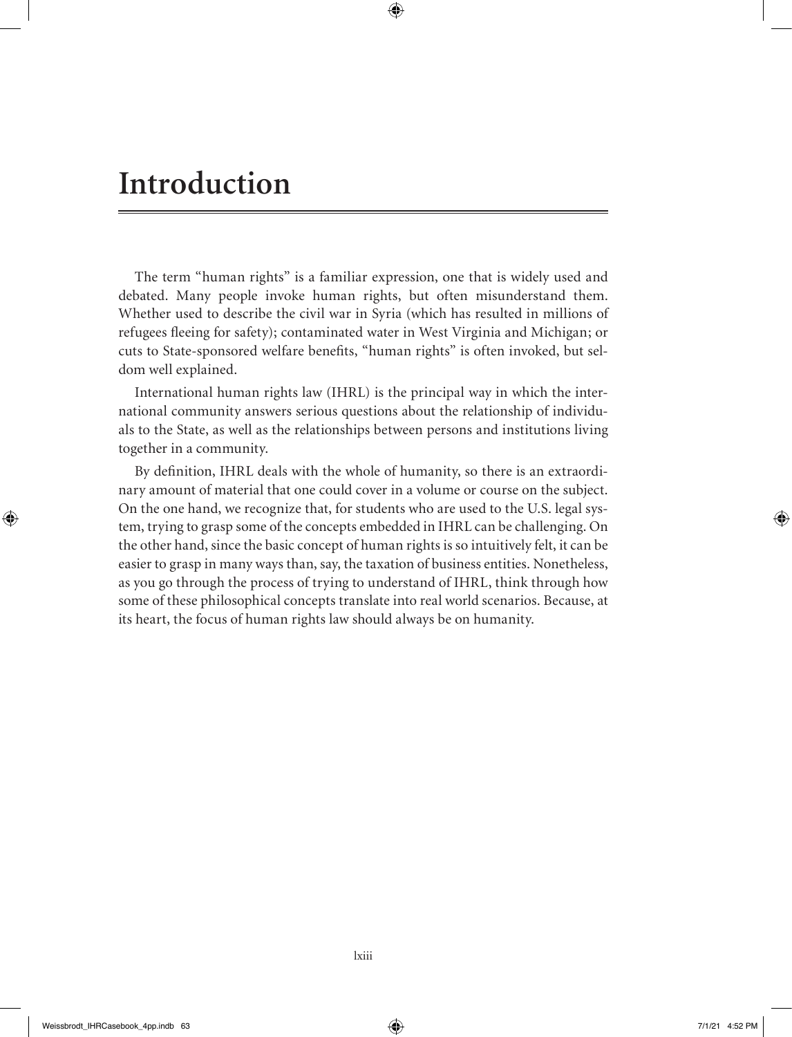# Introduction

The term "human rights" is a familiar expression, one that is widely used and debated. Many people invoke human rights, but often misunderstand them. Whether used to describe the civil war in Syria (which has resulted in millions of refugees fleeing for safety); contaminated water in West Virginia and Michigan; or cuts to State-sponsored welfare benefits, "human rights" is often invoked, but seldom well explained.

International human rights law (IHRL) is the principal way in which the international community answers serious questions about the relationship of individuals to the State, as well as the relationships between persons and institutions living together in a community.

By definition, IHRL deals with the whole of humanity, so there is an extraordinary amount of material that one could cover in a volume or course on the subject. On the one hand, we recognize that, for students who are used to the U.S. legal system, trying to grasp some of the concepts embedded in IHRL can be challenging. On the other hand, since the basic concept of human rights is so intuitively felt, it can be easier to grasp in many ways than, say, the taxation of business entities. Nonetheless, as you go through the process of trying to understand of IHRL, think through how some of these philosophical concepts translate into real world scenarios. Because, at its heart, the focus of human rights law should always be on humanity.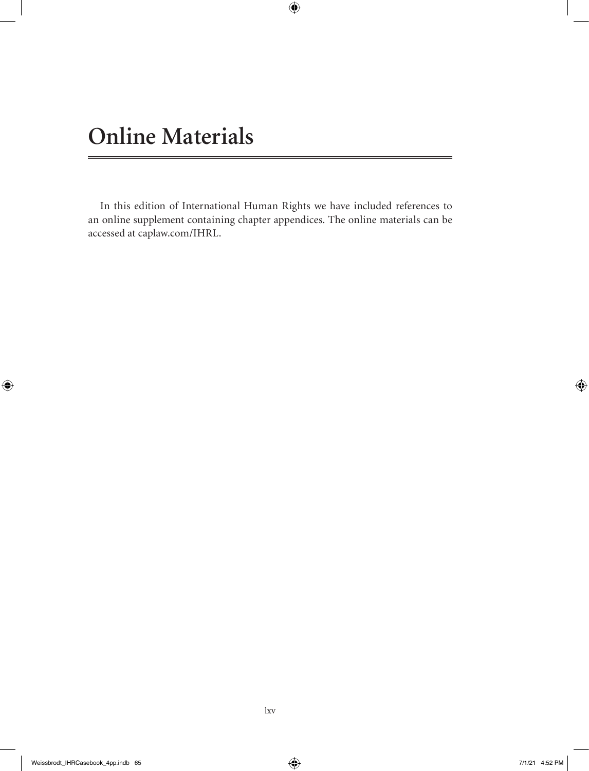# Online Materials

In this edition of International Human Rights we have included references to an online supplement containing chapter appendices. The online materials can be accessed at caplaw.com/IHRL.